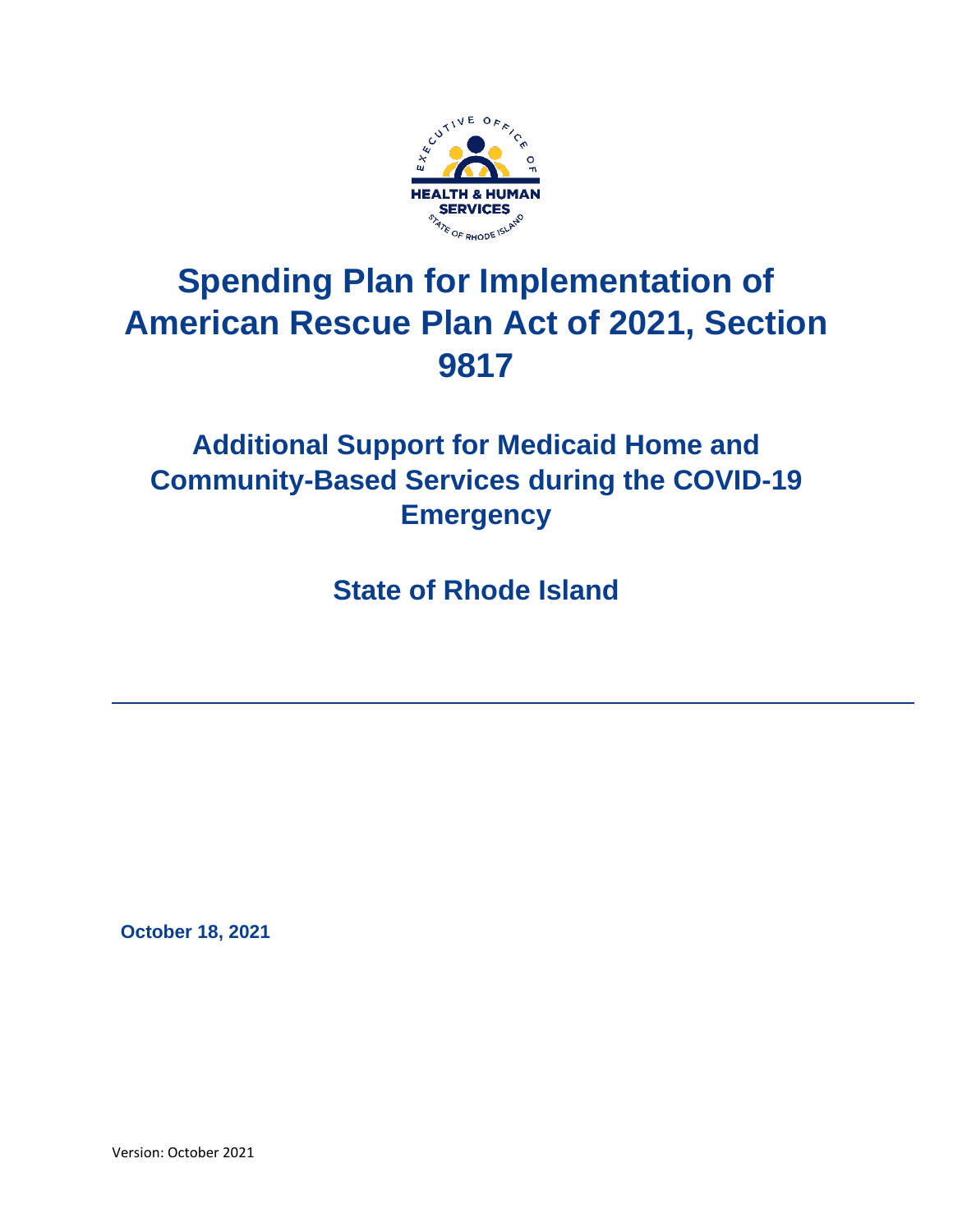EXECUTIVE OFFICE OF HEALTH & HUMAN SERVICES STATE OF RHODE ISLAND

# Spending Plan for Implementation of American Rescue Plan Act of 2021, Section 9817

## Additional Support for Medicaid Home and Community-Based Services during the COVID-19 Emergency

## State of Rhode Island

---

**October 18, 2021**

Version: October 2021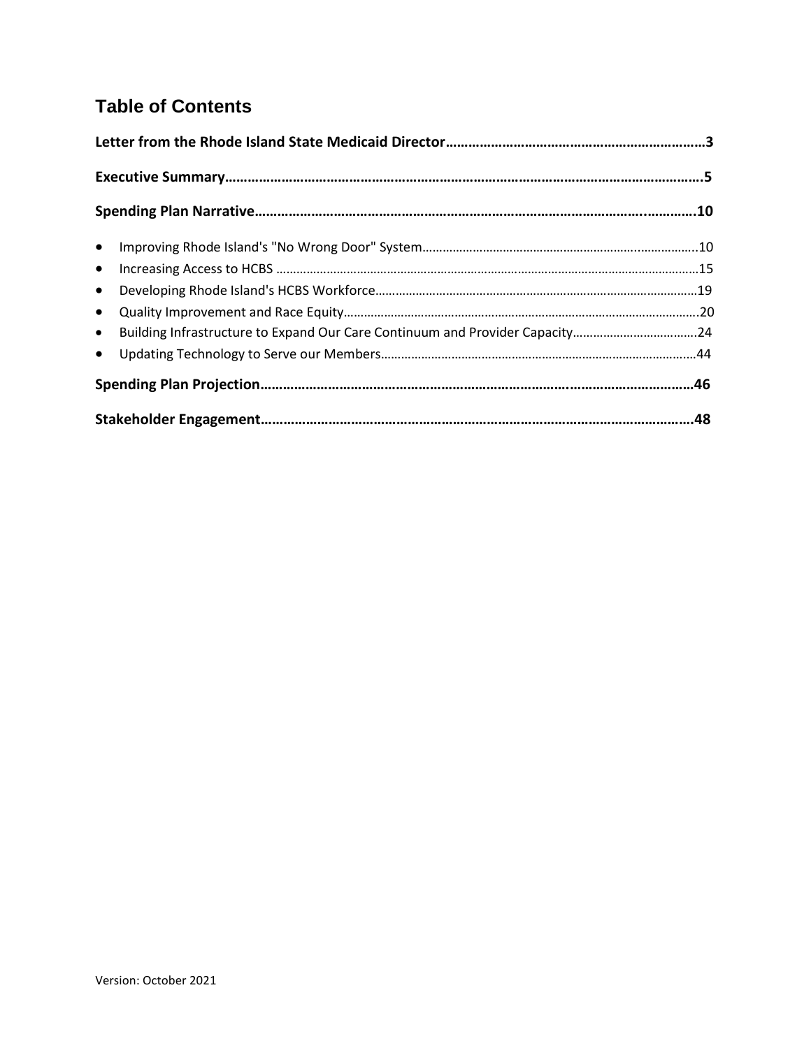## Table of Contents

**Letter from the Rhode Island State Medicaid Director……………………………………………………………3**

**Executive Summary……………………………………………………………………………………………………….5**

**Spending Plan Narrative………………………………………………………………………………………………..10**

- Improving Rhode Island's "No Wrong Door" System……………………………………………………………10
- Increasing Access to HCBS ……………………………………………………………………………………………15
- Developing Rhode Island's HCBS Workforce………………………………………………………………………19
- Quality Improvement and Race Equity………………………………………………………………………………20
- Building Infrastructure to Expand Our Care Continuum and Provider Capacity……………………………24
- Updating Technology to Serve our Members………………………………………………………………………44

**Spending Plan Projection………………………………………………………………………………………………46**

**Stakeholder Engagement………………………………………………………………………………………………48**

Version: October 2021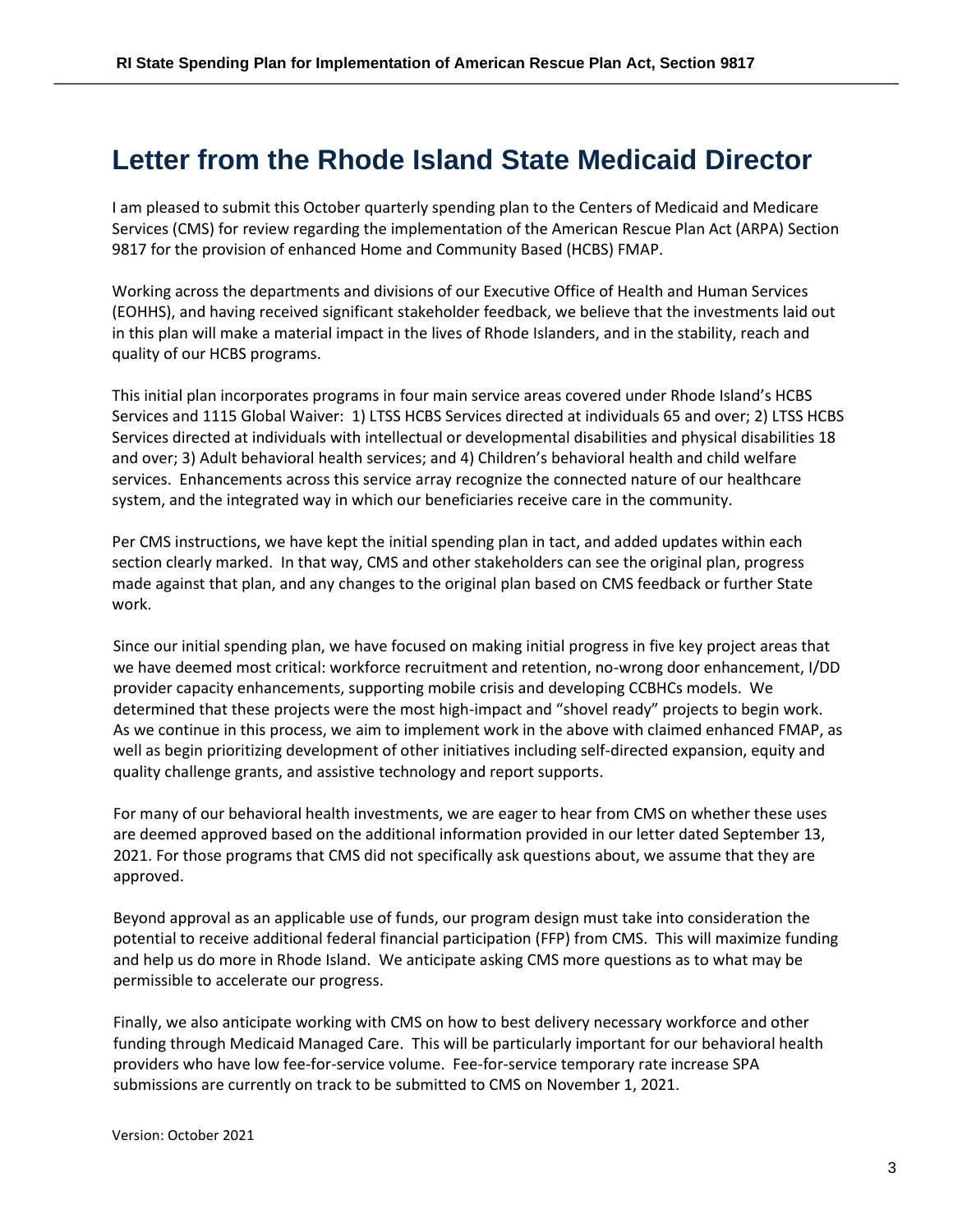# Letter from the Rhode Island State Medicaid Director

I am pleased to submit this October quarterly spending plan to the Centers of Medicaid and Medicare Services (CMS) for review regarding the implementation of the American Rescue Plan Act (ARPA) Section 9817 for the provision of enhanced Home and Community Based (HCBS) FMAP.

Working across the departments and divisions of our Executive Office of Health and Human Services (EOHHS), and having received significant stakeholder feedback, we believe that the investments laid out in this plan will make a material impact in the lives of Rhode Islanders, and in the stability, reach and quality of our HCBS programs.

This initial plan incorporates programs in four main service areas covered under Rhode Island's HCBS Services and 1115 Global Waiver: 1) LTSS HCBS Services directed at individuals 65 and over; 2) LTSS HCBS Services directed at individuals with intellectual or developmental disabilities and physical disabilities 18 and over; 3) Adult behavioral health services; and 4) Children's behavioral health and child welfare services. Enhancements across this service array recognize the connected nature of our healthcare system, and the integrated way in which our beneficiaries receive care in the community.

Per CMS instructions, we have kept the initial spending plan in tact, and added updates within each section clearly marked. In that way, CMS and other stakeholders can see the original plan, progress made against that plan, and any changes to the original plan based on CMS feedback or further State work.

Since our initial spending plan, we have focused on making initial progress in five key project areas that we have deemed most critical: workforce recruitment and retention, no-wrong door enhancement, I/DD provider capacity enhancements, supporting mobile crisis and developing CCBHCs models. We determined that these projects were the most high-impact and "shovel ready" projects to begin work. As we continue in this process, we aim to implement work in the above with claimed enhanced FMAP, as well as begin prioritizing development of other initiatives including self-directed expansion, equity and quality challenge grants, and assistive technology and report supports.

For many of our behavioral health investments, we are eager to hear from CMS on whether these uses are deemed approved based on the additional information provided in our letter dated September 13, 2021. For those programs that CMS did not specifically ask questions about, we assume that they are approved.

Beyond approval as an applicable use of funds, our program design must take into consideration the potential to receive additional federal financial participation (FFP) from CMS. This will maximize funding and help us do more in Rhode Island. We anticipate asking CMS more questions as to what may be permissible to accelerate our progress.

Finally, we also anticipate working with CMS on how to best delivery necessary workforce and other funding through Medicaid Managed Care. This will be particularly important for our behavioral health providers who have low fee-for-service volume. Fee-for-service temporary rate increase SPA submissions are currently on track to be submitted to CMS on November 1, 2021.

Version: October 2021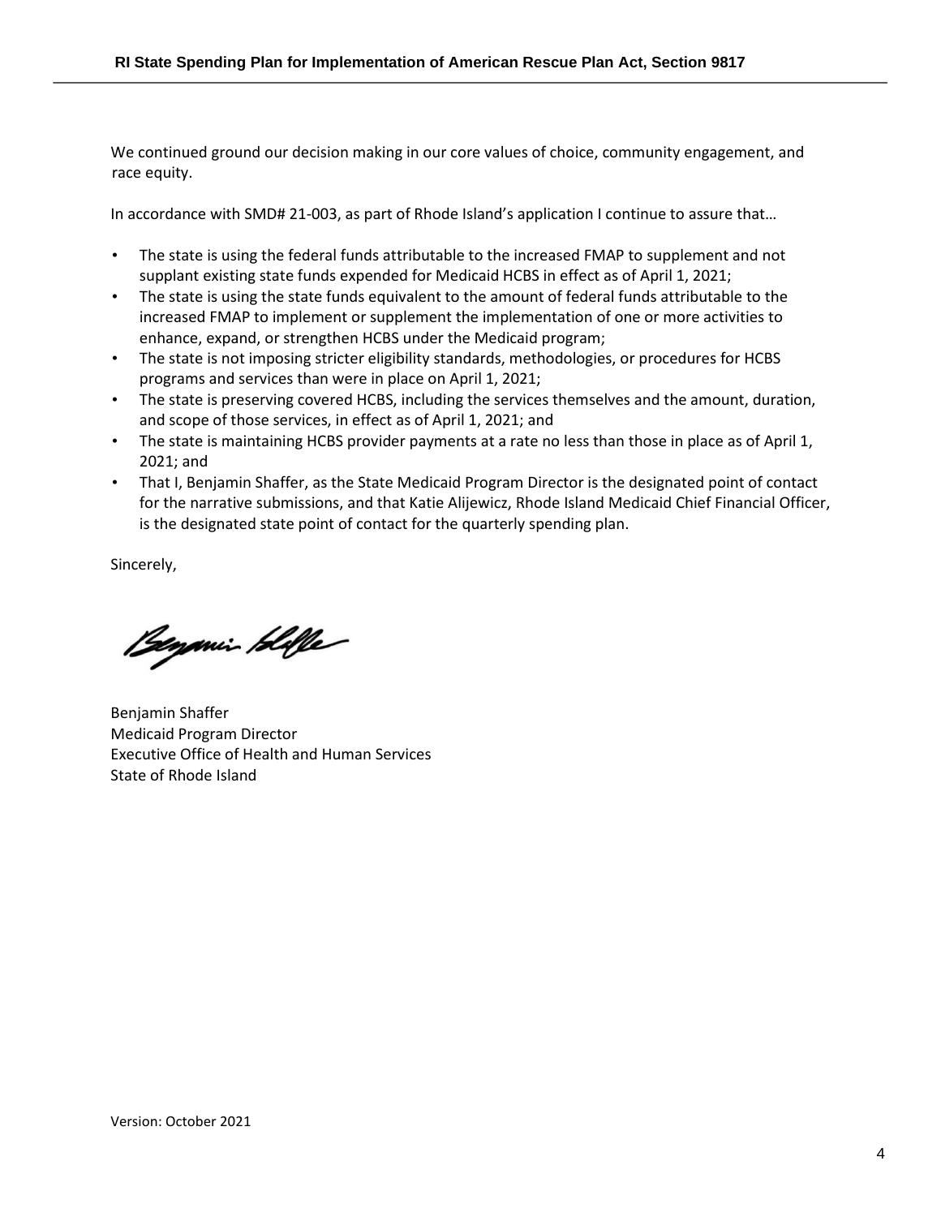We continued ground our decision making in our core values of choice, community engagement, and race equity.

In accordance with SMD# 21-003, as part of Rhode Island's application I continue to assure that…

- The state is using the federal funds attributable to the increased FMAP to supplement and not supplant existing state funds expended for Medicaid HCBS in effect as of April 1, 2021;
- The state is using the state funds equivalent to the amount of federal funds attributable to the increased FMAP to implement or supplement the implementation of one or more activities to enhance, expand, or strengthen HCBS under the Medicaid program;
- The state is not imposing stricter eligibility standards, methodologies, or procedures for HCBS programs and services than were in place on April 1, 2021;
- The state is preserving covered HCBS, including the services themselves and the amount, duration, and scope of those services, in effect as of April 1, 2021; and
- The state is maintaining HCBS provider payments at a rate no less than those in place as of April 1, 2021; and
- That I, Benjamin Shaffer, as the State Medicaid Program Director is the designated point of contact for the narrative submissions, and that Katie Alijewicz, Rhode Island Medicaid Chief Financial Officer, is the designated state point of contact for the quarterly spending plan.

Sincerely,

Benjamin Shaffer
Medicaid Program Director
Executive Office of Health and Human Services
State of Rhode Island

Version: October 2021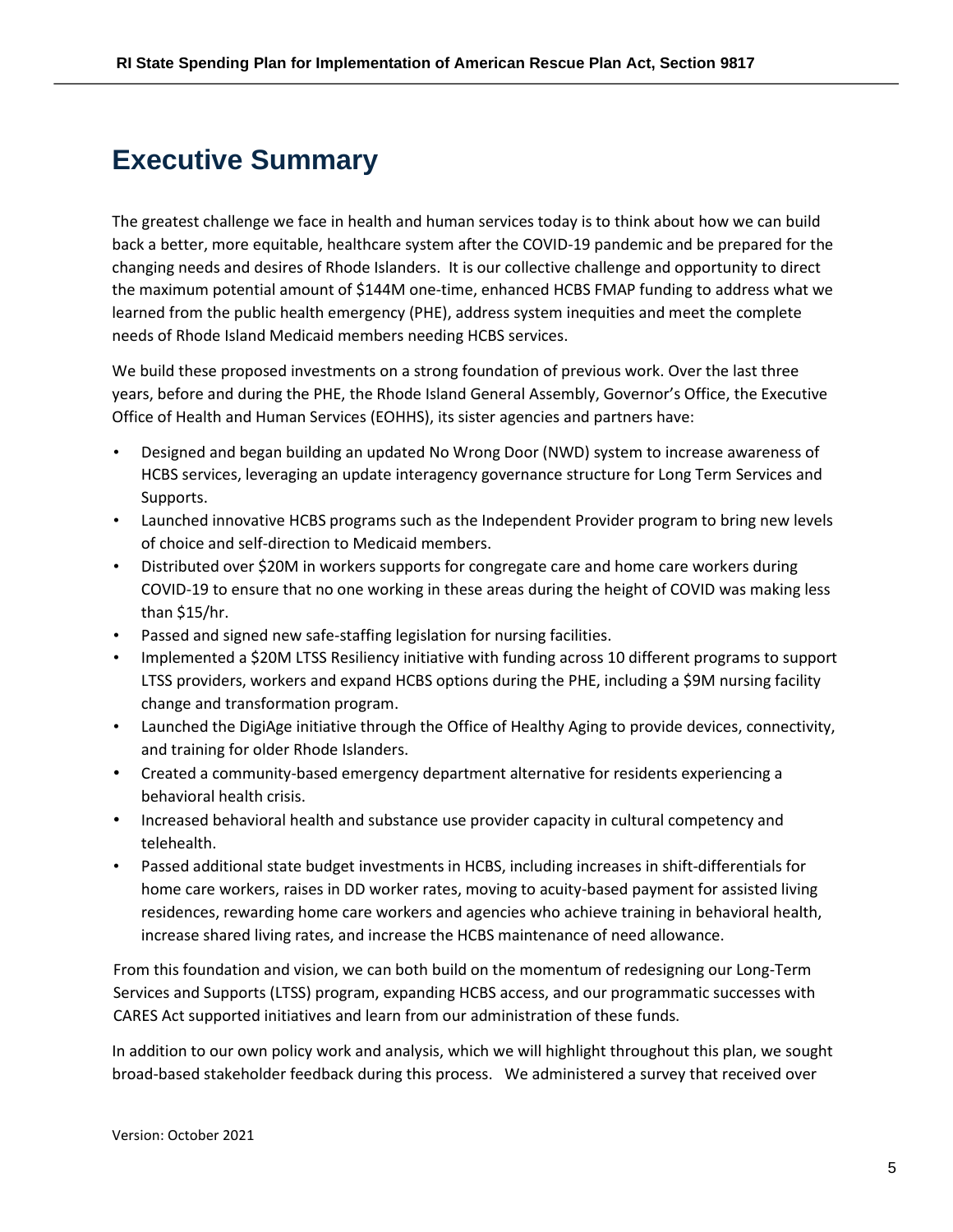# Executive Summary

The greatest challenge we face in health and human services today is to think about how we can build back a better, more equitable, healthcare system after the COVID-19 pandemic and be prepared for the changing needs and desires of Rhode Islanders. It is our collective challenge and opportunity to direct the maximum potential amount of $144M one-time, enhanced HCBS FMAP funding to address what we learned from the public health emergency (PHE), address system inequities and meet the complete needs of Rhode Island Medicaid members needing HCBS services.

We build these proposed investments on a strong foundation of previous work. Over the last three years, before and during the PHE, the Rhode Island General Assembly, Governor's Office, the Executive Office of Health and Human Services (EOHHS), its sister agencies and partners have:

- Designed and began building an updated No Wrong Door (NWD) system to increase awareness of HCBS services, leveraging an update interagency governance structure for Long Term Services and Supports.
- Launched innovative HCBS programs such as the Independent Provider program to bring new levels of choice and self-direction to Medicaid members.
- Distributed over $20M in workers supports for congregate care and home care workers during COVID-19 to ensure that no one working in these areas during the height of COVID was making less than $15/hr.
- Passed and signed new safe-staffing legislation for nursing facilities.
- Implemented a $20M LTSS Resiliency initiative with funding across 10 different programs to support LTSS providers, workers and expand HCBS options during the PHE, including a $9M nursing facility change and transformation program.
- Launched the DigiAge initiative through the Office of Healthy Aging to provide devices, connectivity, and training for older Rhode Islanders.
- Created a community-based emergency department alternative for residents experiencing a behavioral health crisis.
- Increased behavioral health and substance use provider capacity in cultural competency and telehealth.
- Passed additional state budget investments in HCBS, including increases in shift-differentials for home care workers, raises in DD worker rates, moving to acuity-based payment for assisted living residences, rewarding home care workers and agencies who achieve training in behavioral health, increase shared living rates, and increase the HCBS maintenance of need allowance.

From this foundation and vision, we can both build on the momentum of redesigning our Long-Term Services and Supports (LTSS) program, expanding HCBS access, and our programmatic successes with CARES Act supported initiatives and learn from our administration of these funds.

In addition to our own policy work and analysis, which we will highlight throughout this plan, we sought broad-based stakeholder feedback during this process. We administered a survey that received over

Version: October 2021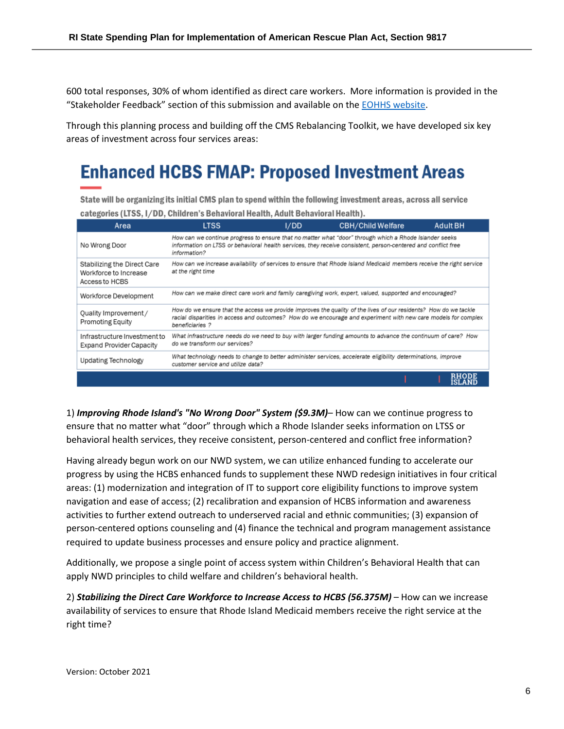600 total responses, 30% of whom identified as direct care workers. More information is provided in the "Stakeholder Feedback" section of this submission and available on the EOHHS website.

Through this planning process and building off the CMS Rebalancing Toolkit, we have developed six key areas of investment across four services areas:

## Enhanced HCBS FMAP: Proposed Investment Areas

**State will be organizing its initial CMS plan to spend within the following investment areas, across all service categories (LTSS, I/DD, Children's Behavioral Health, Adult Behavioral Health).**

| Area | LTSS / I/DD / CBH/Child Welfare / Adult BH |
|---|---|
| No Wrong Door | *How can we continue progress to ensure that no matter what "door" through which a Rhode Islander seeks information on LTSS or behavioral health services, they receive consistent, person-centered and conflict free information?* |
| Stabilizing the Direct Care Workforce to Increase Access to HCBS | *How can we increase availability of services to ensure that Rhode Island Medicaid members receive the right service at the right time* |
| Workforce Development | *How can we make direct care work and family caregiving work, expert, valued, supported and encouraged?* |
| Quality Improvement/ Promoting Equity | *How do we ensure that the access we provide improves the quality of the lives of our residents? How do we tackle racial disparities in access and outcomes? How do we encourage and experiment with new care models for complex beneficiaries ?* |
| Infrastructure Investment to Expand Provider Capacity | *What infrastructure needs do we need to buy with larger funding amounts to advance the continuum of care? How do we transform our services?* |
| Updating Technology | *What technology needs to change to better administer services, accelerate eligibility determinations, improve customer service and utilize data?* |

1) ***Improving Rhode Island's "No Wrong Door" System ($9.3M)***– How can we continue progress to ensure that no matter what "door" through which a Rhode Islander seeks information on LTSS or behavioral health services, they receive consistent, person-centered and conflict free information?

Having already begun work on our NWD system, we can utilize enhanced funding to accelerate our progress by using the HCBS enhanced funds to supplement these NWD redesign initiatives in four critical areas: (1) modernization and integration of IT to support core eligibility functions to improve system navigation and ease of access; (2) recalibration and expansion of HCBS information and awareness activities to further extend outreach to underserved racial and ethnic communities; (3) expansion of person-centered options counseling and (4) finance the technical and program management assistance required to update business processes and ensure policy and practice alignment.

Additionally, we propose a single point of access system within Children's Behavioral Health that can apply NWD principles to child welfare and children's behavioral health.

2) ***Stabilizing the Direct Care Workforce to Increase Access to HCBS (56.375M)*** – How can we increase availability of services to ensure that Rhode Island Medicaid members receive the right service at the right time?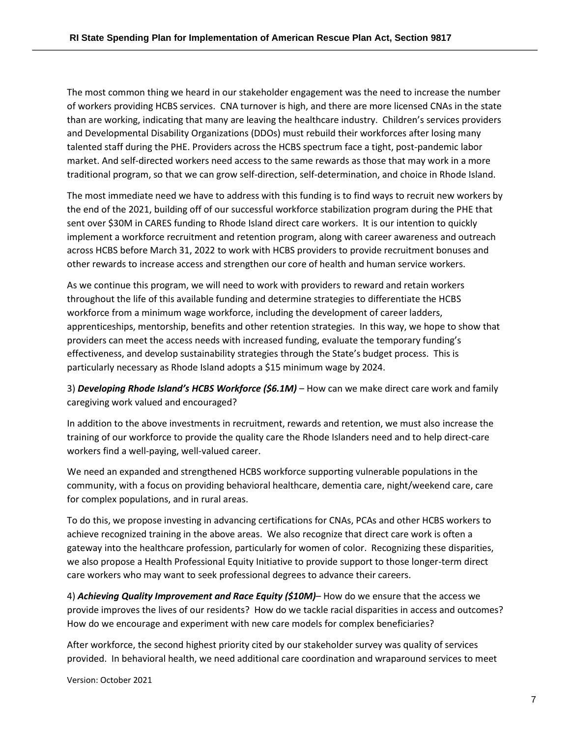The most common thing we heard in our stakeholder engagement was the need to increase the number of workers providing HCBS services. CNA turnover is high, and there are more licensed CNAs in the state than are working, indicating that many are leaving the healthcare industry. Children's services providers and Developmental Disability Organizations (DDOs) must rebuild their workforces after losing many talented staff during the PHE. Providers across the HCBS spectrum face a tight, post-pandemic labor market. And self-directed workers need access to the same rewards as those that may work in a more traditional program, so that we can grow self-direction, self-determination, and choice in Rhode Island.

The most immediate need we have to address with this funding is to find ways to recruit new workers by the end of the 2021, building off of our successful workforce stabilization program during the PHE that sent over $30M in CARES funding to Rhode Island direct care workers. It is our intention to quickly implement a workforce recruitment and retention program, along with career awareness and outreach across HCBS before March 31, 2022 to work with HCBS providers to provide recruitment bonuses and other rewards to increase access and strengthen our core of health and human service workers.

As we continue this program, we will need to work with providers to reward and retain workers throughout the life of this available funding and determine strategies to differentiate the HCBS workforce from a minimum wage workforce, including the development of career ladders, apprenticeships, mentorship, benefits and other retention strategies. In this way, we hope to show that providers can meet the access needs with increased funding, evaluate the temporary funding's effectiveness, and develop sustainability strategies through the State's budget process. This is particularly necessary as Rhode Island adopts a $15 minimum wage by 2024.

3) ***Developing Rhode Island's HCBS Workforce ($6.1M)*** – How can we make direct care work and family caregiving work valued and encouraged?

In addition to the above investments in recruitment, rewards and retention, we must also increase the training of our workforce to provide the quality care the Rhode Islanders need and to help direct-care workers find a well-paying, well-valued career.

We need an expanded and strengthened HCBS workforce supporting vulnerable populations in the community, with a focus on providing behavioral healthcare, dementia care, night/weekend care, care for complex populations, and in rural areas.

To do this, we propose investing in advancing certifications for CNAs, PCAs and other HCBS workers to achieve recognized training in the above areas. We also recognize that direct care work is often a gateway into the healthcare profession, particularly for women of color. Recognizing these disparities, we also propose a Health Professional Equity Initiative to provide support to those longer-term direct care workers who may want to seek professional degrees to advance their careers.

4) ***Achieving Quality Improvement and Race Equity ($10M)***– How do we ensure that the access we provide improves the lives of our residents? How do we tackle racial disparities in access and outcomes? How do we encourage and experiment with new care models for complex beneficiaries?

After workforce, the second highest priority cited by our stakeholder survey was quality of services provided. In behavioral health, we need additional care coordination and wraparound services to meet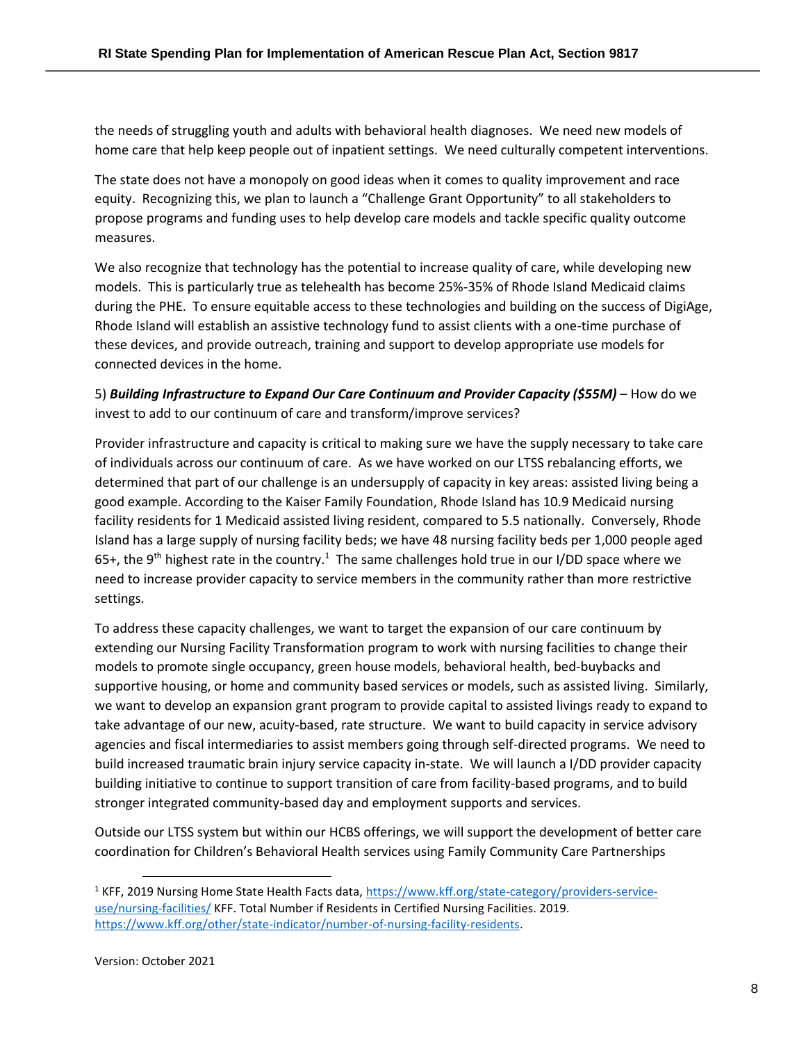the needs of struggling youth and adults with behavioral health diagnoses. We need new models of home care that help keep people out of inpatient settings. We need culturally competent interventions.

The state does not have a monopoly on good ideas when it comes to quality improvement and race equity. Recognizing this, we plan to launch a "Challenge Grant Opportunity" to all stakeholders to propose programs and funding uses to help develop care models and tackle specific quality outcome measures.

We also recognize that technology has the potential to increase quality of care, while developing new models. This is particularly true as telehealth has become 25%-35% of Rhode Island Medicaid claims during the PHE. To ensure equitable access to these technologies and building on the success of DigiAge, Rhode Island will establish an assistive technology fund to assist clients with a one-time purchase of these devices, and provide outreach, training and support to develop appropriate use models for connected devices in the home.

5) ***Building Infrastructure to Expand Our Care Continuum and Provider Capacity ($55M)*** – How do we invest to add to our continuum of care and transform/improve services?

Provider infrastructure and capacity is critical to making sure we have the supply necessary to take care of individuals across our continuum of care. As we have worked on our LTSS rebalancing efforts, we determined that part of our challenge is an undersupply of capacity in key areas: assisted living being a good example. According to the Kaiser Family Foundation, Rhode Island has 10.9 Medicaid nursing facility residents for 1 Medicaid assisted living resident, compared to 5.5 nationally. Conversely, Rhode Island has a large supply of nursing facility beds; we have 48 nursing facility beds per 1,000 people aged 65+, the 9th highest rate in the country.[1] The same challenges hold true in our I/DD space where we need to increase provider capacity to service members in the community rather than more restrictive settings.

To address these capacity challenges, we want to target the expansion of our care continuum by extending our Nursing Facility Transformation program to work with nursing facilities to change their models to promote single occupancy, green house models, behavioral health, bed-buybacks and supportive housing, or home and community based services or models, such as assisted living. Similarly, we want to develop an expansion grant program to provide capital to assisted livings ready to expand to take advantage of our new, acuity-based, rate structure. We want to build capacity in service advisory agencies and fiscal intermediaries to assist members going through self-directed programs. We need to build increased traumatic brain injury service capacity in-state. We will launch a I/DD provider capacity building initiative to continue to support transition of care from facility-based programs, and to build stronger integrated community-based day and employment supports and services.

Outside our LTSS system but within our HCBS offerings, we will support the development of better care coordination for Children's Behavioral Health services using Family Community Care Partnerships

---

[1] KFF, 2019 Nursing Home State Health Facts data, https://www.kff.org/state-category/providers-service-use/nursing-facilities/ KFF. Total Number if Residents in Certified Nursing Facilities. 2019. https://www.kff.org/other/state-indicator/number-of-nursing-facility-residents.

Version: October 2021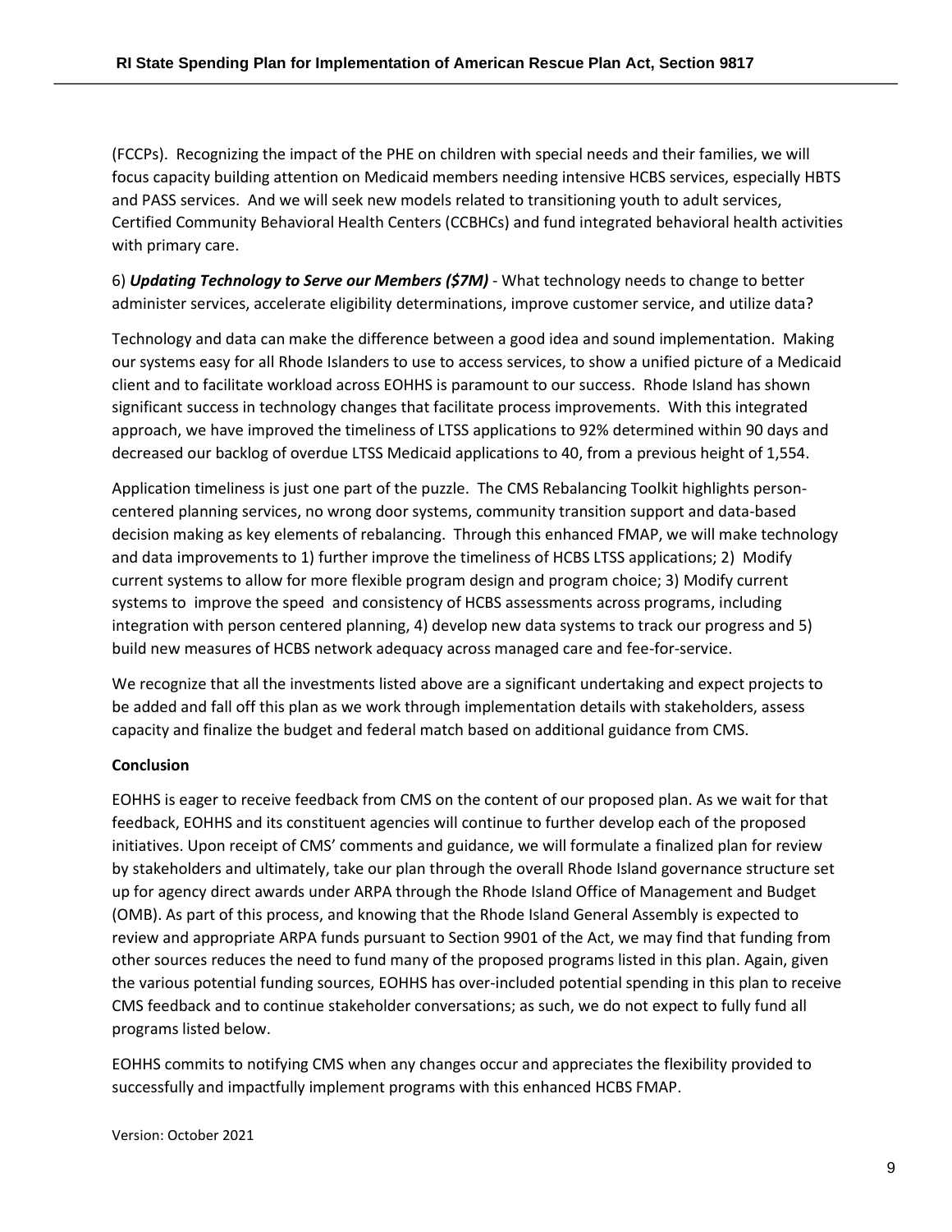(FCCPs). Recognizing the impact of the PHE on children with special needs and their families, we will focus capacity building attention on Medicaid members needing intensive HCBS services, especially HBTS and PASS services. And we will seek new models related to transitioning youth to adult services, Certified Community Behavioral Health Centers (CCBHCs) and fund integrated behavioral health activities with primary care.

6) ***Updating Technology to Serve our Members ($7M)*** - What technology needs to change to better administer services, accelerate eligibility determinations, improve customer service, and utilize data?

Technology and data can make the difference between a good idea and sound implementation. Making our systems easy for all Rhode Islanders to use to access services, to show a unified picture of a Medicaid client and to facilitate workload across EOHHS is paramount to our success. Rhode Island has shown significant success in technology changes that facilitate process improvements. With this integrated approach, we have improved the timeliness of LTSS applications to 92% determined within 90 days and decreased our backlog of overdue LTSS Medicaid applications to 40, from a previous height of 1,554.

Application timeliness is just one part of the puzzle. The CMS Rebalancing Toolkit highlights person-centered planning services, no wrong door systems, community transition support and data-based decision making as key elements of rebalancing. Through this enhanced FMAP, we will make technology and data improvements to 1) further improve the timeliness of HCBS LTSS applications; 2) Modify current systems to allow for more flexible program design and program choice; 3) Modify current systems to improve the speed and consistency of HCBS assessments across programs, including integration with person centered planning, 4) develop new data systems to track our progress and 5) build new measures of HCBS network adequacy across managed care and fee-for-service.

We recognize that all the investments listed above are a significant undertaking and expect projects to be added and fall off this plan as we work through implementation details with stakeholders, assess capacity and finalize the budget and federal match based on additional guidance from CMS.

**Conclusion**

EOHHS is eager to receive feedback from CMS on the content of our proposed plan. As we wait for that feedback, EOHHS and its constituent agencies will continue to further develop each of the proposed initiatives. Upon receipt of CMS' comments and guidance, we will formulate a finalized plan for review by stakeholders and ultimately, take our plan through the overall Rhode Island governance structure set up for agency direct awards under ARPA through the Rhode Island Office of Management and Budget (OMB). As part of this process, and knowing that the Rhode Island General Assembly is expected to review and appropriate ARPA funds pursuant to Section 9901 of the Act, we may find that funding from other sources reduces the need to fund many of the proposed programs listed in this plan. Again, given the various potential funding sources, EOHHS has over-included potential spending in this plan to receive CMS feedback and to continue stakeholder conversations; as such, we do not expect to fully fund all programs listed below.

EOHHS commits to notifying CMS when any changes occur and appreciates the flexibility provided to successfully and impactfully implement programs with this enhanced HCBS FMAP.

Version: October 2021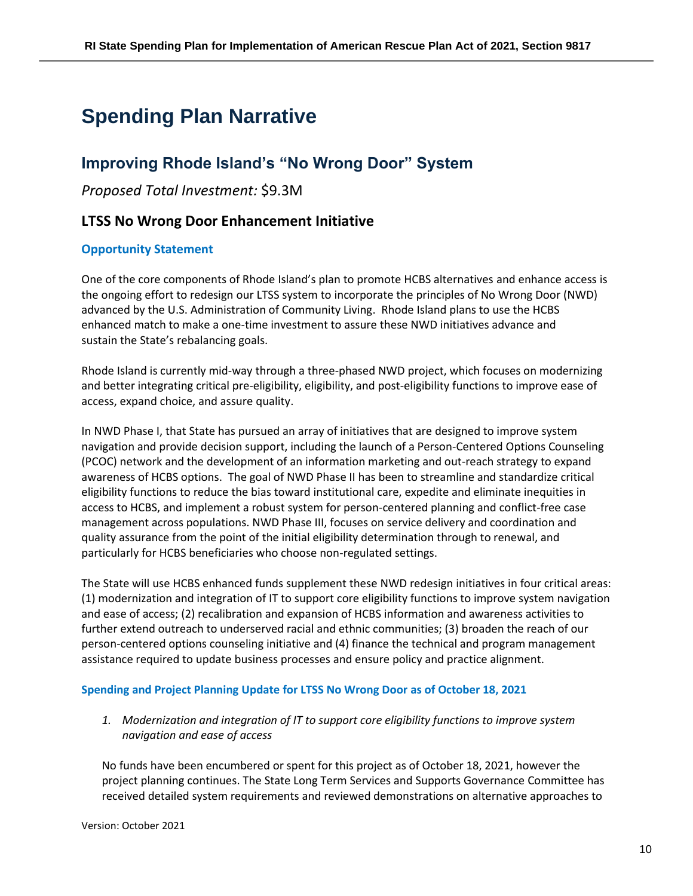# Spending Plan Narrative

## Improving Rhode Island's "No Wrong Door" System

*Proposed Total Investment:* $9.3M

### LTSS No Wrong Door Enhancement Initiative

#### Opportunity Statement

One of the core components of Rhode Island's plan to promote HCBS alternatives and enhance access is the ongoing effort to redesign our LTSS system to incorporate the principles of No Wrong Door (NWD) advanced by the U.S. Administration of Community Living. Rhode Island plans to use the HCBS enhanced match to make a one-time investment to assure these NWD initiatives advance and sustain the State's rebalancing goals.

Rhode Island is currently mid-way through a three-phased NWD project, which focuses on modernizing and better integrating critical pre-eligibility, eligibility, and post-eligibility functions to improve ease of access, expand choice, and assure quality.

In NWD Phase I, that State has pursued an array of initiatives that are designed to improve system navigation and provide decision support, including the launch of a Person-Centered Options Counseling (PCOC) network and the development of an information marketing and out-reach strategy to expand awareness of HCBS options. The goal of NWD Phase II has been to streamline and standardize critical eligibility functions to reduce the bias toward institutional care, expedite and eliminate inequities in access to HCBS, and implement a robust system for person-centered planning and conflict-free case management across populations. NWD Phase III, focuses on service delivery and coordination and quality assurance from the point of the initial eligibility determination through to renewal, and particularly for HCBS beneficiaries who choose non-regulated settings.

The State will use HCBS enhanced funds supplement these NWD redesign initiatives in four critical areas: (1) modernization and integration of IT to support core eligibility functions to improve system navigation and ease of access; (2) recalibration and expansion of HCBS information and awareness activities to further extend outreach to underserved racial and ethnic communities; (3) broaden the reach of our person-centered options counseling initiative and (4) finance the technical and program management assistance required to update business processes and ensure policy and practice alignment.

#### Spending and Project Planning Update for LTSS No Wrong Door as of October 18, 2021

1. *Modernization and integration of IT to support core eligibility functions to improve system navigation and ease of access*

No funds have been encumbered or spent for this project as of October 18, 2021, however the project planning continues. The State Long Term Services and Supports Governance Committee has received detailed system requirements and reviewed demonstrations on alternative approaches to

Version: October 2021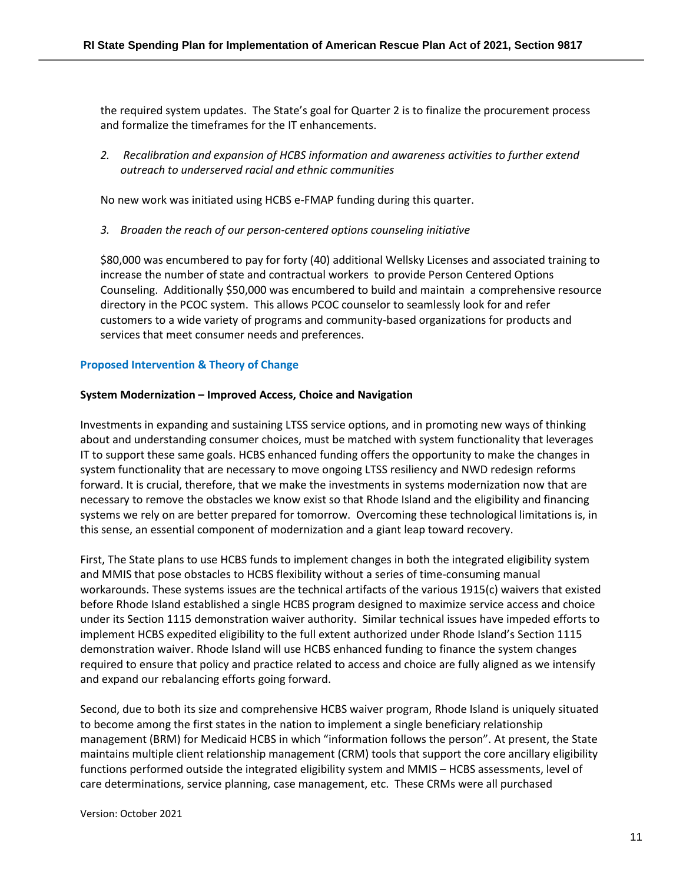the required system updates. The State's goal for Quarter 2 is to finalize the procurement process and formalize the timeframes for the IT enhancements.

2. *Recalibration and expansion of HCBS information and awareness activities to further extend outreach to underserved racial and ethnic communities*

No new work was initiated using HCBS e-FMAP funding during this quarter.

3. *Broaden the reach of our person-centered options counseling initiative*

$80,000 was encumbered to pay for forty (40) additional Wellsky Licenses and associated training to increase the number of state and contractual workers to provide Person Centered Options Counseling. Additionally $50,000 was encumbered to build and maintain a comprehensive resource directory in the PCOC system. This allows PCOC counselor to seamlessly look for and refer customers to a wide variety of programs and community-based organizations for products and services that meet consumer needs and preferences.

## Proposed Intervention & Theory of Change

### System Modernization – Improved Access, Choice and Navigation

Investments in expanding and sustaining LTSS service options, and in promoting new ways of thinking about and understanding consumer choices, must be matched with system functionality that leverages IT to support these same goals. HCBS enhanced funding offers the opportunity to make the changes in system functionality that are necessary to move ongoing LTSS resiliency and NWD redesign reforms forward. It is crucial, therefore, that we make the investments in systems modernization now that are necessary to remove the obstacles we know exist so that Rhode Island and the eligibility and financing systems we rely on are better prepared for tomorrow. Overcoming these technological limitations is, in this sense, an essential component of modernization and a giant leap toward recovery.

First, The State plans to use HCBS funds to implement changes in both the integrated eligibility system and MMIS that pose obstacles to HCBS flexibility without a series of time-consuming manual workarounds. These systems issues are the technical artifacts of the various 1915(c) waivers that existed before Rhode Island established a single HCBS program designed to maximize service access and choice under its Section 1115 demonstration waiver authority. Similar technical issues have impeded efforts to implement HCBS expedited eligibility to the full extent authorized under Rhode Island's Section 1115 demonstration waiver. Rhode Island will use HCBS enhanced funding to finance the system changes required to ensure that policy and practice related to access and choice are fully aligned as we intensify and expand our rebalancing efforts going forward.

Second, due to both its size and comprehensive HCBS waiver program, Rhode Island is uniquely situated to become among the first states in the nation to implement a single beneficiary relationship management (BRM) for Medicaid HCBS in which "information follows the person". At present, the State maintains multiple client relationship management (CRM) tools that support the core ancillary eligibility functions performed outside the integrated eligibility system and MMIS – HCBS assessments, level of care determinations, service planning, case management, etc. These CRMs were all purchased

Version: October 2021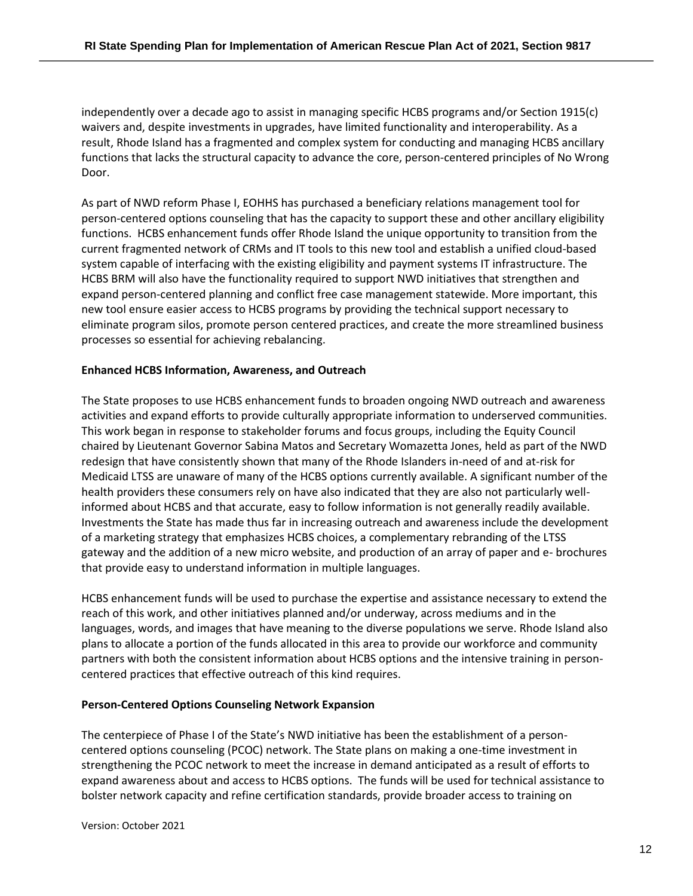independently over a decade ago to assist in managing specific HCBS programs and/or Section 1915(c) waivers and, despite investments in upgrades, have limited functionality and interoperability. As a result, Rhode Island has a fragmented and complex system for conducting and managing HCBS ancillary functions that lacks the structural capacity to advance the core, person-centered principles of No Wrong Door.

As part of NWD reform Phase I, EOHHS has purchased a beneficiary relations management tool for person-centered options counseling that has the capacity to support these and other ancillary eligibility functions. HCBS enhancement funds offer Rhode Island the unique opportunity to transition from the current fragmented network of CRMs and IT tools to this new tool and establish a unified cloud-based system capable of interfacing with the existing eligibility and payment systems IT infrastructure. The HCBS BRM will also have the functionality required to support NWD initiatives that strengthen and expand person-centered planning and conflict free case management statewide. More important, this new tool ensure easier access to HCBS programs by providing the technical support necessary to eliminate program silos, promote person centered practices, and create the more streamlined business processes so essential for achieving rebalancing.

**Enhanced HCBS Information, Awareness, and Outreach**

The State proposes to use HCBS enhancement funds to broaden ongoing NWD outreach and awareness activities and expand efforts to provide culturally appropriate information to underserved communities. This work began in response to stakeholder forums and focus groups, including the Equity Council chaired by Lieutenant Governor Sabina Matos and Secretary Womazetta Jones, held as part of the NWD redesign that have consistently shown that many of the Rhode Islanders in-need of and at-risk for Medicaid LTSS are unaware of many of the HCBS options currently available. A significant number of the health providers these consumers rely on have also indicated that they are also not particularly well-informed about HCBS and that accurate, easy to follow information is not generally readily available. Investments the State has made thus far in increasing outreach and awareness include the development of a marketing strategy that emphasizes HCBS choices, a complementary rebranding of the LTSS gateway and the addition of a new micro website, and production of an array of paper and e- brochures that provide easy to understand information in multiple languages.

HCBS enhancement funds will be used to purchase the expertise and assistance necessary to extend the reach of this work, and other initiatives planned and/or underway, across mediums and in the languages, words, and images that have meaning to the diverse populations we serve. Rhode Island also plans to allocate a portion of the funds allocated in this area to provide our workforce and community partners with both the consistent information about HCBS options and the intensive training in person-centered practices that effective outreach of this kind requires.

**Person-Centered Options Counseling Network Expansion**

The centerpiece of Phase I of the State's NWD initiative has been the establishment of a person-centered options counseling (PCOC) network. The State plans on making a one-time investment in strengthening the PCOC network to meet the increase in demand anticipated as a result of efforts to expand awareness about and access to HCBS options. The funds will be used for technical assistance to bolster network capacity and refine certification standards, provide broader access to training on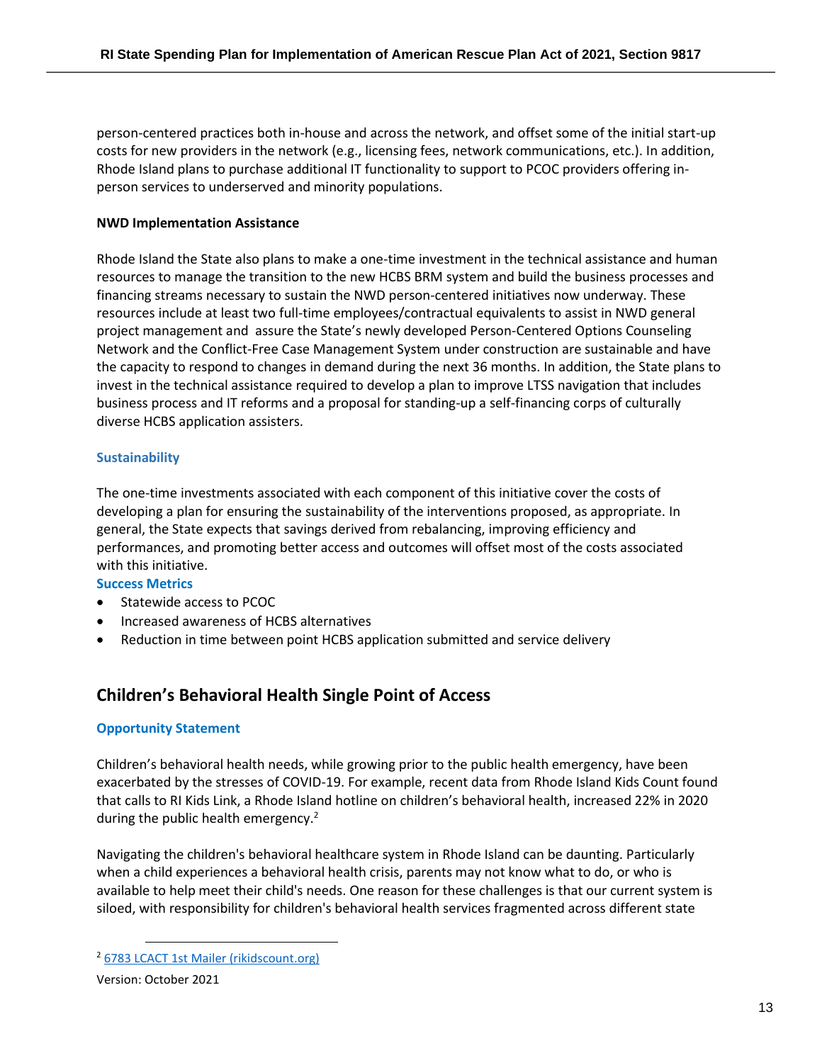person-centered practices both in-house and across the network, and offset some of the initial start-up costs for new providers in the network (e.g., licensing fees, network communications, etc.). In addition, Rhode Island plans to purchase additional IT functionality to support to PCOC providers offering in-person services to underserved and minority populations.

**NWD Implementation Assistance**

Rhode Island the State also plans to make a one-time investment in the technical assistance and human resources to manage the transition to the new HCBS BRM system and build the business processes and financing streams necessary to sustain the NWD person-centered initiatives now underway. These resources include at least two full-time employees/contractual equivalents to assist in NWD general project management and assure the State's newly developed Person-Centered Options Counseling Network and the Conflict-Free Case Management System under construction are sustainable and have the capacity to respond to changes in demand during the next 36 months. In addition, the State plans to invest in the technical assistance required to develop a plan to improve LTSS navigation that includes business process and IT reforms and a proposal for standing-up a self-financing corps of culturally diverse HCBS application assisters.

### Sustainability

The one-time investments associated with each component of this initiative cover the costs of developing a plan for ensuring the sustainability of the interventions proposed, as appropriate. In general, the State expects that savings derived from rebalancing, improving efficiency and performances, and promoting better access and outcomes will offset most of the costs associated with this initiative.

### Success Metrics

- Statewide access to PCOC
- Increased awareness of HCBS alternatives
- Reduction in time between point HCBS application submitted and service delivery

## Children's Behavioral Health Single Point of Access

### Opportunity Statement

Children's behavioral health needs, while growing prior to the public health emergency, have been exacerbated by the stresses of COVID-19. For example, recent data from Rhode Island Kids Count found that calls to RI Kids Link, a Rhode Island hotline on children's behavioral health, increased 22% in 2020 during the public health emergency.[2]

Navigating the children's behavioral healthcare system in Rhode Island can be daunting. Particularly when a child experiences a behavioral health crisis, parents may not know what to do, or who is available to help meet their child's needs. One reason for these challenges is that our current system is siloed, with responsibility for children's behavioral health services fragmented across different state

[2] 6783 LCACT 1st Mailer (rikidscount.org)

Version: October 2021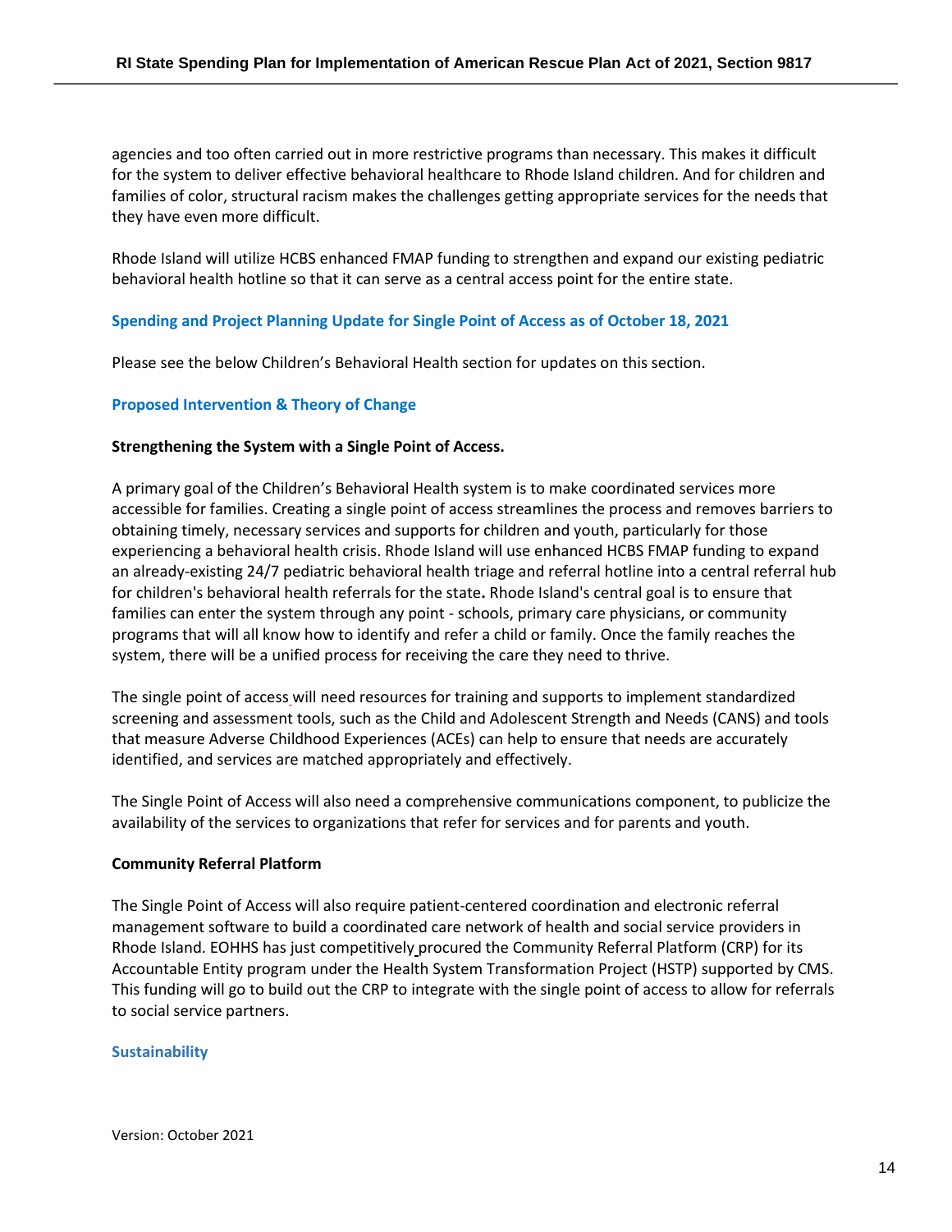agencies and too often carried out in more restrictive programs than necessary. This makes it difficult for the system to deliver effective behavioral healthcare to Rhode Island children. And for children and families of color, structural racism makes the challenges getting appropriate services for the needs that they have even more difficult.

Rhode Island will utilize HCBS enhanced FMAP funding to strengthen and expand our existing pediatric behavioral health hotline so that it can serve as a central access point for the entire state.

### Spending and Project Planning Update for Single Point of Access as of October 18, 2021

Please see the below Children's Behavioral Health section for updates on this section.

### Proposed Intervention & Theory of Change

**Strengthening the System with a Single Point of Access.**

A primary goal of the Children's Behavioral Health system is to make coordinated services more accessible for families. Creating a single point of access streamlines the process and removes barriers to obtaining timely, necessary services and supports for children and youth, particularly for those experiencing a behavioral health crisis. Rhode Island will use enhanced HCBS FMAP funding to expand an already-existing 24/7 pediatric behavioral health triage and referral hotline into a central referral hub for children's behavioral health referrals for the state**.** Rhode Island's central goal is to ensure that families can enter the system through any point - schools, primary care physicians, or community programs that will all know how to identify and refer a child or family. Once the family reaches the system, there will be a unified process for receiving the care they need to thrive.

The single point of access will need resources for training and supports to implement standardized screening and assessment tools, such as the Child and Adolescent Strength and Needs (CANS) and tools that measure Adverse Childhood Experiences (ACEs) can help to ensure that needs are accurately identified, and services are matched appropriately and effectively.

The Single Point of Access will also need a comprehensive communications component, to publicize the availability of the services to organizations that refer for services and for parents and youth.

**Community Referral Platform**

The Single Point of Access will also require patient-centered coordination and electronic referral management software to build a coordinated care network of health and social service providers in Rhode Island. EOHHS has just competitively procured the Community Referral Platform (CRP) for its Accountable Entity program under the Health System Transformation Project (HSTP) supported by CMS. This funding will go to build out the CRP to integrate with the single point of access to allow for referrals to social service partners.

### Sustainability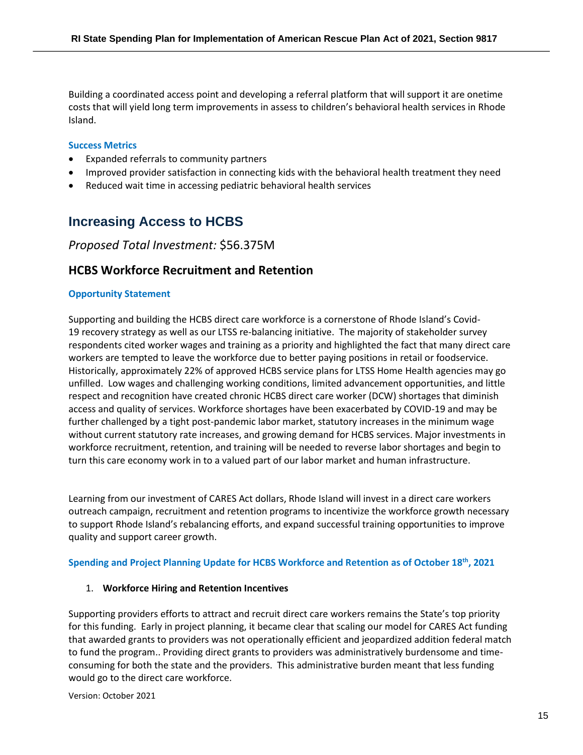Building a coordinated access point and developing a referral platform that will support it are onetime costs that will yield long term improvements in assess to children's behavioral health services in Rhode Island.

#### Success Metrics

- Expanded referrals to community partners
- Improved provider satisfaction in connecting kids with the behavioral health treatment they need
- Reduced wait time in accessing pediatric behavioral health services

## Increasing Access to HCBS

*Proposed Total Investment:* $56.375M

### HCBS Workforce Recruitment and Retention

#### Opportunity Statement

Supporting and building the HCBS direct care workforce is a cornerstone of Rhode Island's Covid-19 recovery strategy as well as our LTSS re-balancing initiative. The majority of stakeholder survey respondents cited worker wages and training as a priority and highlighted the fact that many direct care workers are tempted to leave the workforce due to better paying positions in retail or foodservice. Historically, approximately 22% of approved HCBS service plans for LTSS Home Health agencies may go unfilled. Low wages and challenging working conditions, limited advancement opportunities, and little respect and recognition have created chronic HCBS direct care worker (DCW) shortages that diminish access and quality of services. Workforce shortages have been exacerbated by COVID-19 and may be further challenged by a tight post-pandemic labor market, statutory increases in the minimum wage without current statutory rate increases, and growing demand for HCBS services. Major investments in workforce recruitment, retention, and training will be needed to reverse labor shortages and begin to turn this care economy work in to a valued part of our labor market and human infrastructure.

Learning from our investment of CARES Act dollars, Rhode Island will invest in a direct care workers outreach campaign, recruitment and retention programs to incentivize the workforce growth necessary to support Rhode Island's rebalancing efforts, and expand successful training opportunities to improve quality and support career growth.

#### Spending and Project Planning Update for HCBS Workforce and Retention as of October 18th, 2021

1. **Workforce Hiring and Retention Incentives**

Supporting providers efforts to attract and recruit direct care workers remains the State's top priority for this funding. Early in project planning, it became clear that scaling our model for CARES Act funding that awarded grants to providers was not operationally efficient and jeopardized addition federal match to fund the program.. Providing direct grants to providers was administratively burdensome and time-consuming for both the state and the providers. This administrative burden meant that less funding would go to the direct care workforce.

Version: October 2021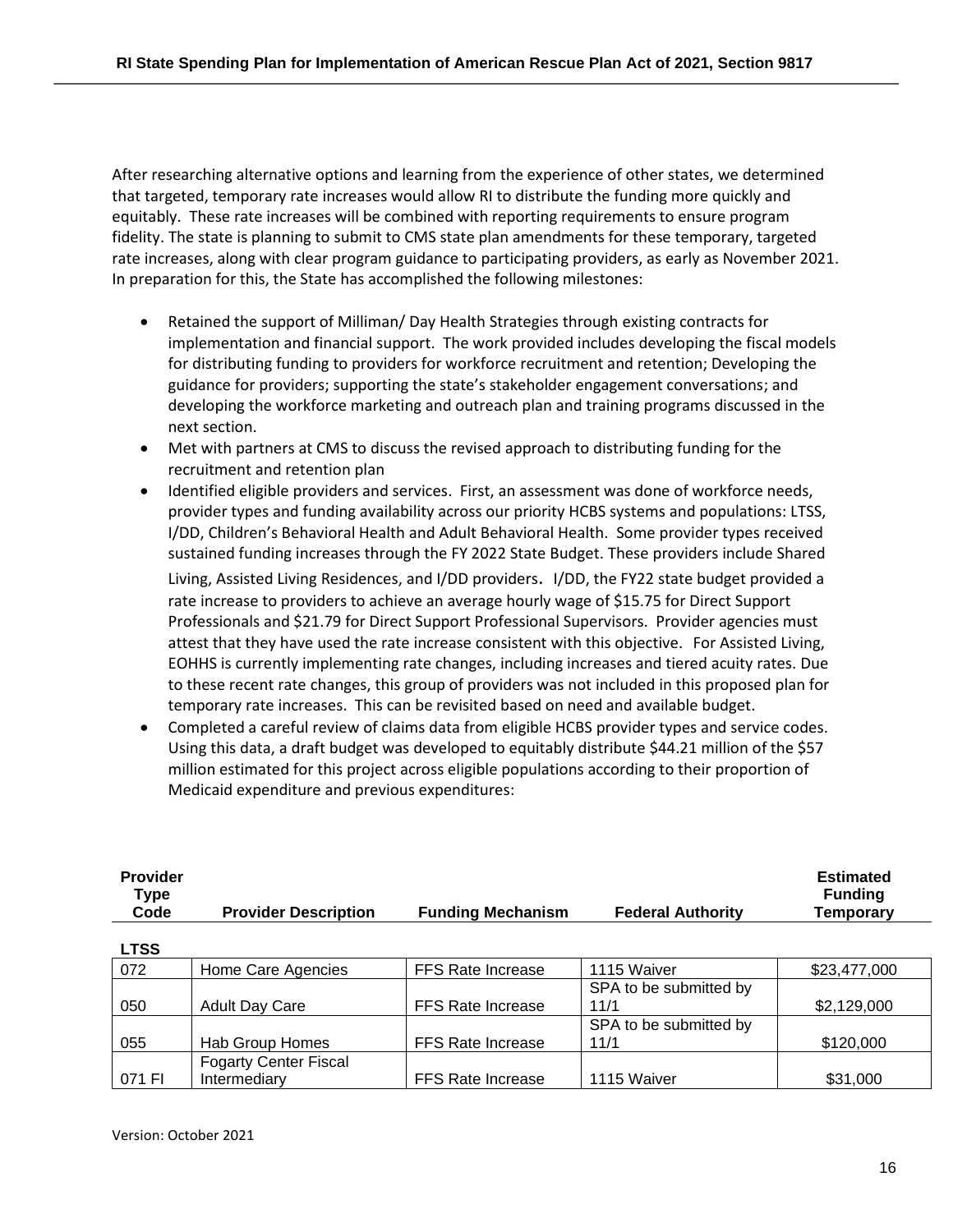After researching alternative options and learning from the experience of other states, we determined that targeted, temporary rate increases would allow RI to distribute the funding more quickly and equitably. These rate increases will be combined with reporting requirements to ensure program fidelity. The state is planning to submit to CMS state plan amendments for these temporary, targeted rate increases, along with clear program guidance to participating providers, as early as November 2021. In preparation for this, the State has accomplished the following milestones:

- Retained the support of Milliman/ Day Health Strategies through existing contracts for implementation and financial support. The work provided includes developing the fiscal models for distributing funding to providers for workforce recruitment and retention; Developing the guidance for providers; supporting the state's stakeholder engagement conversations; and developing the workforce marketing and outreach plan and training programs discussed in the next section.
- Met with partners at CMS to discuss the revised approach to distributing funding for the recruitment and retention plan
- Identified eligible providers and services. First, an assessment was done of workforce needs, provider types and funding availability across our priority HCBS systems and populations: LTSS, I/DD, Children's Behavioral Health and Adult Behavioral Health. Some provider types received sustained funding increases through the FY 2022 State Budget. These providers include Shared Living, Assisted Living Residences, and I/DD providers**.** I/DD, the FY22 state budget provided a rate increase to providers to achieve an average hourly wage of $15.75 for Direct Support Professionals and $21.79 for Direct Support Professional Supervisors. Provider agencies must attest that they have used the rate increase consistent with this objective. For Assisted Living, EOHHS is currently implementing rate changes, including increases and tiered acuity rates. Due to these recent rate changes, this group of providers was not included in this proposed plan for temporary rate increases. This can be revisited based on need and available budget.
- Completed a careful review of claims data from eligible HCBS provider types and service codes. Using this data, a draft budget was developed to equitably distribute $44.21 million of the $57 million estimated for this project across eligible populations according to their proportion of Medicaid expenditure and previous expenditures:

| Provider Type Code | Provider Description | Funding Mechanism | Federal Authority | Estimated Funding Temporary |
|---|---|---|---|---|
| **LTSS** | | | | |
| 072 | Home Care Agencies | FFS Rate Increase | 1115 Waiver | $23,477,000 |
| 050 | Adult Day Care | FFS Rate Increase | SPA to be submitted by 11/1 | $2,129,000 |
| 055 | Hab Group Homes | FFS Rate Increase | SPA to be submitted by 11/1 | $120,000 |
| 071 FI | Fogarty Center Fiscal Intermediary | FFS Rate Increase | 1115 Waiver | $31,000 |

Version: October 2021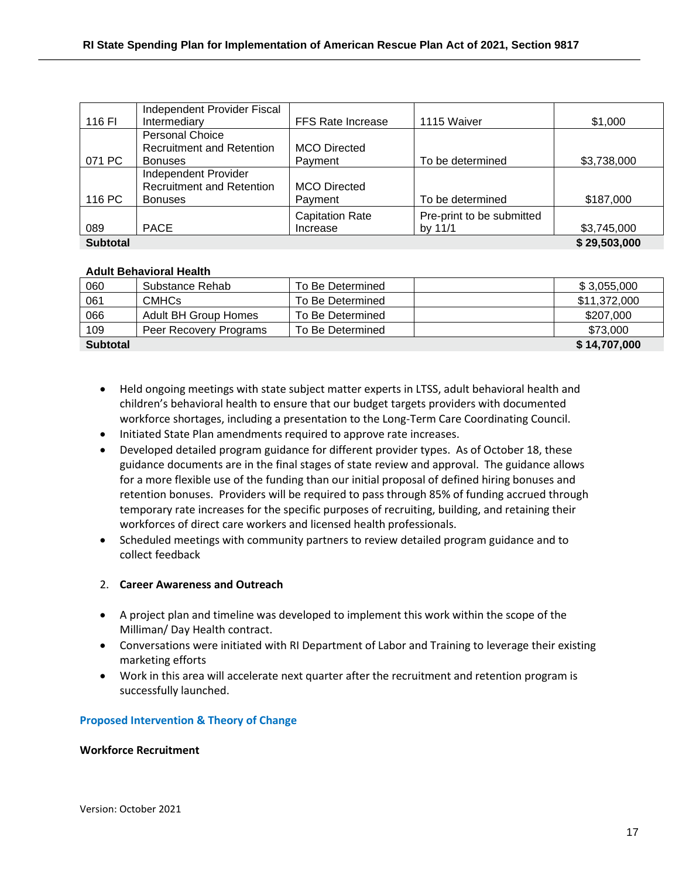| | | | | |
|---|---|---|---|---|
| 116 FI | Independent Provider Fiscal Intermediary | FFS Rate Increase | 1115 Waiver | $1,000 |
| 071 PC | Personal Choice Recruitment and Retention Bonuses | MCO Directed Payment | To be determined | $3,738,000 |
| 116 PC | Independent Provider Recruitment and Retention Bonuses | MCO Directed Payment | To be determined | $187,000 |
| 089 | PACE | Capitation Rate Increase | Pre-print to be submitted by 11/1 | $3,745,000 |
| **Subtotal** | | | | **$ 29,503,000** |

**Adult Behavioral Health**

| | | | | |
|---|---|---|---|---|
| 060 | Substance Rehab | To Be Determined | | $ 3,055,000 |
| 061 | CMHCs | To Be Determined | | $11,372,000 |
| 066 | Adult BH Group Homes | To Be Determined | | $207,000 |
| 109 | Peer Recovery Programs | To Be Determined | | $73,000 |
| **Subtotal** | | | | **$ 14,707,000** |

- Held ongoing meetings with state subject matter experts in LTSS, adult behavioral health and children's behavioral health to ensure that our budget targets providers with documented workforce shortages, including a presentation to the Long-Term Care Coordinating Council.
- Initiated State Plan amendments required to approve rate increases.
- Developed detailed program guidance for different provider types. As of October 18, these guidance documents are in the final stages of state review and approval. The guidance allows for a more flexible use of the funding than our initial proposal of defined hiring bonuses and retention bonuses. Providers will be required to pass through 85% of funding accrued through temporary rate increases for the specific purposes of recruiting, building, and retaining their workforces of direct care workers and licensed health professionals.
- Scheduled meetings with community partners to review detailed program guidance and to collect feedback

2. **Career Awareness and Outreach**

- A project plan and timeline was developed to implement this work within the scope of the Milliman/ Day Health contract.
- Conversations were initiated with RI Department of Labor and Training to leverage their existing marketing efforts
- Work in this area will accelerate next quarter after the recruitment and retention program is successfully launched.

### Proposed Intervention & Theory of Change

**Workforce Recruitment**

Version: October 2021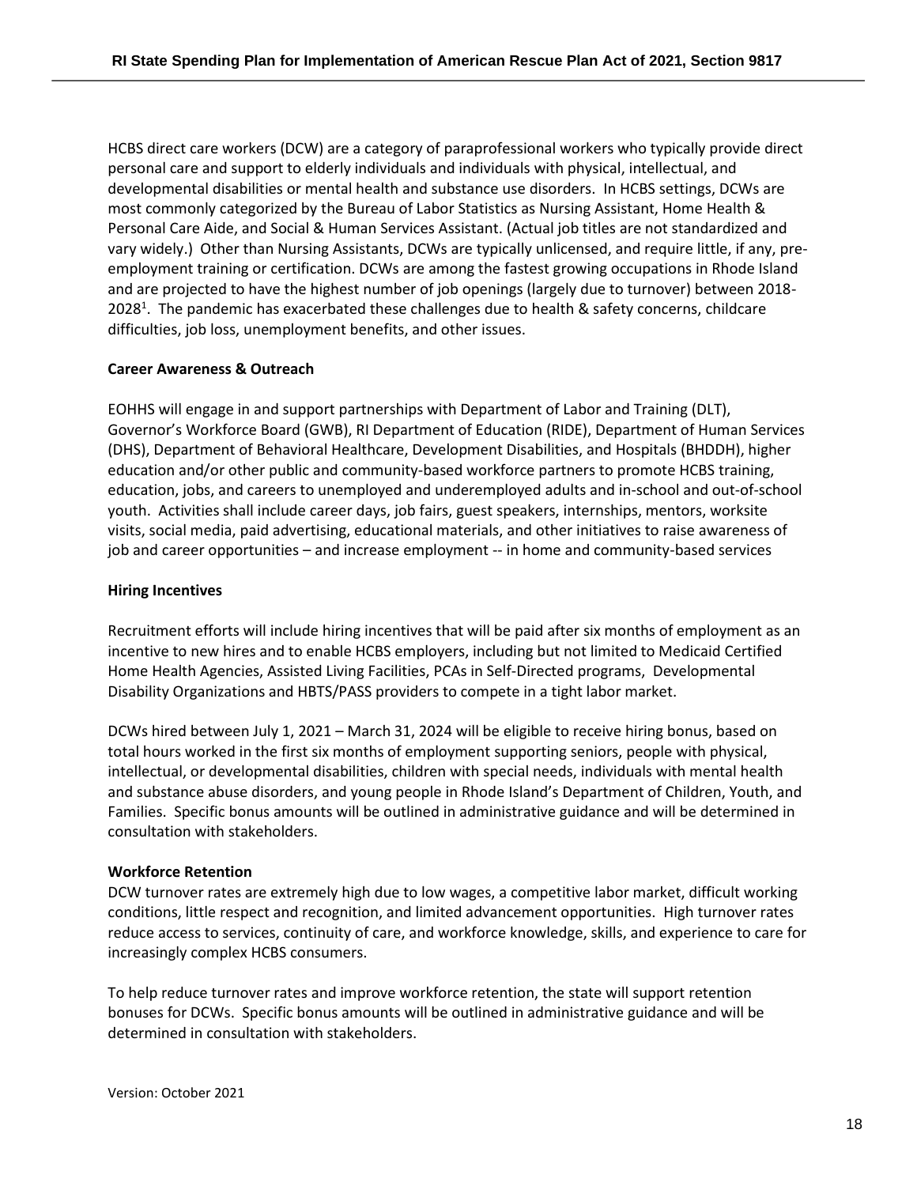HCBS direct care workers (DCW) are a category of paraprofessional workers who typically provide direct personal care and support to elderly individuals and individuals with physical, intellectual, and developmental disabilities or mental health and substance use disorders. In HCBS settings, DCWs are most commonly categorized by the Bureau of Labor Statistics as Nursing Assistant, Home Health & Personal Care Aide, and Social & Human Services Assistant. (Actual job titles are not standardized and vary widely.) Other than Nursing Assistants, DCWs are typically unlicensed, and require little, if any, pre-employment training or certification. DCWs are among the fastest growing occupations in Rhode Island and are projected to have the highest number of job openings (largely due to turnover) between 2018-2028[1]. The pandemic has exacerbated these challenges due to health & safety concerns, childcare difficulties, job loss, unemployment benefits, and other issues.

**Career Awareness & Outreach**

EOHHS will engage in and support partnerships with Department of Labor and Training (DLT), Governor's Workforce Board (GWB), RI Department of Education (RIDE), Department of Human Services (DHS), Department of Behavioral Healthcare, Development Disabilities, and Hospitals (BHDDH), higher education and/or other public and community-based workforce partners to promote HCBS training, education, jobs, and careers to unemployed and underemployed adults and in-school and out-of-school youth. Activities shall include career days, job fairs, guest speakers, internships, mentors, worksite visits, social media, paid advertising, educational materials, and other initiatives to raise awareness of job and career opportunities – and increase employment -- in home and community-based services

**Hiring Incentives**

Recruitment efforts will include hiring incentives that will be paid after six months of employment as an incentive to new hires and to enable HCBS employers, including but not limited to Medicaid Certified Home Health Agencies, Assisted Living Facilities, PCAs in Self-Directed programs, Developmental Disability Organizations and HBTS/PASS providers to compete in a tight labor market.

DCWs hired between July 1, 2021 – March 31, 2024 will be eligible to receive hiring bonus, based on total hours worked in the first six months of employment supporting seniors, people with physical, intellectual, or developmental disabilities, children with special needs, individuals with mental health and substance abuse disorders, and young people in Rhode Island's Department of Children, Youth, and Families. Specific bonus amounts will be outlined in administrative guidance and will be determined in consultation with stakeholders.

**Workforce Retention**

DCW turnover rates are extremely high due to low wages, a competitive labor market, difficult working conditions, little respect and recognition, and limited advancement opportunities. High turnover rates reduce access to services, continuity of care, and workforce knowledge, skills, and experience to care for increasingly complex HCBS consumers.

To help reduce turnover rates and improve workforce retention, the state will support retention bonuses for DCWs. Specific bonus amounts will be outlined in administrative guidance and will be determined in consultation with stakeholders.

Version: October 2021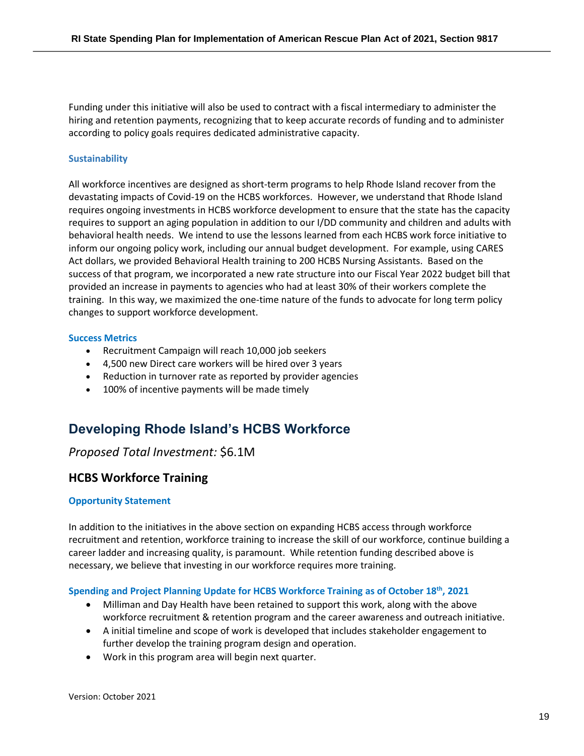Funding under this initiative will also be used to contract with a fiscal intermediary to administer the hiring and retention payments, recognizing that to keep accurate records of funding and to administer according to policy goals requires dedicated administrative capacity.

#### Sustainability

All workforce incentives are designed as short-term programs to help Rhode Island recover from the devastating impacts of Covid-19 on the HCBS workforces. However, we understand that Rhode Island requires ongoing investments in HCBS workforce development to ensure that the state has the capacity requires to support an aging population in addition to our I/DD community and children and adults with behavioral health needs. We intend to use the lessons learned from each HCBS work force initiative to inform our ongoing policy work, including our annual budget development. For example, using CARES Act dollars, we provided Behavioral Health training to 200 HCBS Nursing Assistants. Based on the success of that program, we incorporated a new rate structure into our Fiscal Year 2022 budget bill that provided an increase in payments to agencies who had at least 30% of their workers complete the training. In this way, we maximized the one-time nature of the funds to advocate for long term policy changes to support workforce development.

#### Success Metrics

- Recruitment Campaign will reach 10,000 job seekers
- 4,500 new Direct care workers will be hired over 3 years
- Reduction in turnover rate as reported by provider agencies
- 100% of incentive payments will be made timely

## Developing Rhode Island's HCBS Workforce

*Proposed Total Investment:* $6.1M

### HCBS Workforce Training

#### Opportunity Statement

In addition to the initiatives in the above section on expanding HCBS access through workforce recruitment and retention, workforce training to increase the skill of our workforce, continue building a career ladder and increasing quality, is paramount. While retention funding described above is necessary, we believe that investing in our workforce requires more training.

#### Spending and Project Planning Update for HCBS Workforce Training as of October 18th, 2021

- Milliman and Day Health have been retained to support this work, along with the above workforce recruitment & retention program and the career awareness and outreach initiative.
- A initial timeline and scope of work is developed that includes stakeholder engagement to further develop the training program design and operation.
- Work in this program area will begin next quarter.

Version: October 2021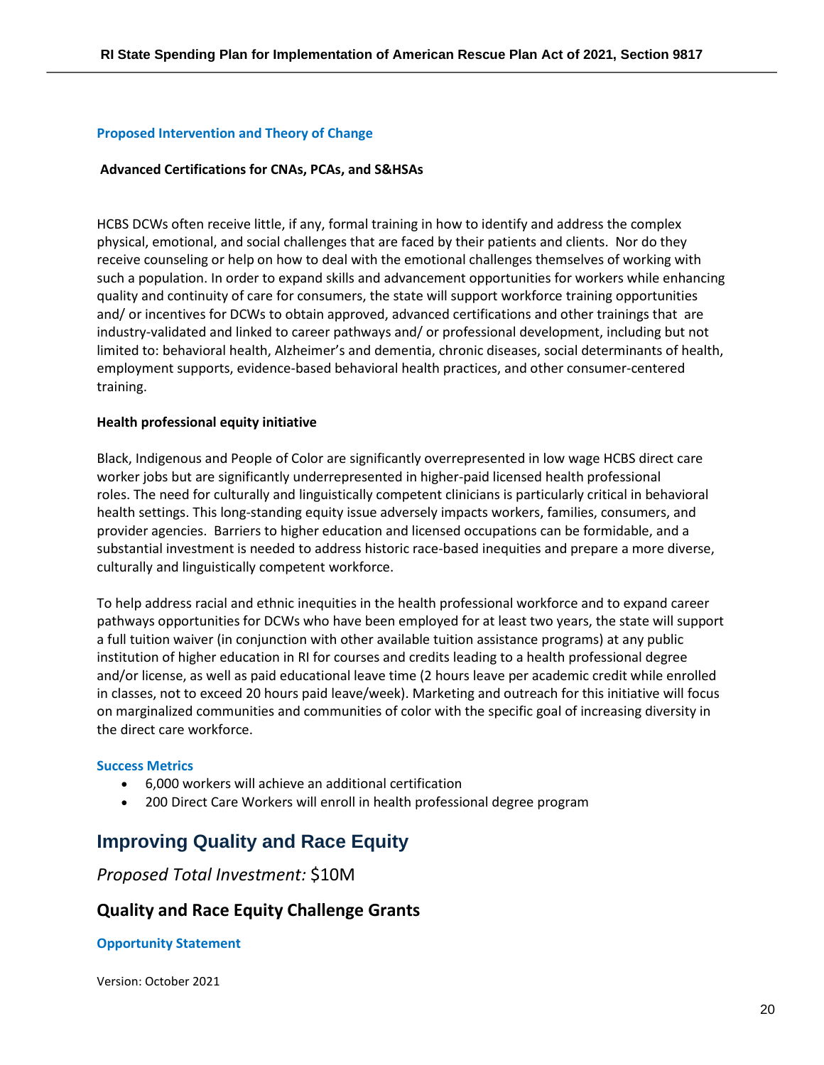### Proposed Intervention and Theory of Change

**Advanced Certifications for CNAs, PCAs, and S&HSAs**

HCBS DCWs often receive little, if any, formal training in how to identify and address the complex physical, emotional, and social challenges that are faced by their patients and clients. Nor do they receive counseling or help on how to deal with the emotional challenges themselves of working with such a population. In order to expand skills and advancement opportunities for workers while enhancing quality and continuity of care for consumers, the state will support workforce training opportunities and/ or incentives for DCWs to obtain approved, advanced certifications and other trainings that are industry-validated and linked to career pathways and/ or professional development, including but not limited to: behavioral health, Alzheimer's and dementia, chronic diseases, social determinants of health, employment supports, evidence-based behavioral health practices, and other consumer-centered training.

**Health professional equity initiative**

Black, Indigenous and People of Color are significantly overrepresented in low wage HCBS direct care worker jobs but are significantly underrepresented in higher-paid licensed health professional roles. The need for culturally and linguistically competent clinicians is particularly critical in behavioral health settings. This long-standing equity issue adversely impacts workers, families, consumers, and provider agencies. Barriers to higher education and licensed occupations can be formidable, and a substantial investment is needed to address historic race-based inequities and prepare a more diverse, culturally and linguistically competent workforce.

To help address racial and ethnic inequities in the health professional workforce and to expand career pathways opportunities for DCWs who have been employed for at least two years, the state will support a full tuition waiver (in conjunction with other available tuition assistance programs) at any public institution of higher education in RI for courses and credits leading to a health professional degree and/or license, as well as paid educational leave time (2 hours leave per academic credit while enrolled in classes, not to exceed 20 hours paid leave/week). Marketing and outreach for this initiative will focus on marginalized communities and communities of color with the specific goal of increasing diversity in the direct care workforce.

### Success Metrics

- 6,000 workers will achieve an additional certification
- 200 Direct Care Workers will enroll in health professional degree program

## Improving Quality and Race Equity

*Proposed Total Investment:* $10M

## Quality and Race Equity Challenge Grants

### Opportunity Statement

Version: October 2021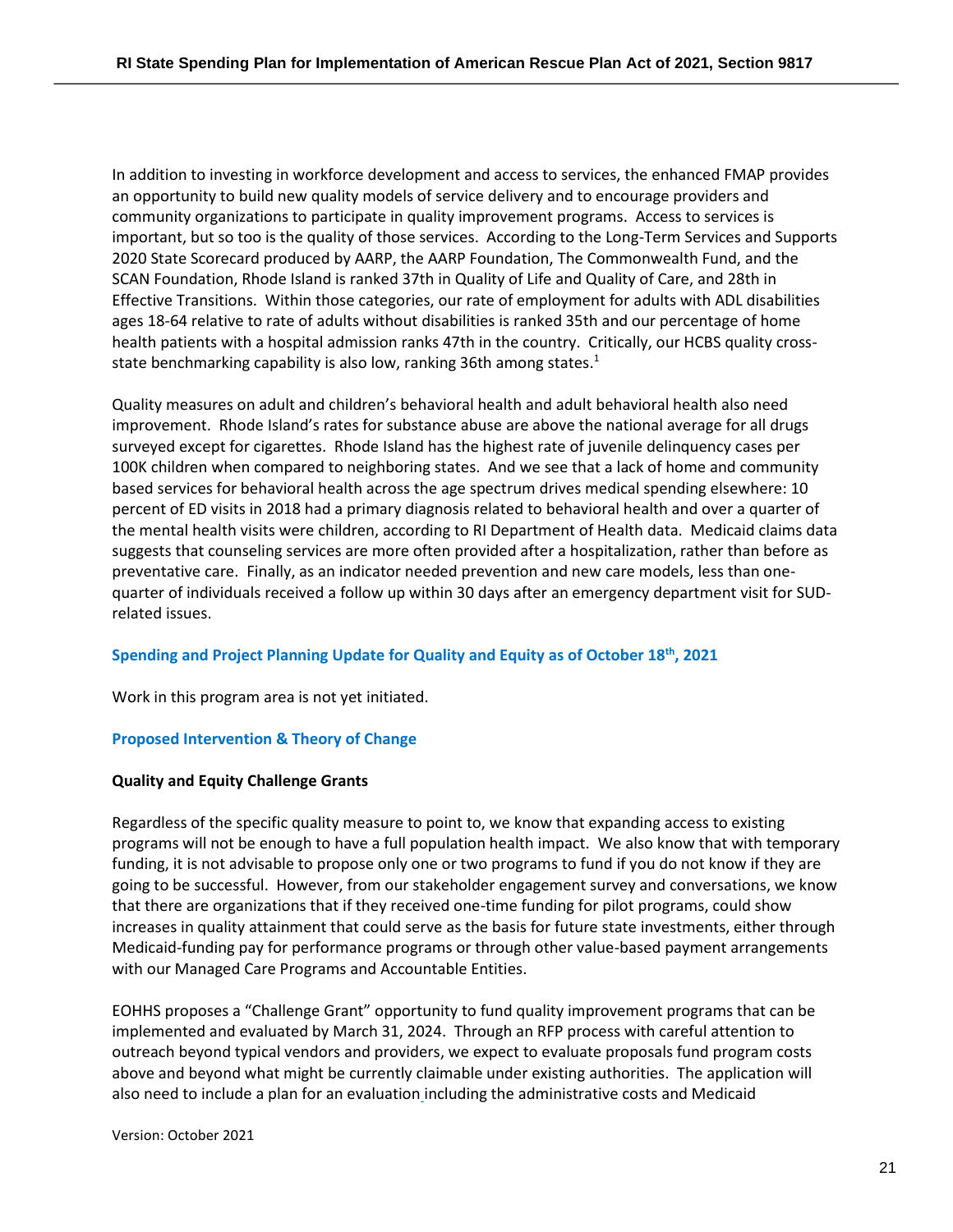In addition to investing in workforce development and access to services, the enhanced FMAP provides an opportunity to build new quality models of service delivery and to encourage providers and community organizations to participate in quality improvement programs. Access to services is important, but so too is the quality of those services. According to the Long-Term Services and Supports 2020 State Scorecard produced by AARP, the AARP Foundation, The Commonwealth Fund, and the SCAN Foundation, Rhode Island is ranked 37th in Quality of Life and Quality of Care, and 28th in Effective Transitions. Within those categories, our rate of employment for adults with ADL disabilities ages 18-64 relative to rate of adults without disabilities is ranked 35th and our percentage of home health patients with a hospital admission ranks 47th in the country. Critically, our HCBS quality cross-state benchmarking capability is also low, ranking 36th among states.[1]

Quality measures on adult and children's behavioral health and adult behavioral health also need improvement. Rhode Island's rates for substance abuse are above the national average for all drugs surveyed except for cigarettes. Rhode Island has the highest rate of juvenile delinquency cases per 100K children when compared to neighboring states. And we see that a lack of home and community based services for behavioral health across the age spectrum drives medical spending elsewhere: 10 percent of ED visits in 2018 had a primary diagnosis related to behavioral health and over a quarter of the mental health visits were children, according to RI Department of Health data. Medicaid claims data suggests that counseling services are more often provided after a hospitalization, rather than before as preventative care. Finally, as an indicator needed prevention and new care models, less than one-quarter of individuals received a follow up within 30 days after an emergency department visit for SUD-related issues.

### Spending and Project Planning Update for Quality and Equity as of October 18th, 2021

Work in this program area is not yet initiated.

### Proposed Intervention & Theory of Change

**Quality and Equity Challenge Grants**

Regardless of the specific quality measure to point to, we know that expanding access to existing programs will not be enough to have a full population health impact. We also know that with temporary funding, it is not advisable to propose only one or two programs to fund if you do not know if they are going to be successful. However, from our stakeholder engagement survey and conversations, we know that there are organizations that if they received one-time funding for pilot programs, could show increases in quality attainment that could serve as the basis for future state investments, either through Medicaid-funding pay for performance programs or through other value-based payment arrangements with our Managed Care Programs and Accountable Entities.

EOHHS proposes a "Challenge Grant" opportunity to fund quality improvement programs that can be implemented and evaluated by March 31, 2024. Through an RFP process with careful attention to outreach beyond typical vendors and providers, we expect to evaluate proposals fund program costs above and beyond what might be currently claimable under existing authorities. The application will also need to include a plan for an evaluation including the administrative costs and Medicaid

Version: October 2021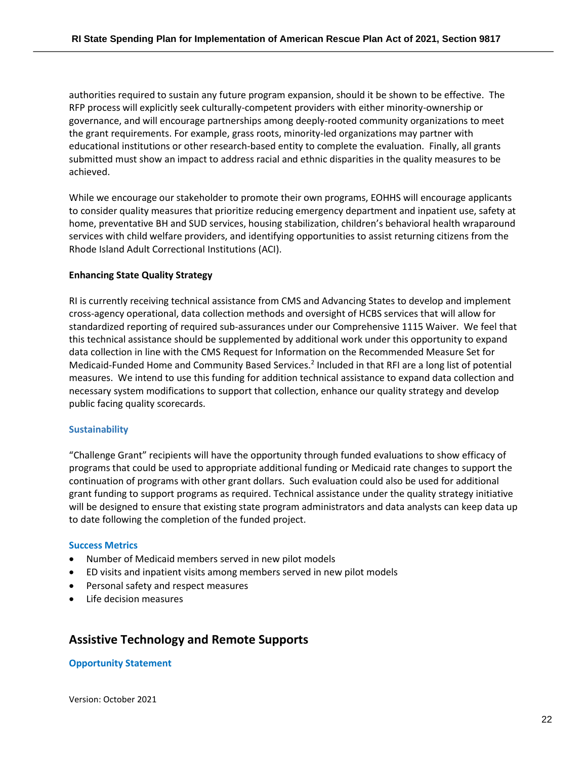authorities required to sustain any future program expansion, should it be shown to be effective. The RFP process will explicitly seek culturally-competent providers with either minority-ownership or governance, and will encourage partnerships among deeply-rooted community organizations to meet the grant requirements. For example, grass roots, minority-led organizations may partner with educational institutions or other research-based entity to complete the evaluation. Finally, all grants submitted must show an impact to address racial and ethnic disparities in the quality measures to be achieved.

While we encourage our stakeholder to promote their own programs, EOHHS will encourage applicants to consider quality measures that prioritize reducing emergency department and inpatient use, safety at home, preventative BH and SUD services, housing stabilization, children's behavioral health wraparound services with child welfare providers, and identifying opportunities to assist returning citizens from the Rhode Island Adult Correctional Institutions (ACI).

**Enhancing State Quality Strategy**

RI is currently receiving technical assistance from CMS and Advancing States to develop and implement cross-agency operational, data collection methods and oversight of HCBS services that will allow for standardized reporting of required sub-assurances under our Comprehensive 1115 Waiver. We feel that this technical assistance should be supplemented by additional work under this opportunity to expand data collection in line with the CMS Request for Information on the Recommended Measure Set for Medicaid-Funded Home and Community Based Services.[2] Included in that RFI are a long list of potential measures. We intend to use this funding for addition technical assistance to expand data collection and necessary system modifications to support that collection, enhance our quality strategy and develop public facing quality scorecards.

### Sustainability

"Challenge Grant" recipients will have the opportunity through funded evaluations to show efficacy of programs that could be used to appropriate additional funding or Medicaid rate changes to support the continuation of programs with other grant dollars. Such evaluation could also be used for additional grant funding to support programs as required. Technical assistance under the quality strategy initiative will be designed to ensure that existing state program administrators and data analysts can keep data up to date following the completion of the funded project.

### Success Metrics

- Number of Medicaid members served in new pilot models
- ED visits and inpatient visits among members served in new pilot models
- Personal safety and respect measures
- Life decision measures

## Assistive Technology and Remote Supports

### Opportunity Statement

Version: October 2021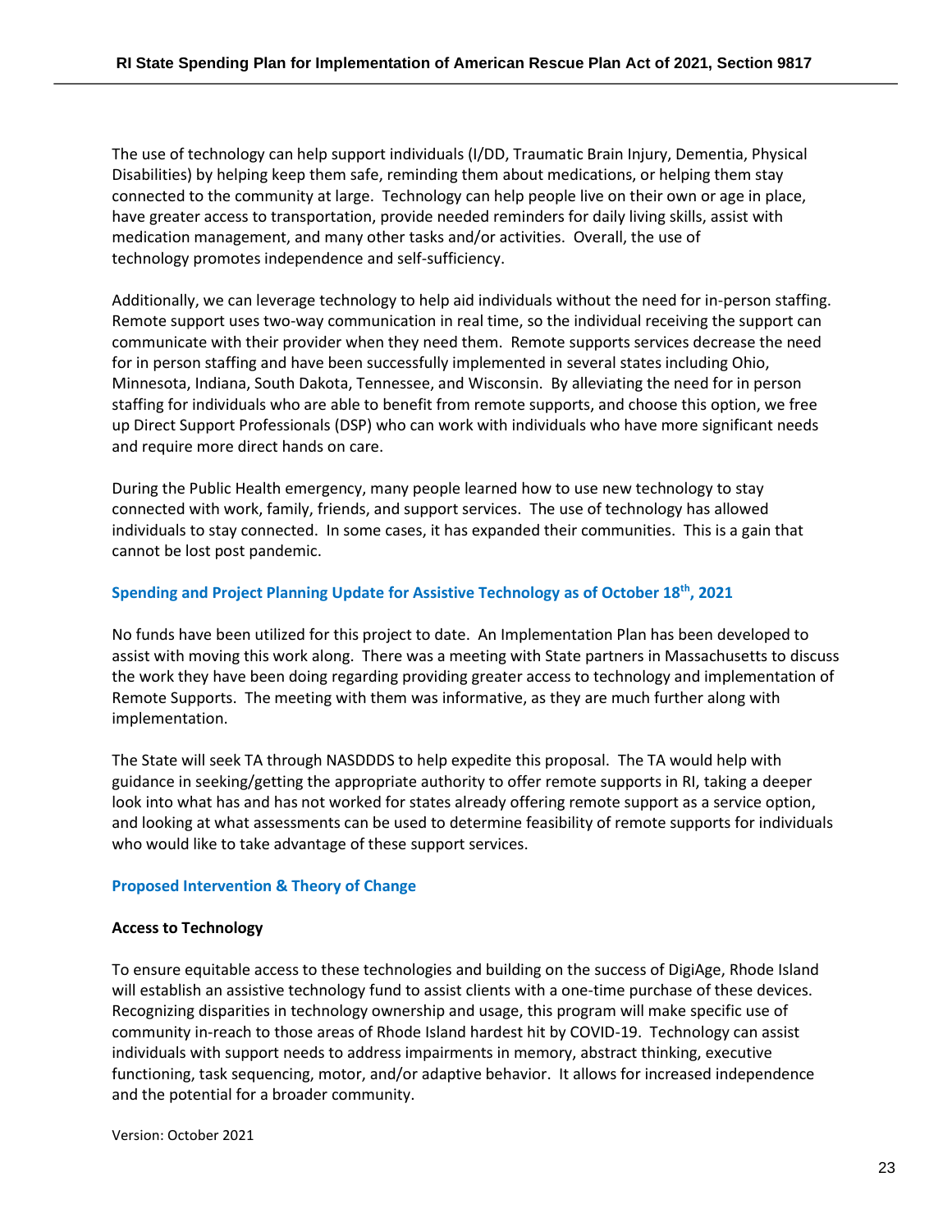The use of technology can help support individuals (I/DD, Traumatic Brain Injury, Dementia, Physical Disabilities) by helping keep them safe, reminding them about medications, or helping them stay connected to the community at large. Technology can help people live on their own or age in place, have greater access to transportation, provide needed reminders for daily living skills, assist with medication management, and many other tasks and/or activities. Overall, the use of technology promotes independence and self-sufficiency.

Additionally, we can leverage technology to help aid individuals without the need for in-person staffing. Remote support uses two-way communication in real time, so the individual receiving the support can communicate with their provider when they need them. Remote supports services decrease the need for in person staffing and have been successfully implemented in several states including Ohio, Minnesota, Indiana, South Dakota, Tennessee, and Wisconsin. By alleviating the need for in person staffing for individuals who are able to benefit from remote supports, and choose this option, we free up Direct Support Professionals (DSP) who can work with individuals who have more significant needs and require more direct hands on care.

During the Public Health emergency, many people learned how to use new technology to stay connected with work, family, friends, and support services. The use of technology has allowed individuals to stay connected. In some cases, it has expanded their communities. This is a gain that cannot be lost post pandemic.

### Spending and Project Planning Update for Assistive Technology as of October 18th, 2021

No funds have been utilized for this project to date. An Implementation Plan has been developed to assist with moving this work along. There was a meeting with State partners in Massachusetts to discuss the work they have been doing regarding providing greater access to technology and implementation of Remote Supports. The meeting with them was informative, as they are much further along with implementation.

The State will seek TA through NASDDDS to help expedite this proposal. The TA would help with guidance in seeking/getting the appropriate authority to offer remote supports in RI, taking a deeper look into what has and has not worked for states already offering remote support as a service option, and looking at what assessments can be used to determine feasibility of remote supports for individuals who would like to take advantage of these support services.

### Proposed Intervention & Theory of Change

**Access to Technology**

To ensure equitable access to these technologies and building on the success of DigiAge, Rhode Island will establish an assistive technology fund to assist clients with a one-time purchase of these devices. Recognizing disparities in technology ownership and usage, this program will make specific use of community in-reach to those areas of Rhode Island hardest hit by COVID-19. Technology can assist individuals with support needs to address impairments in memory, abstract thinking, executive functioning, task sequencing, motor, and/or adaptive behavior. It allows for increased independence and the potential for a broader community.

Version: October 2021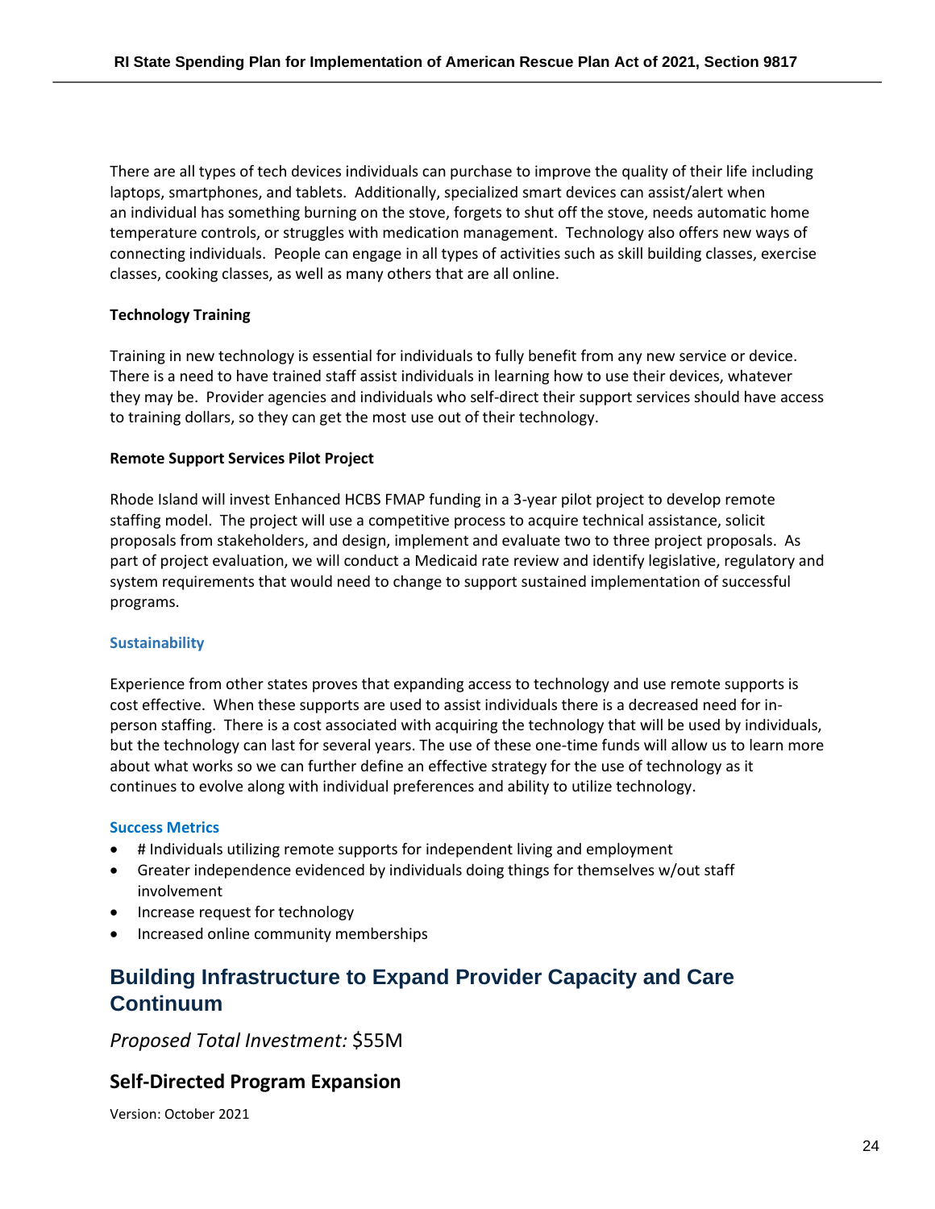There are all types of tech devices individuals can purchase to improve the quality of their life including laptops, smartphones, and tablets. Additionally, specialized smart devices can assist/alert when an individual has something burning on the stove, forgets to shut off the stove, needs automatic home temperature controls, or struggles with medication management. Technology also offers new ways of connecting individuals. People can engage in all types of activities such as skill building classes, exercise classes, cooking classes, as well as many others that are all online.

**Technology Training**

Training in new technology is essential for individuals to fully benefit from any new service or device. There is a need to have trained staff assist individuals in learning how to use their devices, whatever they may be. Provider agencies and individuals who self-direct their support services should have access to training dollars, so they can get the most use out of their technology.

**Remote Support Services Pilot Project**

Rhode Island will invest Enhanced HCBS FMAP funding in a 3-year pilot project to develop remote staffing model. The project will use a competitive process to acquire technical assistance, solicit proposals from stakeholders, and design, implement and evaluate two to three project proposals. As part of project evaluation, we will conduct a Medicaid rate review and identify legislative, regulatory and system requirements that would need to change to support sustained implementation of successful programs.

#### Sustainability

Experience from other states proves that expanding access to technology and use remote supports is cost effective. When these supports are used to assist individuals there is a decreased need for in-person staffing. There is a cost associated with acquiring the technology that will be used by individuals, but the technology can last for several years. The use of these one-time funds will allow us to learn more about what works so we can further define an effective strategy for the use of technology as it continues to evolve along with individual preferences and ability to utilize technology.

#### Success Metrics

- # Individuals utilizing remote supports for independent living and employment
- Greater independence evidenced by individuals doing things for themselves w/out staff involvement
- Increase request for technology
- Increased online community memberships

## Building Infrastructure to Expand Provider Capacity and Care Continuum

*Proposed Total Investment:* $55M

### Self-Directed Program Expansion

Version: October 2021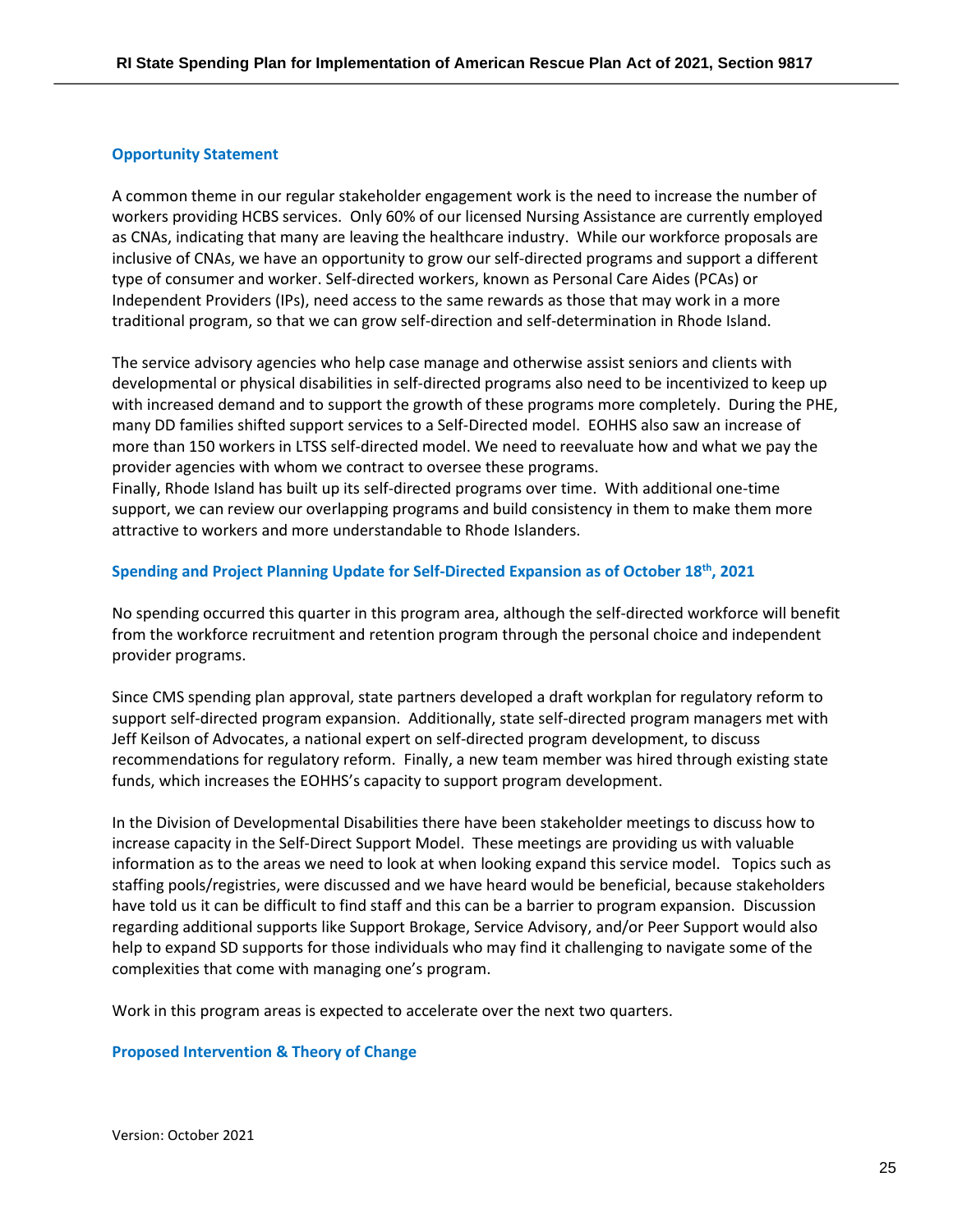### Opportunity Statement

A common theme in our regular stakeholder engagement work is the need to increase the number of workers providing HCBS services. Only 60% of our licensed Nursing Assistance are currently employed as CNAs, indicating that many are leaving the healthcare industry. While our workforce proposals are inclusive of CNAs, we have an opportunity to grow our self-directed programs and support a different type of consumer and worker. Self-directed workers, known as Personal Care Aides (PCAs) or Independent Providers (IPs), need access to the same rewards as those that may work in a more traditional program, so that we can grow self-direction and self-determination in Rhode Island.

The service advisory agencies who help case manage and otherwise assist seniors and clients with developmental or physical disabilities in self-directed programs also need to be incentivized to keep up with increased demand and to support the growth of these programs more completely. During the PHE, many DD families shifted support services to a Self-Directed model. EOHHS also saw an increase of more than 150 workers in LTSS self-directed model. We need to reevaluate how and what we pay the provider agencies with whom we contract to oversee these programs.
Finally, Rhode Island has built up its self-directed programs over time. With additional one-time support, we can review our overlapping programs and build consistency in them to make them more attractive to workers and more understandable to Rhode Islanders.

### Spending and Project Planning Update for Self-Directed Expansion as of October 18th, 2021

No spending occurred this quarter in this program area, although the self-directed workforce will benefit from the workforce recruitment and retention program through the personal choice and independent provider programs.

Since CMS spending plan approval, state partners developed a draft workplan for regulatory reform to support self-directed program expansion. Additionally, state self-directed program managers met with Jeff Keilson of Advocates, a national expert on self-directed program development, to discuss recommendations for regulatory reform. Finally, a new team member was hired through existing state funds, which increases the EOHHS's capacity to support program development.

In the Division of Developmental Disabilities there have been stakeholder meetings to discuss how to increase capacity in the Self-Direct Support Model. These meetings are providing us with valuable information as to the areas we need to look at when looking expand this service model. Topics such as staffing pools/registries, were discussed and we have heard would be beneficial, because stakeholders have told us it can be difficult to find staff and this can be a barrier to program expansion. Discussion regarding additional supports like Support Brokage, Service Advisory, and/or Peer Support would also help to expand SD supports for those individuals who may find it challenging to navigate some of the complexities that come with managing one's program.

Work in this program areas is expected to accelerate over the next two quarters.

### Proposed Intervention & Theory of Change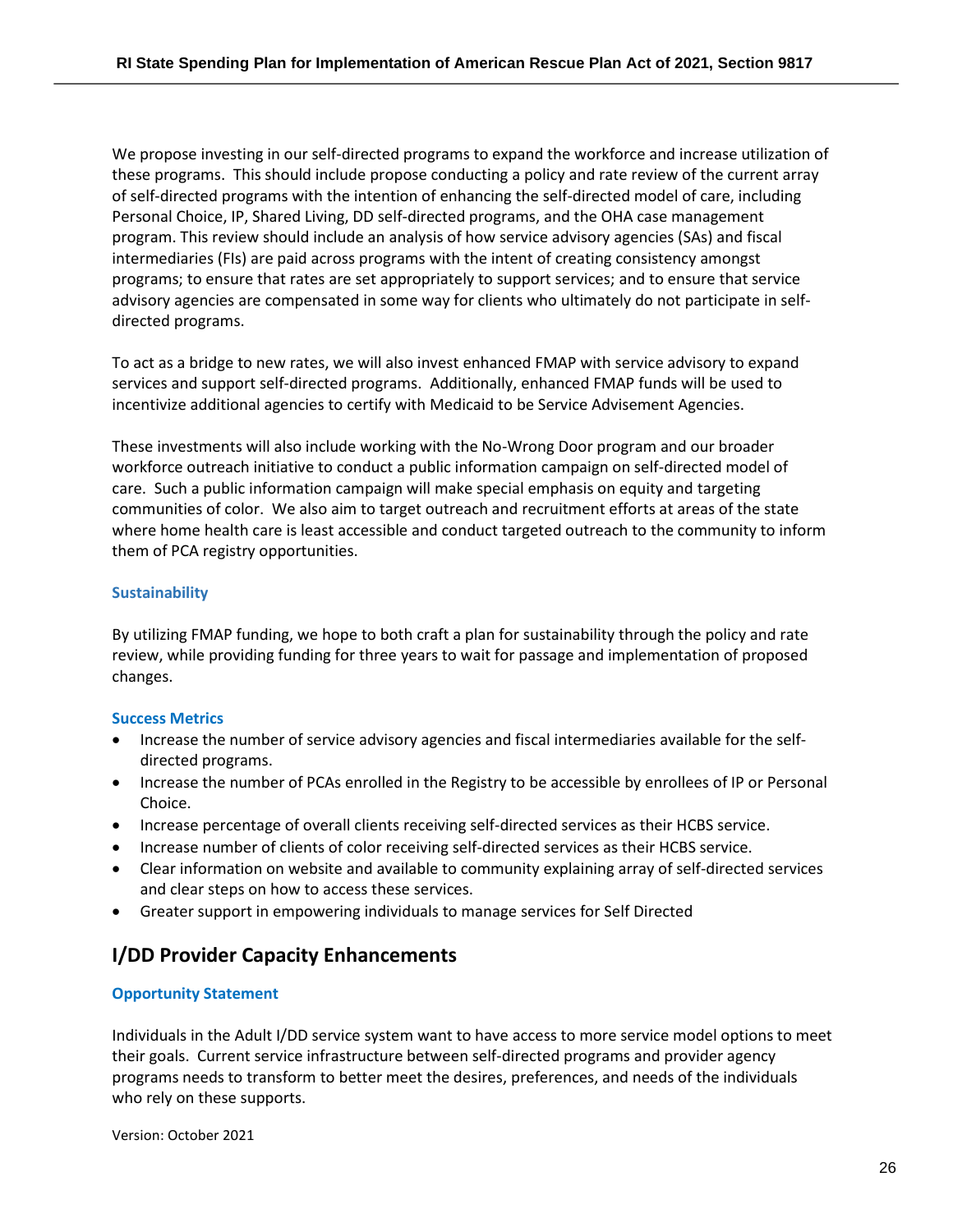We propose investing in our self-directed programs to expand the workforce and increase utilization of these programs. This should include propose conducting a policy and rate review of the current array of self-directed programs with the intention of enhancing the self-directed model of care, including Personal Choice, IP, Shared Living, DD self-directed programs, and the OHA case management program. This review should include an analysis of how service advisory agencies (SAs) and fiscal intermediaries (FIs) are paid across programs with the intent of creating consistency amongst programs; to ensure that rates are set appropriately to support services; and to ensure that service advisory agencies are compensated in some way for clients who ultimately do not participate in self-directed programs.

To act as a bridge to new rates, we will also invest enhanced FMAP with service advisory to expand services and support self-directed programs. Additionally, enhanced FMAP funds will be used to incentivize additional agencies to certify with Medicaid to be Service Advisement Agencies.

These investments will also include working with the No-Wrong Door program and our broader workforce outreach initiative to conduct a public information campaign on self-directed model of care. Such a public information campaign will make special emphasis on equity and targeting communities of color. We also aim to target outreach and recruitment efforts at areas of the state where home health care is least accessible and conduct targeted outreach to the community to inform them of PCA registry opportunities.

### Sustainability

By utilizing FMAP funding, we hope to both craft a plan for sustainability through the policy and rate review, while providing funding for three years to wait for passage and implementation of proposed changes.

### Success Metrics

- Increase the number of service advisory agencies and fiscal intermediaries available for the self-directed programs.
- Increase the number of PCAs enrolled in the Registry to be accessible by enrollees of IP or Personal Choice.
- Increase percentage of overall clients receiving self-directed services as their HCBS service.
- Increase number of clients of color receiving self-directed services as their HCBS service.
- Clear information on website and available to community explaining array of self-directed services and clear steps on how to access these services.
- Greater support in empowering individuals to manage services for Self Directed

## I/DD Provider Capacity Enhancements

### Opportunity Statement

Individuals in the Adult I/DD service system want to have access to more service model options to meet their goals. Current service infrastructure between self-directed programs and provider agency programs needs to transform to better meet the desires, preferences, and needs of the individuals who rely on these supports.

Version: October 2021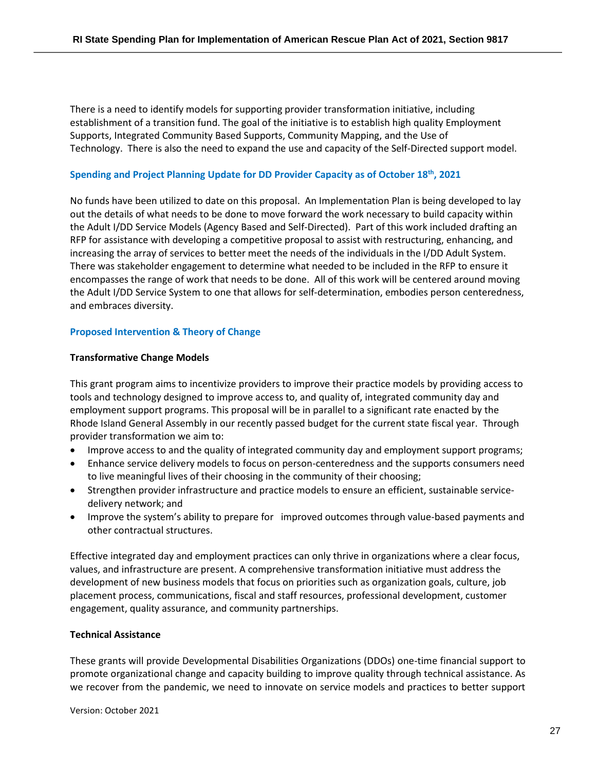There is a need to identify models for supporting provider transformation initiative, including establishment of a transition fund. The goal of the initiative is to establish high quality Employment Supports, Integrated Community Based Supports, Community Mapping, and the Use of Technology. There is also the need to expand the use and capacity of the Self-Directed support model.

### Spending and Project Planning Update for DD Provider Capacity as of October 18th, 2021

No funds have been utilized to date on this proposal. An Implementation Plan is being developed to lay out the details of what needs to be done to move forward the work necessary to build capacity within the Adult I/DD Service Models (Agency Based and Self-Directed). Part of this work included drafting an RFP for assistance with developing a competitive proposal to assist with restructuring, enhancing, and increasing the array of services to better meet the needs of the individuals in the I/DD Adult System. There was stakeholder engagement to determine what needed to be included in the RFP to ensure it encompasses the range of work that needs to be done. All of this work will be centered around moving the Adult I/DD Service System to one that allows for self-determination, embodies person centeredness, and embraces diversity.

### Proposed Intervention & Theory of Change

**Transformative Change Models**

This grant program aims to incentivize providers to improve their practice models by providing access to tools and technology designed to improve access to, and quality of, integrated community day and employment support programs. This proposal will be in parallel to a significant rate enacted by the Rhode Island General Assembly in our recently passed budget for the current state fiscal year. Through provider transformation we aim to:

- Improve access to and the quality of integrated community day and employment support programs;
- Enhance service delivery models to focus on person-centeredness and the supports consumers need to live meaningful lives of their choosing in the community of their choosing;
- Strengthen provider infrastructure and practice models to ensure an efficient, sustainable service-delivery network; and
- Improve the system's ability to prepare for improved outcomes through value-based payments and other contractual structures.

Effective integrated day and employment practices can only thrive in organizations where a clear focus, values, and infrastructure are present. A comprehensive transformation initiative must address the development of new business models that focus on priorities such as organization goals, culture, job placement process, communications, fiscal and staff resources, professional development, customer engagement, quality assurance, and community partnerships.

**Technical Assistance**

These grants will provide Developmental Disabilities Organizations (DDOs) one-time financial support to promote organizational change and capacity building to improve quality through technical assistance. As we recover from the pandemic, we need to innovate on service models and practices to better support

Version: October 2021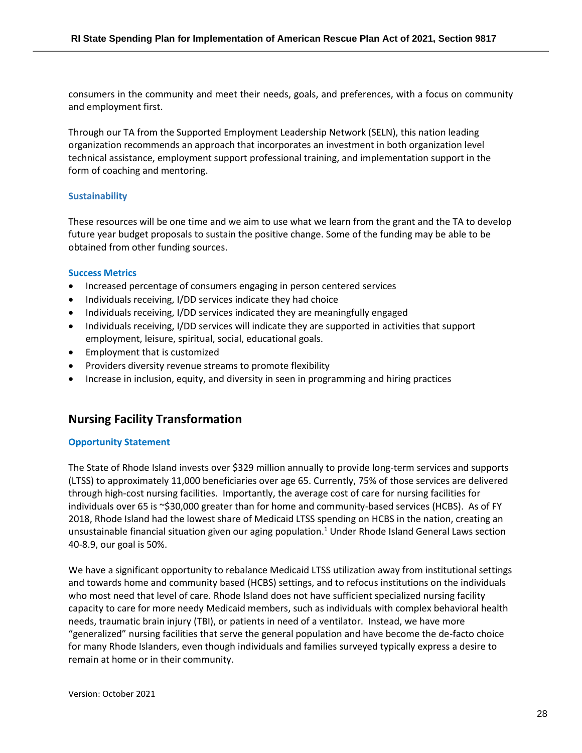consumers in the community and meet their needs, goals, and preferences, with a focus on community and employment first.

Through our TA from the Supported Employment Leadership Network (SELN), this nation leading organization recommends an approach that incorporates an investment in both organization level technical assistance, employment support professional training, and implementation support in the form of coaching and mentoring.

### Sustainability

These resources will be one time and we aim to use what we learn from the grant and the TA to develop future year budget proposals to sustain the positive change. Some of the funding may be able to be obtained from other funding sources.

### Success Metrics

- Increased percentage of consumers engaging in person centered services
- Individuals receiving, I/DD services indicate they had choice
- Individuals receiving, I/DD services indicated they are meaningfully engaged
- Individuals receiving, I/DD services will indicate they are supported in activities that support employment, leisure, spiritual, social, educational goals.
- Employment that is customized
- Providers diversity revenue streams to promote flexibility
- Increase in inclusion, equity, and diversity in seen in programming and hiring practices

## Nursing Facility Transformation

### Opportunity Statement

The State of Rhode Island invests over $329 million annually to provide long-term services and supports (LTSS) to approximately 11,000 beneficiaries over age 65. Currently, 75% of those services are delivered through high-cost nursing facilities. Importantly, the average cost of care for nursing facilities for individuals over 65 is ~$30,000 greater than for home and community-based services (HCBS). As of FY 2018, Rhode Island had the lowest share of Medicaid LTSS spending on HCBS in the nation, creating an unsustainable financial situation given our aging population.[1] Under Rhode Island General Laws section 40-8.9, our goal is 50%.

We have a significant opportunity to rebalance Medicaid LTSS utilization away from institutional settings and towards home and community based (HCBS) settings, and to refocus institutions on the individuals who most need that level of care. Rhode Island does not have sufficient specialized nursing facility capacity to care for more needy Medicaid members, such as individuals with complex behavioral health needs, traumatic brain injury (TBI), or patients in need of a ventilator. Instead, we have more "generalized" nursing facilities that serve the general population and have become the de-facto choice for many Rhode Islanders, even though individuals and families surveyed typically express a desire to remain at home or in their community.

Version: October 2021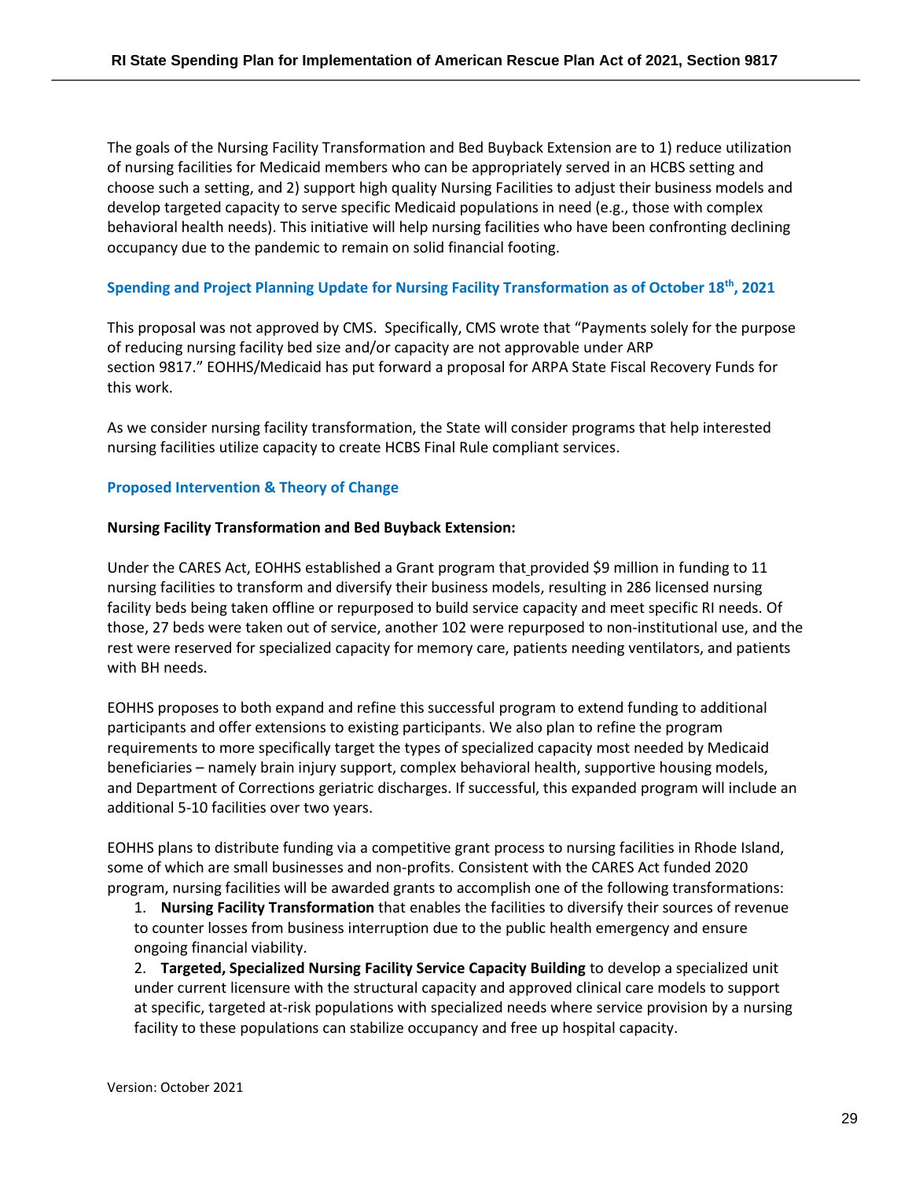The goals of the Nursing Facility Transformation and Bed Buyback Extension are to 1) reduce utilization of nursing facilities for Medicaid members who can be appropriately served in an HCBS setting and choose such a setting, and 2) support high quality Nursing Facilities to adjust their business models and develop targeted capacity to serve specific Medicaid populations in need (e.g., those with complex behavioral health needs). This initiative will help nursing facilities who have been confronting declining occupancy due to the pandemic to remain on solid financial footing.

### Spending and Project Planning Update for Nursing Facility Transformation as of October 18th, 2021

This proposal was not approved by CMS. Specifically, CMS wrote that "Payments solely for the purpose of reducing nursing facility bed size and/or capacity are not approvable under ARP section 9817." EOHHS/Medicaid has put forward a proposal for ARPA State Fiscal Recovery Funds for this work.

As we consider nursing facility transformation, the State will consider programs that help interested nursing facilities utilize capacity to create HCBS Final Rule compliant services.

### Proposed Intervention & Theory of Change

**Nursing Facility Transformation and Bed Buyback Extension:**

Under the CARES Act, EOHHS established a Grant program that provided $9 million in funding to 11 nursing facilities to transform and diversify their business models, resulting in 286 licensed nursing facility beds being taken offline or repurposed to build service capacity and meet specific RI needs. Of those, 27 beds were taken out of service, another 102 were repurposed to non-institutional use, and the rest were reserved for specialized capacity for memory care, patients needing ventilators, and patients with BH needs.

EOHHS proposes to both expand and refine this successful program to extend funding to additional participants and offer extensions to existing participants. We also plan to refine the program requirements to more specifically target the types of specialized capacity most needed by Medicaid beneficiaries – namely brain injury support, complex behavioral health, supportive housing models, and Department of Corrections geriatric discharges. If successful, this expanded program will include an additional 5-10 facilities over two years.

EOHHS plans to distribute funding via a competitive grant process to nursing facilities in Rhode Island, some of which are small businesses and non-profits. Consistent with the CARES Act funded 2020 program, nursing facilities will be awarded grants to accomplish one of the following transformations:

1. **Nursing Facility Transformation** that enables the facilities to diversify their sources of revenue to counter losses from business interruption due to the public health emergency and ensure ongoing financial viability.
2. **Targeted, Specialized Nursing Facility Service Capacity Building** to develop a specialized unit under current licensure with the structural capacity and approved clinical care models to support at specific, targeted at-risk populations with specialized needs where service provision by a nursing facility to these populations can stabilize occupancy and free up hospital capacity.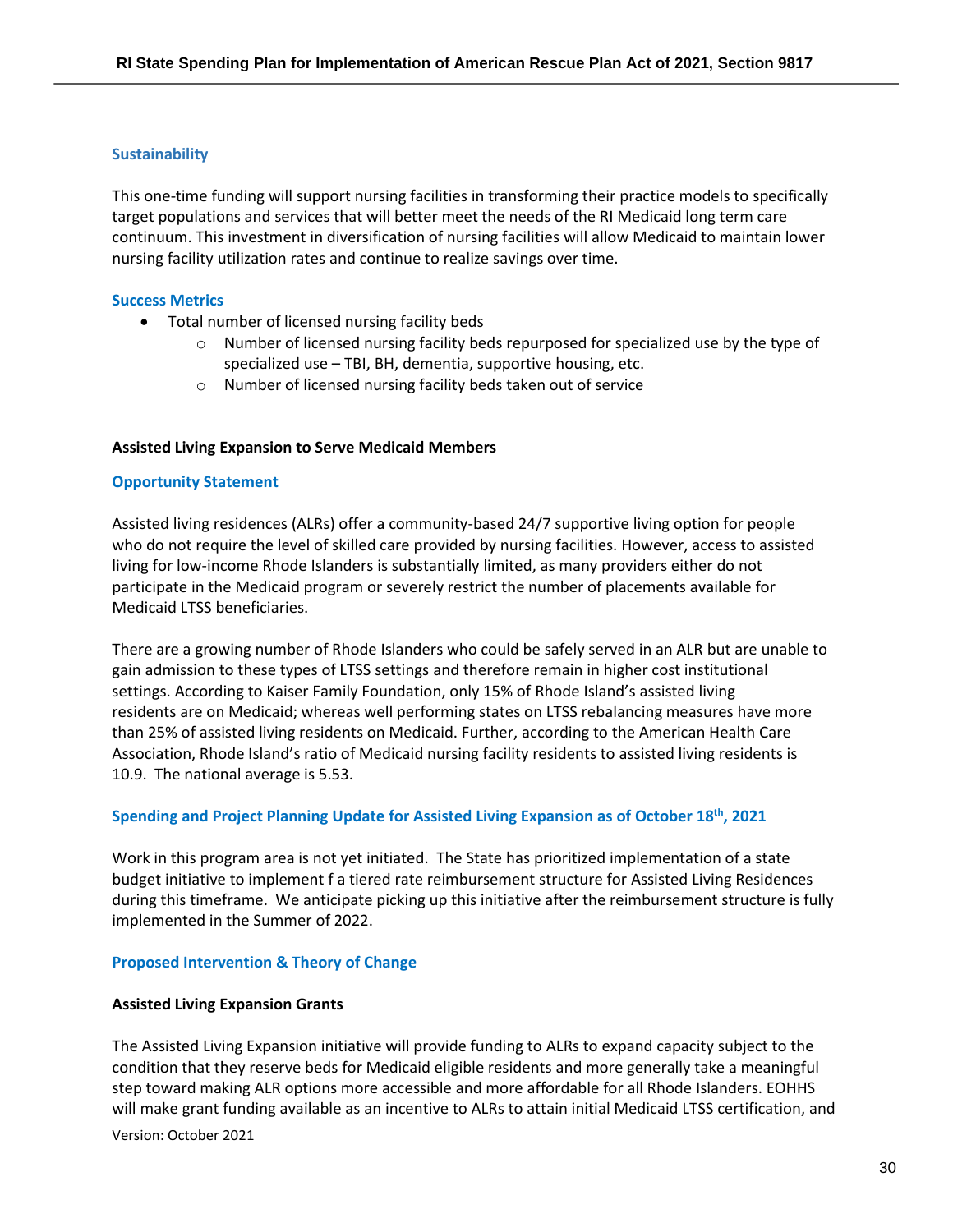### Sustainability

This one-time funding will support nursing facilities in transforming their practice models to specifically target populations and services that will better meet the needs of the RI Medicaid long term care continuum. This investment in diversification of nursing facilities will allow Medicaid to maintain lower nursing facility utilization rates and continue to realize savings over time.

### Success Metrics

- Total number of licensed nursing facility beds
  - Number of licensed nursing facility beds repurposed for specialized use by the type of specialized use – TBI, BH, dementia, supportive housing, etc.
  - Number of licensed nursing facility beds taken out of service

## Assisted Living Expansion to Serve Medicaid Members

### Opportunity Statement

Assisted living residences (ALRs) offer a community-based 24/7 supportive living option for people who do not require the level of skilled care provided by nursing facilities. However, access to assisted living for low-income Rhode Islanders is substantially limited, as many providers either do not participate in the Medicaid program or severely restrict the number of placements available for Medicaid LTSS beneficiaries.

There are a growing number of Rhode Islanders who could be safely served in an ALR but are unable to gain admission to these types of LTSS settings and therefore remain in higher cost institutional settings. According to Kaiser Family Foundation, only 15% of Rhode Island's assisted living residents are on Medicaid; whereas well performing states on LTSS rebalancing measures have more than 25% of assisted living residents on Medicaid. Further, according to the American Health Care Association, Rhode Island's ratio of Medicaid nursing facility residents to assisted living residents is 10.9. The national average is 5.53.

### Spending and Project Planning Update for Assisted Living Expansion as of October 18th, 2021

Work in this program area is not yet initiated. The State has prioritized implementation of a state budget initiative to implement f a tiered rate reimbursement structure for Assisted Living Residences during this timeframe. We anticipate picking up this initiative after the reimbursement structure is fully implemented in the Summer of 2022.

### Proposed Intervention & Theory of Change

**Assisted Living Expansion Grants**

The Assisted Living Expansion initiative will provide funding to ALRs to expand capacity subject to the condition that they reserve beds for Medicaid eligible residents and more generally take a meaningful step toward making ALR options more accessible and more affordable for all Rhode Islanders. EOHHS will make grant funding available as an incentive to ALRs to attain initial Medicaid LTSS certification, and

Version: October 2021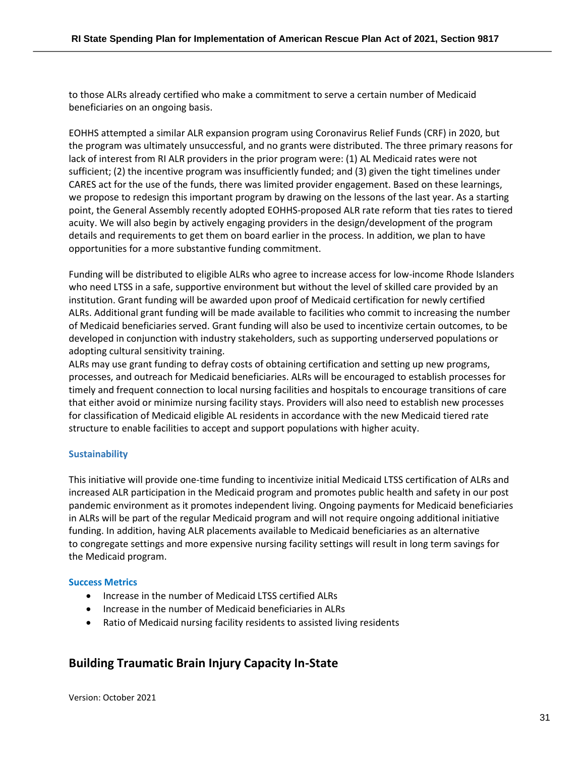to those ALRs already certified who make a commitment to serve a certain number of Medicaid beneficiaries on an ongoing basis.

EOHHS attempted a similar ALR expansion program using Coronavirus Relief Funds (CRF) in 2020, but the program was ultimately unsuccessful, and no grants were distributed. The three primary reasons for lack of interest from RI ALR providers in the prior program were: (1) AL Medicaid rates were not sufficient; (2) the incentive program was insufficiently funded; and (3) given the tight timelines under CARES act for the use of the funds, there was limited provider engagement. Based on these learnings, we propose to redesign this important program by drawing on the lessons of the last year. As a starting point, the General Assembly recently adopted EOHHS-proposed ALR rate reform that ties rates to tiered acuity. We will also begin by actively engaging providers in the design/development of the program details and requirements to get them on board earlier in the process. In addition, we plan to have opportunities for a more substantive funding commitment.

Funding will be distributed to eligible ALRs who agree to increase access for low-income Rhode Islanders who need LTSS in a safe, supportive environment but without the level of skilled care provided by an institution. Grant funding will be awarded upon proof of Medicaid certification for newly certified ALRs. Additional grant funding will be made available to facilities who commit to increasing the number of Medicaid beneficiaries served. Grant funding will also be used to incentivize certain outcomes, to be developed in conjunction with industry stakeholders, such as supporting underserved populations or adopting cultural sensitivity training.

ALRs may use grant funding to defray costs of obtaining certification and setting up new programs, processes, and outreach for Medicaid beneficiaries. ALRs will be encouraged to establish processes for timely and frequent connection to local nursing facilities and hospitals to encourage transitions of care that either avoid or minimize nursing facility stays. Providers will also need to establish new processes for classification of Medicaid eligible AL residents in accordance with the new Medicaid tiered rate structure to enable facilities to accept and support populations with higher acuity.

### Sustainability

This initiative will provide one-time funding to incentivize initial Medicaid LTSS certification of ALRs and increased ALR participation in the Medicaid program and promotes public health and safety in our post pandemic environment as it promotes independent living. Ongoing payments for Medicaid beneficiaries in ALRs will be part of the regular Medicaid program and will not require ongoing additional initiative funding. In addition, having ALR placements available to Medicaid beneficiaries as an alternative to congregate settings and more expensive nursing facility settings will result in long term savings for the Medicaid program.

### Success Metrics

- Increase in the number of Medicaid LTSS certified ALRs
- Increase in the number of Medicaid beneficiaries in ALRs
- Ratio of Medicaid nursing facility residents to assisted living residents

## Building Traumatic Brain Injury Capacity In-State

Version: October 2021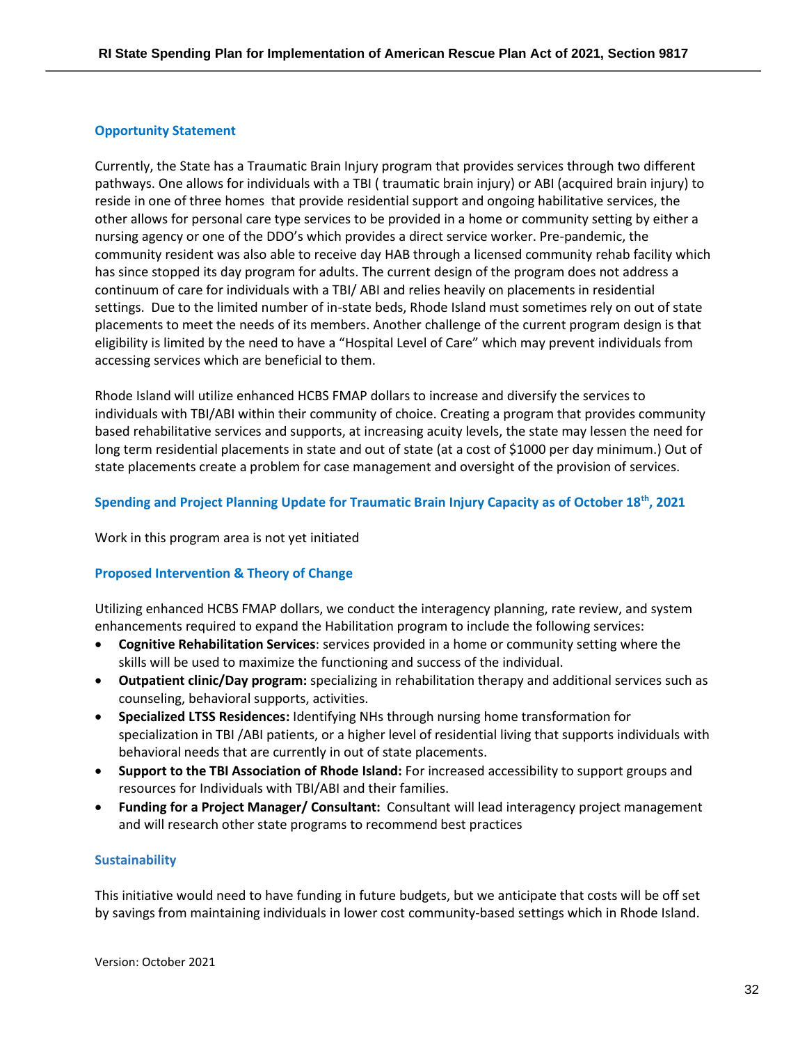### Opportunity Statement

Currently, the State has a Traumatic Brain Injury program that provides services through two different pathways. One allows for individuals with a TBI ( traumatic brain injury) or ABI (acquired brain injury) to reside in one of three homes that provide residential support and ongoing habilitative services, the other allows for personal care type services to be provided in a home or community setting by either a nursing agency or one of the DDO's which provides a direct service worker. Pre-pandemic, the community resident was also able to receive day HAB through a licensed community rehab facility which has since stopped its day program for adults. The current design of the program does not address a continuum of care for individuals with a TBI/ ABI and relies heavily on placements in residential settings. Due to the limited number of in-state beds, Rhode Island must sometimes rely on out of state placements to meet the needs of its members. Another challenge of the current program design is that eligibility is limited by the need to have a "Hospital Level of Care" which may prevent individuals from accessing services which are beneficial to them.

Rhode Island will utilize enhanced HCBS FMAP dollars to increase and diversify the services to individuals with TBI/ABI within their community of choice. Creating a program that provides community based rehabilitative services and supports, at increasing acuity levels, the state may lessen the need for long term residential placements in state and out of state (at a cost of $1000 per day minimum.) Out of state placements create a problem for case management and oversight of the provision of services.

### Spending and Project Planning Update for Traumatic Brain Injury Capacity as of October 18th, 2021

Work in this program area is not yet initiated

### Proposed Intervention & Theory of Change

Utilizing enhanced HCBS FMAP dollars, we conduct the interagency planning, rate review, and system enhancements required to expand the Habilitation program to include the following services:

- **Cognitive Rehabilitation Services**: services provided in a home or community setting where the skills will be used to maximize the functioning and success of the individual.
- **Outpatient clinic/Day program:** specializing in rehabilitation therapy and additional services such as counseling, behavioral supports, activities.
- **Specialized LTSS Residences:** Identifying NHs through nursing home transformation for specialization in TBI /ABI patients, or a higher level of residential living that supports individuals with behavioral needs that are currently in out of state placements.
- **Support to the TBI Association of Rhode Island:** For increased accessibility to support groups and resources for Individuals with TBI/ABI and their families.
- **Funding for a Project Manager/ Consultant:** Consultant will lead interagency project management and will research other state programs to recommend best practices

### Sustainability

This initiative would need to have funding in future budgets, but we anticipate that costs will be off set by savings from maintaining individuals in lower cost community-based settings which in Rhode Island.

Version: October 2021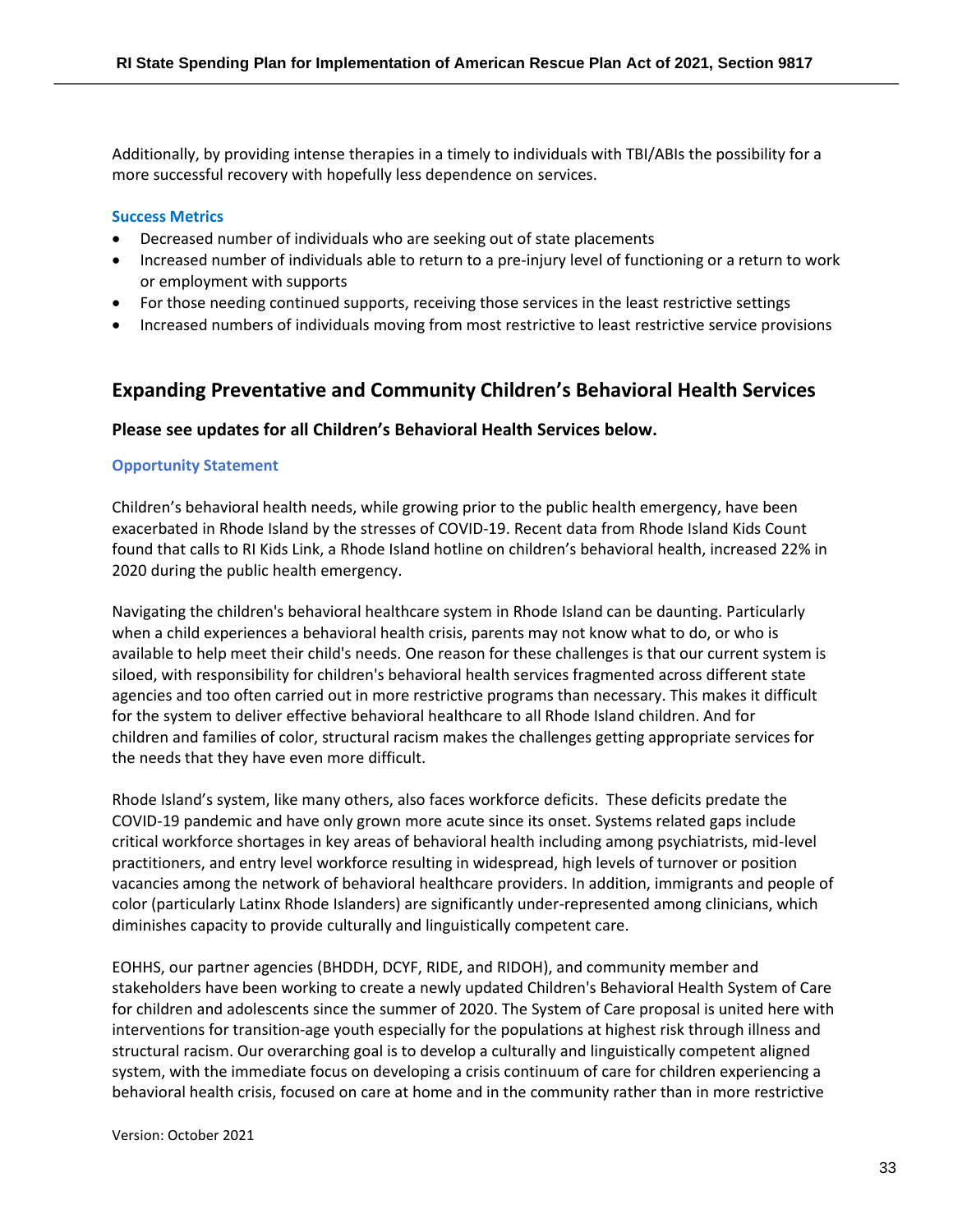Additionally, by providing intense therapies in a timely to individuals with TBI/ABIs the possibility for a more successful recovery with hopefully less dependence on services.

### Success Metrics

- Decreased number of individuals who are seeking out of state placements
- Increased number of individuals able to return to a pre-injury level of functioning or a return to work or employment with supports
- For those needing continued supports, receiving those services in the least restrictive settings
- Increased numbers of individuals moving from most restrictive to least restrictive service provisions

## Expanding Preventative and Community Children's Behavioral Health Services

**Please see updates for all Children's Behavioral Health Services below.**

### Opportunity Statement

Children's behavioral health needs, while growing prior to the public health emergency, have been exacerbated in Rhode Island by the stresses of COVID-19. Recent data from Rhode Island Kids Count found that calls to RI Kids Link, a Rhode Island hotline on children's behavioral health, increased 22% in 2020 during the public health emergency.

Navigating the children's behavioral healthcare system in Rhode Island can be daunting. Particularly when a child experiences a behavioral health crisis, parents may not know what to do, or who is available to help meet their child's needs. One reason for these challenges is that our current system is siloed, with responsibility for children's behavioral health services fragmented across different state agencies and too often carried out in more restrictive programs than necessary. This makes it difficult for the system to deliver effective behavioral healthcare to all Rhode Island children. And for children and families of color, structural racism makes the challenges getting appropriate services for the needs that they have even more difficult.

Rhode Island's system, like many others, also faces workforce deficits. These deficits predate the COVID-19 pandemic and have only grown more acute since its onset. Systems related gaps include critical workforce shortages in key areas of behavioral health including among psychiatrists, mid-level practitioners, and entry level workforce resulting in widespread, high levels of turnover or position vacancies among the network of behavioral healthcare providers. In addition, immigrants and people of color (particularly Latinx Rhode Islanders) are significantly under-represented among clinicians, which diminishes capacity to provide culturally and linguistically competent care.

EOHHS, our partner agencies (BHDDH, DCYF, RIDE, and RIDOH), and community member and stakeholders have been working to create a newly updated Children's Behavioral Health System of Care for children and adolescents since the summer of 2020. The System of Care proposal is united here with interventions for transition-age youth especially for the populations at highest risk through illness and structural racism. Our overarching goal is to develop a culturally and linguistically competent aligned system, with the immediate focus on developing a crisis continuum of care for children experiencing a behavioral health crisis, focused on care at home and in the community rather than in more restrictive

Version: October 2021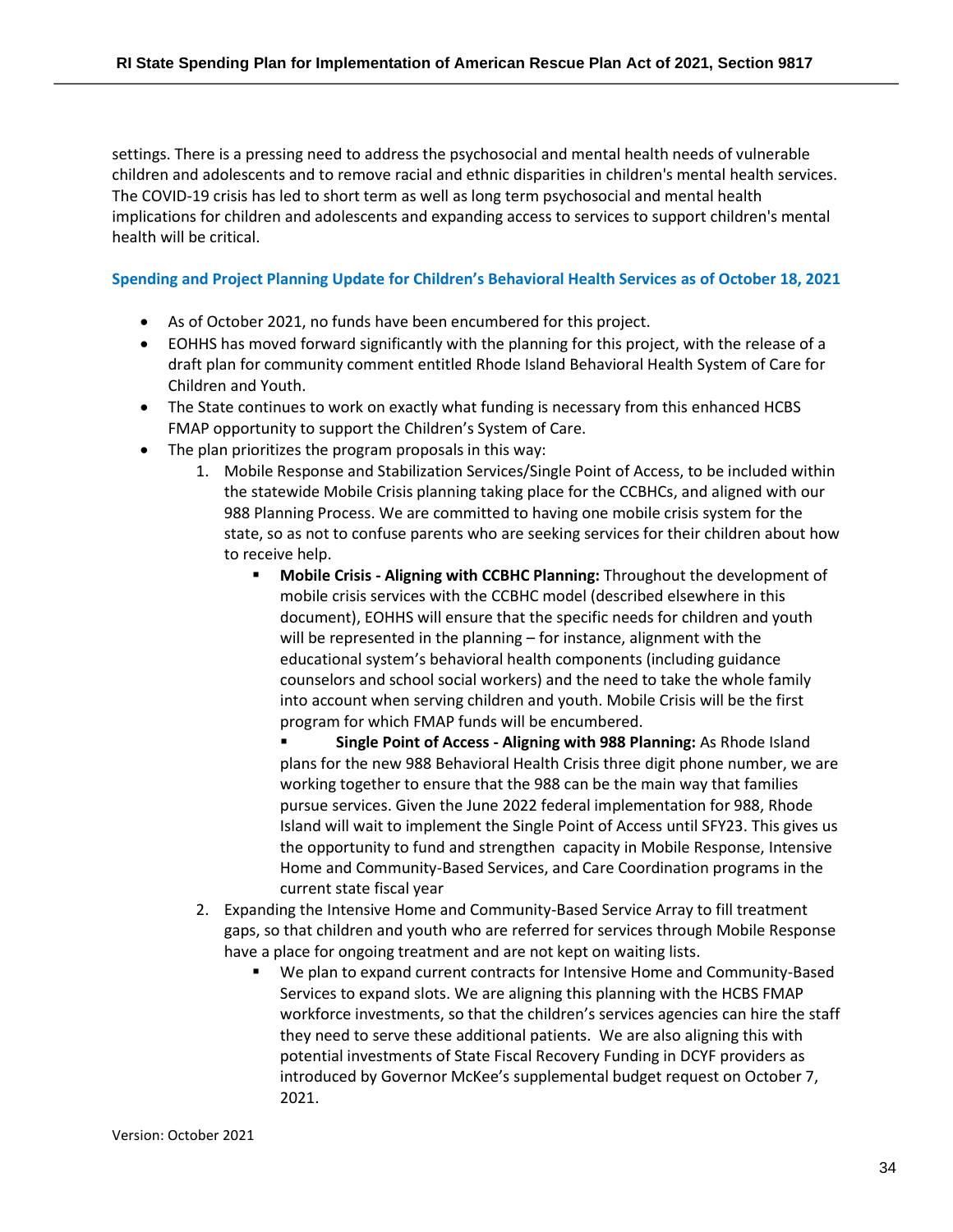settings. There is a pressing need to address the psychosocial and mental health needs of vulnerable children and adolescents and to remove racial and ethnic disparities in children's mental health services. The COVID-19 crisis has led to short term as well as long term psychosocial and mental health implications for children and adolescents and expanding access to services to support children's mental health will be critical.

### Spending and Project Planning Update for Children's Behavioral Health Services as of October 18, 2021

- As of October 2021, no funds have been encumbered for this project.
- EOHHS has moved forward significantly with the planning for this project, with the release of a draft plan for community comment entitled Rhode Island Behavioral Health System of Care for Children and Youth.
- The State continues to work on exactly what funding is necessary from this enhanced HCBS FMAP opportunity to support the Children's System of Care.
- The plan prioritizes the program proposals in this way:
  1. Mobile Response and Stabilization Services/Single Point of Access, to be included within the statewide Mobile Crisis planning taking place for the CCBHCs, and aligned with our 988 Planning Process. We are committed to having one mobile crisis system for the state, so as not to confuse parents who are seeking services for their children about how to receive help.
     - **Mobile Crisis - Aligning with CCBHC Planning:** Throughout the development of mobile crisis services with the CCBHC model (described elsewhere in this document), EOHHS will ensure that the specific needs for children and youth will be represented in the planning – for instance, alignment with the educational system's behavioral health components (including guidance counselors and school social workers) and the need to take the whole family into account when serving children and youth. Mobile Crisis will be the first program for which FMAP funds will be encumbered.
     - **Single Point of Access - Aligning with 988 Planning:** As Rhode Island plans for the new 988 Behavioral Health Crisis three digit phone number, we are working together to ensure that the 988 can be the main way that families pursue services. Given the June 2022 federal implementation for 988, Rhode Island will wait to implement the Single Point of Access until SFY23. This gives us the opportunity to fund and strengthen capacity in Mobile Response, Intensive Home and Community-Based Services, and Care Coordination programs in the current state fiscal year
  2. Expanding the Intensive Home and Community-Based Service Array to fill treatment gaps, so that children and youth who are referred for services through Mobile Response have a place for ongoing treatment and are not kept on waiting lists.
     - We plan to expand current contracts for Intensive Home and Community-Based Services to expand slots. We are aligning this planning with the HCBS FMAP workforce investments, so that the children's services agencies can hire the staff they need to serve these additional patients. We are also aligning this with potential investments of State Fiscal Recovery Funding in DCYF providers as introduced by Governor McKee's supplemental budget request on October 7, 2021.

Version: October 2021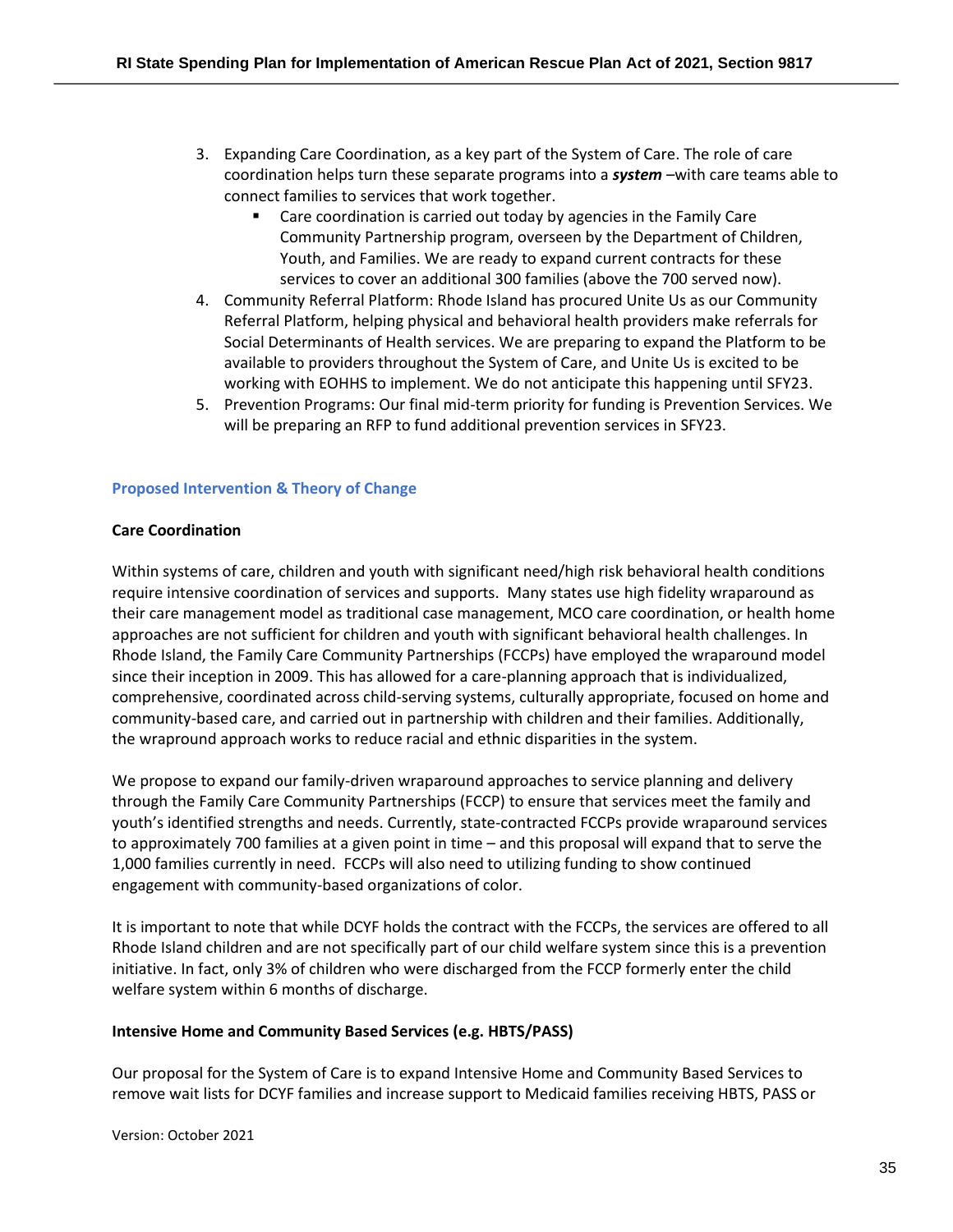3. Expanding Care Coordination, as a key part of the System of Care. The role of care coordination helps turn these separate programs into a ***system*** –with care teams able to connect families to services that work together.
    - Care coordination is carried out today by agencies in the Family Care Community Partnership program, overseen by the Department of Children, Youth, and Families. We are ready to expand current contracts for these services to cover an additional 300 families (above the 700 served now).
4. Community Referral Platform: Rhode Island has procured Unite Us as our Community Referral Platform, helping physical and behavioral health providers make referrals for Social Determinants of Health services. We are preparing to expand the Platform to be available to providers throughout the System of Care, and Unite Us is excited to be working with EOHHS to implement. We do not anticipate this happening until SFY23.
5. Prevention Programs: Our final mid-term priority for funding is Prevention Services. We will be preparing an RFP to fund additional prevention services in SFY23.

## Proposed Intervention & Theory of Change

**Care Coordination**

Within systems of care, children and youth with significant need/high risk behavioral health conditions require intensive coordination of services and supports. Many states use high fidelity wraparound as their care management model as traditional case management, MCO care coordination, or health home approaches are not sufficient for children and youth with significant behavioral health challenges. In Rhode Island, the Family Care Community Partnerships (FCCPs) have employed the wraparound model since their inception in 2009. This has allowed for a care-planning approach that is individualized, comprehensive, coordinated across child-serving systems, culturally appropriate, focused on home and community-based care, and carried out in partnership with children and their families. Additionally, the wrapround approach works to reduce racial and ethnic disparities in the system.

We propose to expand our family-driven wraparound approaches to service planning and delivery through the Family Care Community Partnerships (FCCP) to ensure that services meet the family and youth's identified strengths and needs. Currently, state-contracted FCCPs provide wraparound services to approximately 700 families at a given point in time – and this proposal will expand that to serve the 1,000 families currently in need. FCCPs will also need to utilizing funding to show continued engagement with community-based organizations of color.

It is important to note that while DCYF holds the contract with the FCCPs, the services are offered to all Rhode Island children and are not specifically part of our child welfare system since this is a prevention initiative. In fact, only 3% of children who were discharged from the FCCP formerly enter the child welfare system within 6 months of discharge.

**Intensive Home and Community Based Services (e.g. HBTS/PASS)**

Our proposal for the System of Care is to expand Intensive Home and Community Based Services to remove wait lists for DCYF families and increase support to Medicaid families receiving HBTS, PASS or

Version: October 2021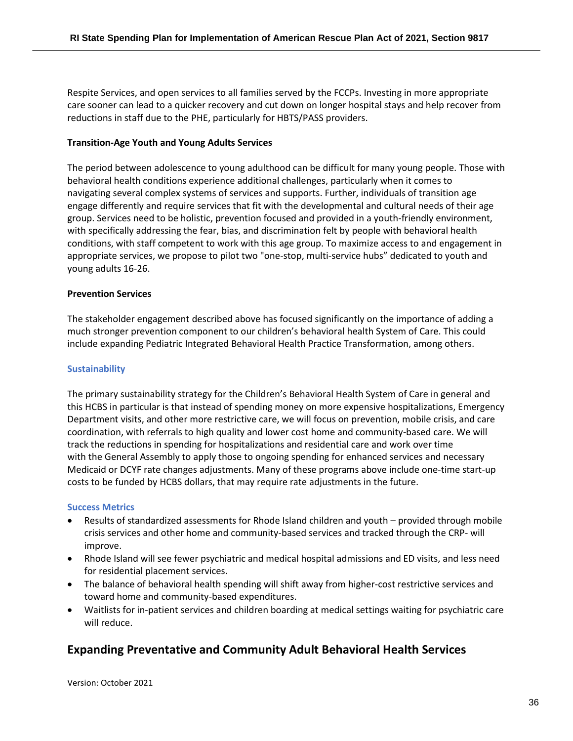Respite Services, and open services to all families served by the FCCPs. Investing in more appropriate care sooner can lead to a quicker recovery and cut down on longer hospital stays and help recover from reductions in staff due to the PHE, particularly for HBTS/PASS providers.

**Transition-Age Youth and Young Adults Services**

The period between adolescence to young adulthood can be difficult for many young people. Those with behavioral health conditions experience additional challenges, particularly when it comes to navigating several complex systems of services and supports. Further, individuals of transition age engage differently and require services that fit with the developmental and cultural needs of their age group. Services need to be holistic, prevention focused and provided in a youth-friendly environment, with specifically addressing the fear, bias, and discrimination felt by people with behavioral health conditions, with staff competent to work with this age group. To maximize access to and engagement in appropriate services, we propose to pilot two "one-stop, multi-service hubs" dedicated to youth and young adults 16-26.

**Prevention Services**

The stakeholder engagement described above has focused significantly on the importance of adding a much stronger prevention component to our children's behavioral health System of Care. This could include expanding Pediatric Integrated Behavioral Health Practice Transformation, among others.

### Sustainability

The primary sustainability strategy for the Children's Behavioral Health System of Care in general and this HCBS in particular is that instead of spending money on more expensive hospitalizations, Emergency Department visits, and other more restrictive care, we will focus on prevention, mobile crisis, and care coordination, with referrals to high quality and lower cost home and community-based care. We will track the reductions in spending for hospitalizations and residential care and work over time with the General Assembly to apply those to ongoing spending for enhanced services and necessary Medicaid or DCYF rate changes adjustments. Many of these programs above include one-time start-up costs to be funded by HCBS dollars, that may require rate adjustments in the future.

### Success Metrics

- Results of standardized assessments for Rhode Island children and youth – provided through mobile crisis services and other home and community-based services and tracked through the CRP- will improve.
- Rhode Island will see fewer psychiatric and medical hospital admissions and ED visits, and less need for residential placement services.
- The balance of behavioral health spending will shift away from higher-cost restrictive services and toward home and community-based expenditures.
- Waitlists for in-patient services and children boarding at medical settings waiting for psychiatric care will reduce.

## Expanding Preventative and Community Adult Behavioral Health Services

Version: October 2021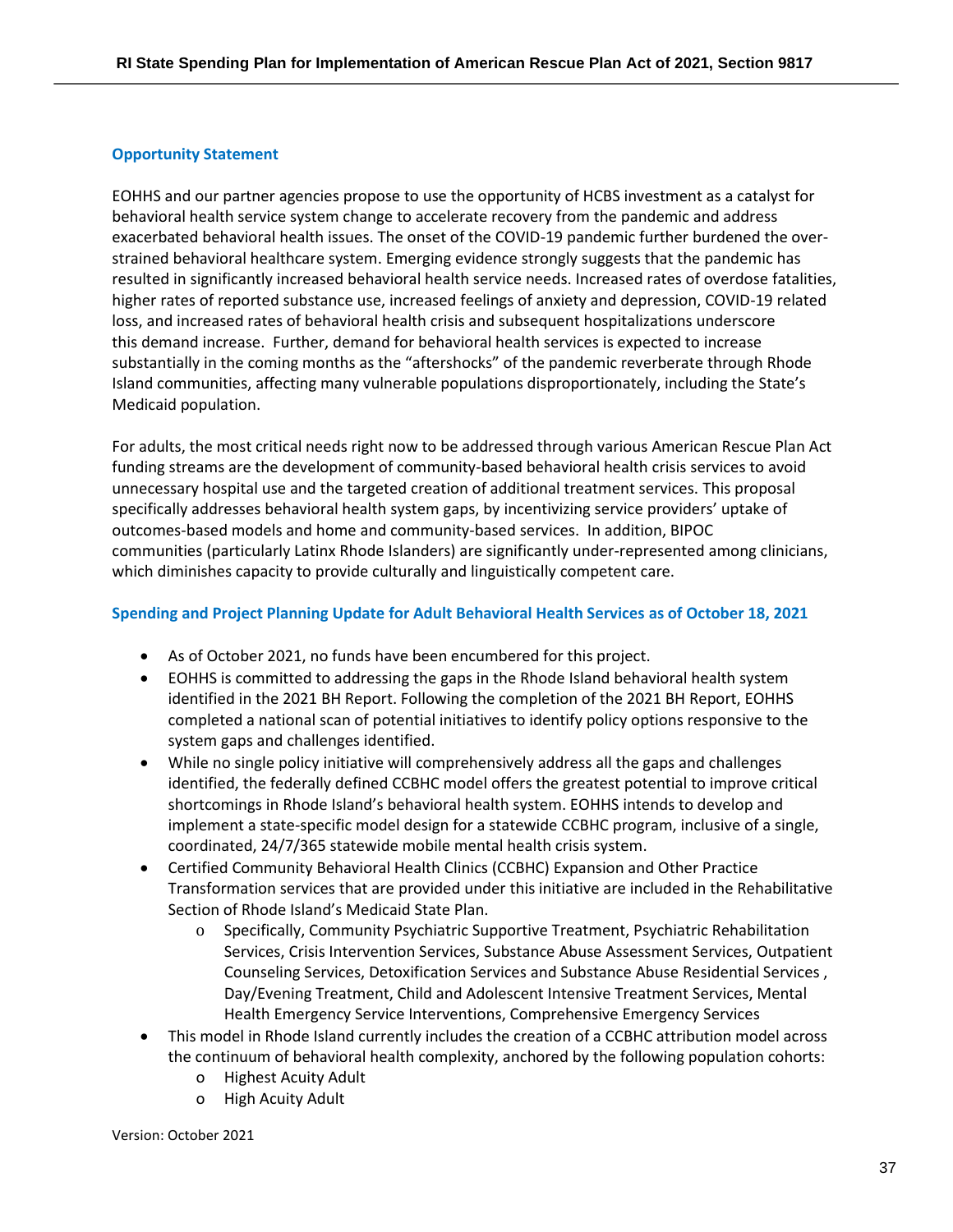### Opportunity Statement

EOHHS and our partner agencies propose to use the opportunity of HCBS investment as a catalyst for behavioral health service system change to accelerate recovery from the pandemic and address exacerbated behavioral health issues. The onset of the COVID-19 pandemic further burdened the over-strained behavioral healthcare system. Emerging evidence strongly suggests that the pandemic has resulted in significantly increased behavioral health service needs. Increased rates of overdose fatalities, higher rates of reported substance use, increased feelings of anxiety and depression, COVID-19 related loss, and increased rates of behavioral health crisis and subsequent hospitalizations underscore this demand increase. Further, demand for behavioral health services is expected to increase substantially in the coming months as the "aftershocks" of the pandemic reverberate through Rhode Island communities, affecting many vulnerable populations disproportionately, including the State's Medicaid population.

For adults, the most critical needs right now to be addressed through various American Rescue Plan Act funding streams are the development of community-based behavioral health crisis services to avoid unnecessary hospital use and the targeted creation of additional treatment services. This proposal specifically addresses behavioral health system gaps, by incentivizing service providers' uptake of outcomes-based models and home and community-based services. In addition, BIPOC communities (particularly Latinx Rhode Islanders) are significantly under-represented among clinicians, which diminishes capacity to provide culturally and linguistically competent care.

### Spending and Project Planning Update for Adult Behavioral Health Services as of October 18, 2021

- As of October 2021, no funds have been encumbered for this project.
- EOHHS is committed to addressing the gaps in the Rhode Island behavioral health system identified in the 2021 BH Report. Following the completion of the 2021 BH Report, EOHHS completed a national scan of potential initiatives to identify policy options responsive to the system gaps and challenges identified.
- While no single policy initiative will comprehensively address all the gaps and challenges identified, the federally defined CCBHC model offers the greatest potential to improve critical shortcomings in Rhode Island's behavioral health system. EOHHS intends to develop and implement a state-specific model design for a statewide CCBHC program, inclusive of a single, coordinated, 24/7/365 statewide mobile mental health crisis system.
- Certified Community Behavioral Health Clinics (CCBHC) Expansion and Other Practice Transformation services that are provided under this initiative are included in the Rehabilitative Section of Rhode Island's Medicaid State Plan.
  - Specifically, Community Psychiatric Supportive Treatment, Psychiatric Rehabilitation Services, Crisis Intervention Services, Substance Abuse Assessment Services, Outpatient Counseling Services, Detoxification Services and Substance Abuse Residential Services , Day/Evening Treatment, Child and Adolescent Intensive Treatment Services, Mental Health Emergency Service Interventions, Comprehensive Emergency Services
- This model in Rhode Island currently includes the creation of a CCBHC attribution model across the continuum of behavioral health complexity, anchored by the following population cohorts:
  - Highest Acuity Adult
  - High Acuity Adult

Version: October 2021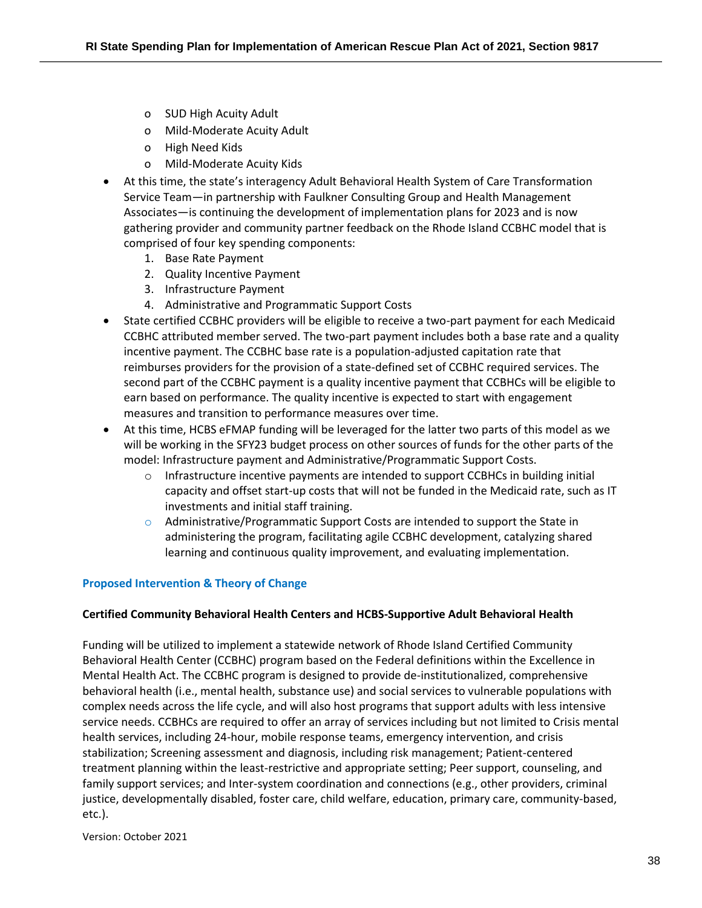- SUD High Acuity Adult
  - Mild-Moderate Acuity Adult
  - High Need Kids
  - Mild-Moderate Acuity Kids
- At this time, the state's interagency Adult Behavioral Health System of Care Transformation Service Team—in partnership with Faulkner Consulting Group and Health Management Associates—is continuing the development of implementation plans for 2023 and is now gathering provider and community partner feedback on the Rhode Island CCBHC model that is comprised of four key spending components:
  1. Base Rate Payment
  2. Quality Incentive Payment
  3. Infrastructure Payment
  4. Administrative and Programmatic Support Costs
- State certified CCBHC providers will be eligible to receive a two-part payment for each Medicaid CCBHC attributed member served. The two-part payment includes both a base rate and a quality incentive payment. The CCBHC base rate is a population-adjusted capitation rate that reimburses providers for the provision of a state-defined set of CCBHC required services. The second part of the CCBHC payment is a quality incentive payment that CCBHCs will be eligible to earn based on performance. The quality incentive is expected to start with engagement measures and transition to performance measures over time.
- At this time, HCBS eFMAP funding will be leveraged for the latter two parts of this model as we will be working in the SFY23 budget process on other sources of funds for the other parts of the model: Infrastructure payment and Administrative/Programmatic Support Costs.
  - Infrastructure incentive payments are intended to support CCBHCs in building initial capacity and offset start-up costs that will not be funded in the Medicaid rate, such as IT investments and initial staff training.
  - Administrative/Programmatic Support Costs are intended to support the State in administering the program, facilitating agile CCBHC development, catalyzing shared learning and continuous quality improvement, and evaluating implementation.

## Proposed Intervention & Theory of Change

**Certified Community Behavioral Health Centers and HCBS-Supportive Adult Behavioral Health**

Funding will be utilized to implement a statewide network of Rhode Island Certified Community Behavioral Health Center (CCBHC) program based on the Federal definitions within the Excellence in Mental Health Act. The CCBHC program is designed to provide de-institutionalized, comprehensive behavioral health (i.e., mental health, substance use) and social services to vulnerable populations with complex needs across the life cycle, and will also host programs that support adults with less intensive service needs. CCBHCs are required to offer an array of services including but not limited to Crisis mental health services, including 24-hour, mobile response teams, emergency intervention, and crisis stabilization; Screening assessment and diagnosis, including risk management; Patient-centered treatment planning within the least-restrictive and appropriate setting; Peer support, counseling, and family support services; and Inter-system coordination and connections (e.g., other providers, criminal justice, developmentally disabled, foster care, child welfare, education, primary care, community-based, etc.).

Version: October 2021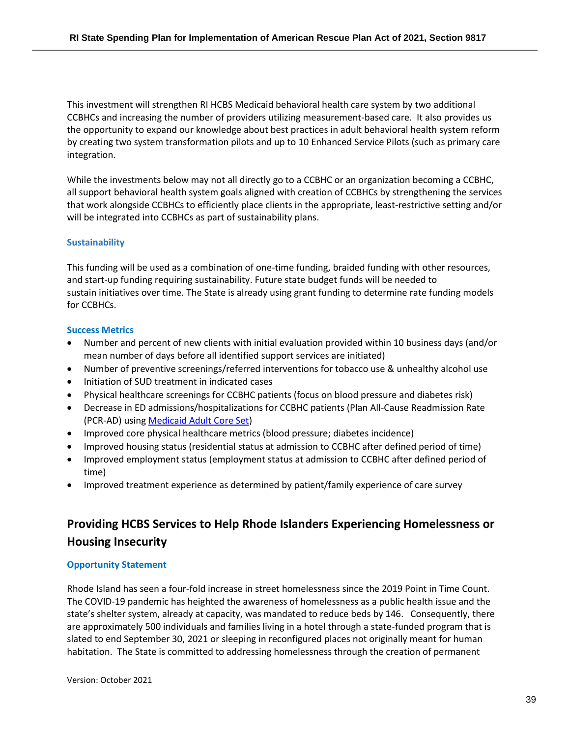This investment will strengthen RI HCBS Medicaid behavioral health care system by two additional CCBHCs and increasing the number of providers utilizing measurement-based care. It also provides us the opportunity to expand our knowledge about best practices in adult behavioral health system reform by creating two system transformation pilots and up to 10 Enhanced Service Pilots (such as primary care integration.

While the investments below may not all directly go to a CCBHC or an organization becoming a CCBHC, all support behavioral health system goals aligned with creation of CCBHCs by strengthening the services that work alongside CCBHCs to efficiently place clients in the appropriate, least-restrictive setting and/or will be integrated into CCBHCs as part of sustainability plans.

### Sustainability

This funding will be used as a combination of one-time funding, braided funding with other resources, and start-up funding requiring sustainability. Future state budget funds will be needed to sustain initiatives over time. The State is already using grant funding to determine rate funding models for CCBHCs.

### Success Metrics

- Number and percent of new clients with initial evaluation provided within 10 business days (and/or mean number of days before all identified support services are initiated)
- Number of preventive screenings/referred interventions for tobacco use & unhealthy alcohol use
- Initiation of SUD treatment in indicated cases
- Physical healthcare screenings for CCBHC patients (focus on blood pressure and diabetes risk)
- Decrease in ED admissions/hospitalizations for CCBHC patients (Plan All-Cause Readmission Rate (PCR-AD) using Medicaid Adult Core Set)
- Improved core physical healthcare metrics (blood pressure; diabetes incidence)
- Improved housing status (residential status at admission to CCBHC after defined period of time)
- Improved employment status (employment status at admission to CCBHC after defined period of time)
- Improved treatment experience as determined by patient/family experience of care survey

## Providing HCBS Services to Help Rhode Islanders Experiencing Homelessness or Housing Insecurity

### Opportunity Statement

Rhode Island has seen a four-fold increase in street homelessness since the 2019 Point in Time Count. The COVID-19 pandemic has heighted the awareness of homelessness as a public health issue and the state's shelter system, already at capacity, was mandated to reduce beds by 146. Consequently, there are approximately 500 individuals and families living in a hotel through a state-funded program that is slated to end September 30, 2021 or sleeping in reconfigured places not originally meant for human habitation. The State is committed to addressing homelessness through the creation of permanent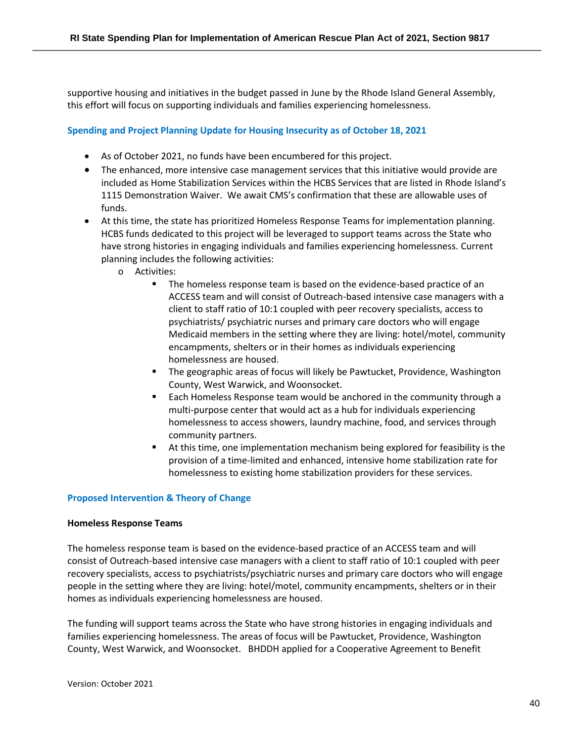supportive housing and initiatives in the budget passed in June by the Rhode Island General Assembly, this effort will focus on supporting individuals and families experiencing homelessness.

### Spending and Project Planning Update for Housing Insecurity as of October 18, 2021

- As of October 2021, no funds have been encumbered for this project.
- The enhanced, more intensive case management services that this initiative would provide are included as Home Stabilization Services within the HCBS Services that are listed in Rhode Island's 1115 Demonstration Waiver. We await CMS's confirmation that these are allowable uses of funds.
- At this time, the state has prioritized Homeless Response Teams for implementation planning. HCBS funds dedicated to this project will be leveraged to support teams across the State who have strong histories in engaging individuals and families experiencing homelessness. Current planning includes the following activities:
  - Activities:
    - The homeless response team is based on the evidence-based practice of an ACCESS team and will consist of Outreach-based intensive case managers with a client to staff ratio of 10:1 coupled with peer recovery specialists, access to psychiatrists/ psychiatric nurses and primary care doctors who will engage Medicaid members in the setting where they are living: hotel/motel, community encampments, shelters or in their homes as individuals experiencing homelessness are housed.
    - The geographic areas of focus will likely be Pawtucket, Providence, Washington County, West Warwick, and Woonsocket.
    - Each Homeless Response team would be anchored in the community through a multi-purpose center that would act as a hub for individuals experiencing homelessness to access showers, laundry machine, food, and services through community partners.
    - At this time, one implementation mechanism being explored for feasibility is the provision of a time-limited and enhanced, intensive home stabilization rate for homelessness to existing home stabilization providers for these services.

### Proposed Intervention & Theory of Change

**Homeless Response Teams**

The homeless response team is based on the evidence-based practice of an ACCESS team and will consist of Outreach-based intensive case managers with a client to staff ratio of 10:1 coupled with peer recovery specialists, access to psychiatrists/psychiatric nurses and primary care doctors who will engage people in the setting where they are living: hotel/motel, community encampments, shelters or in their homes as individuals experiencing homelessness are housed.

The funding will support teams across the State who have strong histories in engaging individuals and families experiencing homelessness. The areas of focus will be Pawtucket, Providence, Washington County, West Warwick, and Woonsocket. BHDDH applied for a Cooperative Agreement to Benefit

Version: October 2021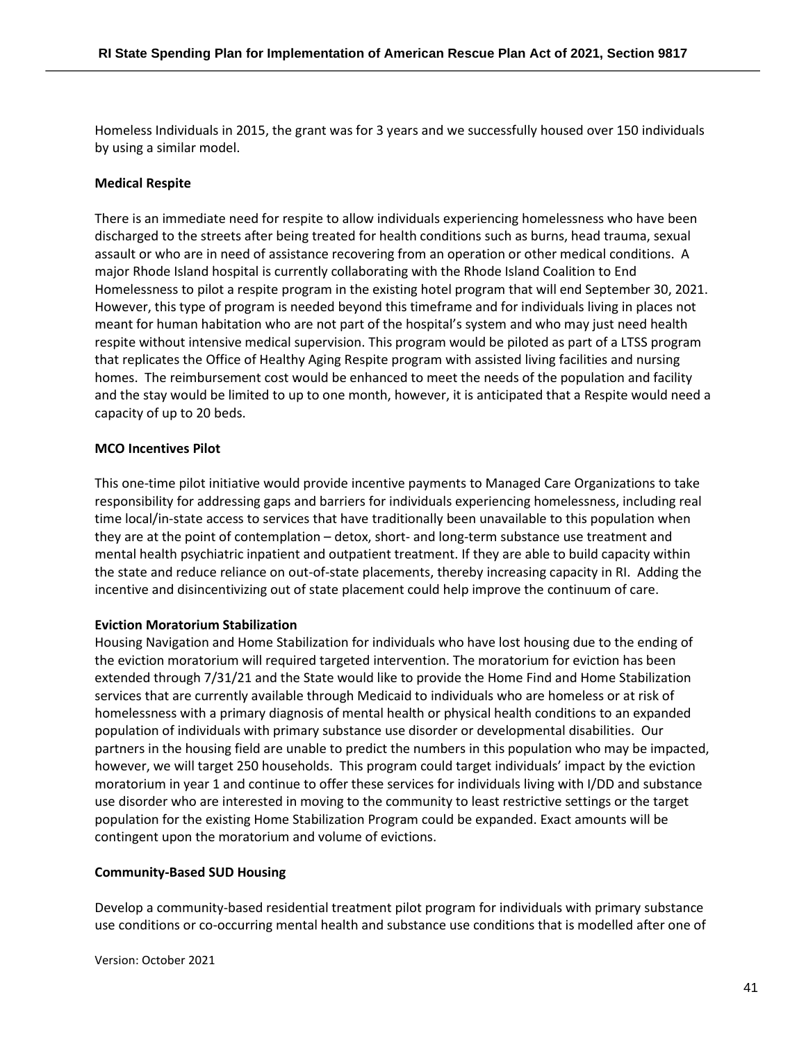Homeless Individuals in 2015, the grant was for 3 years and we successfully housed over 150 individuals by using a similar model.

**Medical Respite**

There is an immediate need for respite to allow individuals experiencing homelessness who have been discharged to the streets after being treated for health conditions such as burns, head trauma, sexual assault or who are in need of assistance recovering from an operation or other medical conditions. A major Rhode Island hospital is currently collaborating with the Rhode Island Coalition to End Homelessness to pilot a respite program in the existing hotel program that will end September 30, 2021. However, this type of program is needed beyond this timeframe and for individuals living in places not meant for human habitation who are not part of the hospital's system and who may just need health respite without intensive medical supervision. This program would be piloted as part of a LTSS program that replicates the Office of Healthy Aging Respite program with assisted living facilities and nursing homes. The reimbursement cost would be enhanced to meet the needs of the population and facility and the stay would be limited to up to one month, however, it is anticipated that a Respite would need a capacity of up to 20 beds.

**MCO Incentives Pilot**

This one-time pilot initiative would provide incentive payments to Managed Care Organizations to take responsibility for addressing gaps and barriers for individuals experiencing homelessness, including real time local/in-state access to services that have traditionally been unavailable to this population when they are at the point of contemplation – detox, short- and long-term substance use treatment and mental health psychiatric inpatient and outpatient treatment. If they are able to build capacity within the state and reduce reliance on out-of-state placements, thereby increasing capacity in RI. Adding the incentive and disincentivizing out of state placement could help improve the continuum of care.

**Eviction Moratorium Stabilization**

Housing Navigation and Home Stabilization for individuals who have lost housing due to the ending of the eviction moratorium will required targeted intervention. The moratorium for eviction has been extended through 7/31/21 and the State would like to provide the Home Find and Home Stabilization services that are currently available through Medicaid to individuals who are homeless or at risk of homelessness with a primary diagnosis of mental health or physical health conditions to an expanded population of individuals with primary substance use disorder or developmental disabilities. Our partners in the housing field are unable to predict the numbers in this population who may be impacted, however, we will target 250 households. This program could target individuals' impact by the eviction moratorium in year 1 and continue to offer these services for individuals living with I/DD and substance use disorder who are interested in moving to the community to least restrictive settings or the target population for the existing Home Stabilization Program could be expanded. Exact amounts will be contingent upon the moratorium and volume of evictions.

**Community-Based SUD Housing**

Develop a community-based residential treatment pilot program for individuals with primary substance use conditions or co-occurring mental health and substance use conditions that is modelled after one of

Version: October 2021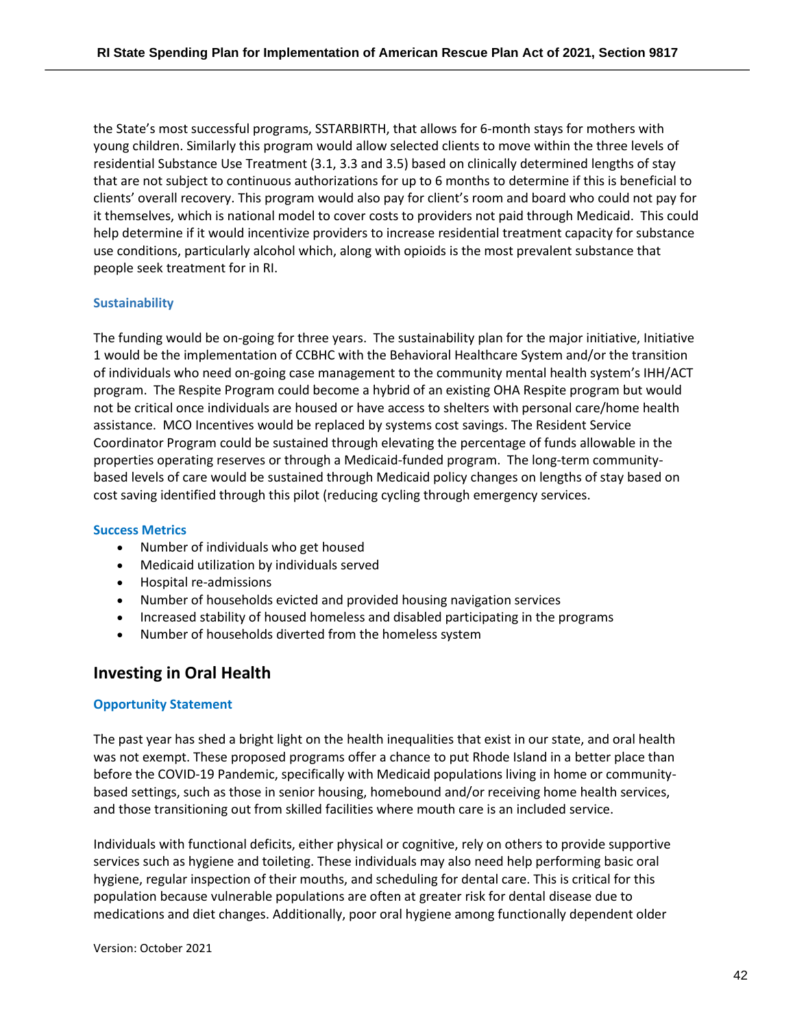the State's most successful programs, SSTARBIRTH, that allows for 6-month stays for mothers with young children. Similarly this program would allow selected clients to move within the three levels of residential Substance Use Treatment (3.1, 3.3 and 3.5) based on clinically determined lengths of stay that are not subject to continuous authorizations for up to 6 months to determine if this is beneficial to clients' overall recovery. This program would also pay for client's room and board who could not pay for it themselves, which is national model to cover costs to providers not paid through Medicaid. This could help determine if it would incentivize providers to increase residential treatment capacity for substance use conditions, particularly alcohol which, along with opioids is the most prevalent substance that people seek treatment for in RI.

### Sustainability

The funding would be on-going for three years. The sustainability plan for the major initiative, Initiative 1 would be the implementation of CCBHC with the Behavioral Healthcare System and/or the transition of individuals who need on-going case management to the community mental health system's IHH/ACT program. The Respite Program could become a hybrid of an existing OHA Respite program but would not be critical once individuals are housed or have access to shelters with personal care/home health assistance. MCO Incentives would be replaced by systems cost savings. The Resident Service Coordinator Program could be sustained through elevating the percentage of funds allowable in the properties operating reserves or through a Medicaid-funded program. The long-term community-based levels of care would be sustained through Medicaid policy changes on lengths of stay based on cost saving identified through this pilot (reducing cycling through emergency services.

### Success Metrics

- Number of individuals who get housed
- Medicaid utilization by individuals served
- Hospital re-admissions
- Number of households evicted and provided housing navigation services
- Increased stability of housed homeless and disabled participating in the programs
- Number of households diverted from the homeless system

## Investing in Oral Health

### Opportunity Statement

The past year has shed a bright light on the health inequalities that exist in our state, and oral health was not exempt. These proposed programs offer a chance to put Rhode Island in a better place than before the COVID-19 Pandemic, specifically with Medicaid populations living in home or community-based settings, such as those in senior housing, homebound and/or receiving home health services, and those transitioning out from skilled facilities where mouth care is an included service.

Individuals with functional deficits, either physical or cognitive, rely on others to provide supportive services such as hygiene and toileting. These individuals may also need help performing basic oral hygiene, regular inspection of their mouths, and scheduling for dental care. This is critical for this population because vulnerable populations are often at greater risk for dental disease due to medications and diet changes. Additionally, poor oral hygiene among functionally dependent older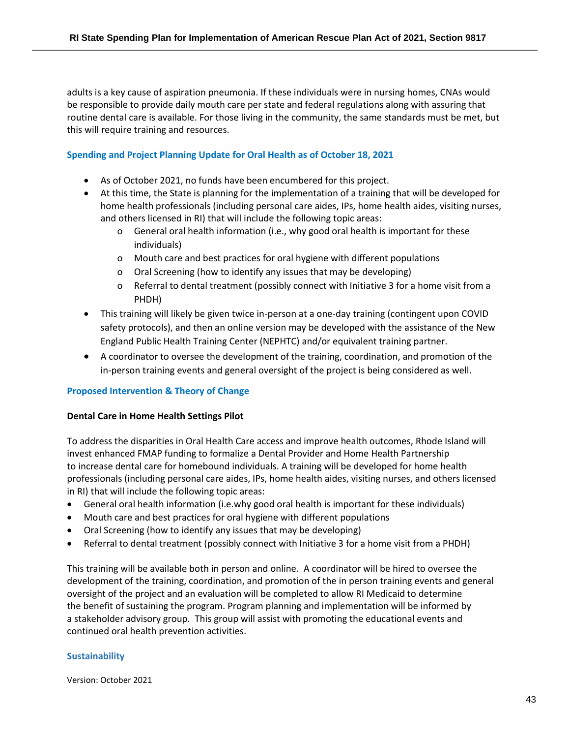adults is a key cause of aspiration pneumonia. If these individuals were in nursing homes, CNAs would be responsible to provide daily mouth care per state and federal regulations along with assuring that routine dental care is available. For those living in the community, the same standards must be met, but this will require training and resources.

### Spending and Project Planning Update for Oral Health as of October 18, 2021

- As of October 2021, no funds have been encumbered for this project.
- At this time, the State is planning for the implementation of a training that will be developed for home health professionals (including personal care aides, IPs, home health aides, visiting nurses, and others licensed in RI) that will include the following topic areas:
  - General oral health information (i.e., why good oral health is important for these individuals)
  - Mouth care and best practices for oral hygiene with different populations
  - Oral Screening (how to identify any issues that may be developing)
  - Referral to dental treatment (possibly connect with Initiative 3 for a home visit from a PHDH)
- This training will likely be given twice in-person at a one-day training (contingent upon COVID safety protocols), and then an online version may be developed with the assistance of the New England Public Health Training Center (NEPHTC) and/or equivalent training partner.
- A coordinator to oversee the development of the training, coordination, and promotion of the in-person training events and general oversight of the project is being considered as well.

### Proposed Intervention & Theory of Change

**Dental Care in Home Health Settings Pilot**

To address the disparities in Oral Health Care access and improve health outcomes, Rhode Island will invest enhanced FMAP funding to formalize a Dental Provider and Home Health Partnership to increase dental care for homebound individuals. A training will be developed for home health professionals (including personal care aides, IPs, home health aides, visiting nurses, and others licensed in RI) that will include the following topic areas:

- General oral health information (i.e.why good oral health is important for these individuals)
- Mouth care and best practices for oral hygiene with different populations
- Oral Screening (how to identify any issues that may be developing)
- Referral to dental treatment (possibly connect with Initiative 3 for a home visit from a PHDH)

This training will be available both in person and online. A coordinator will be hired to oversee the development of the training, coordination, and promotion of the in person training events and general oversight of the project and an evaluation will be completed to allow RI Medicaid to determine the benefit of sustaining the program. Program planning and implementation will be informed by a stakeholder advisory group. This group will assist with promoting the educational events and continued oral health prevention activities.

### Sustainability

Version: October 2021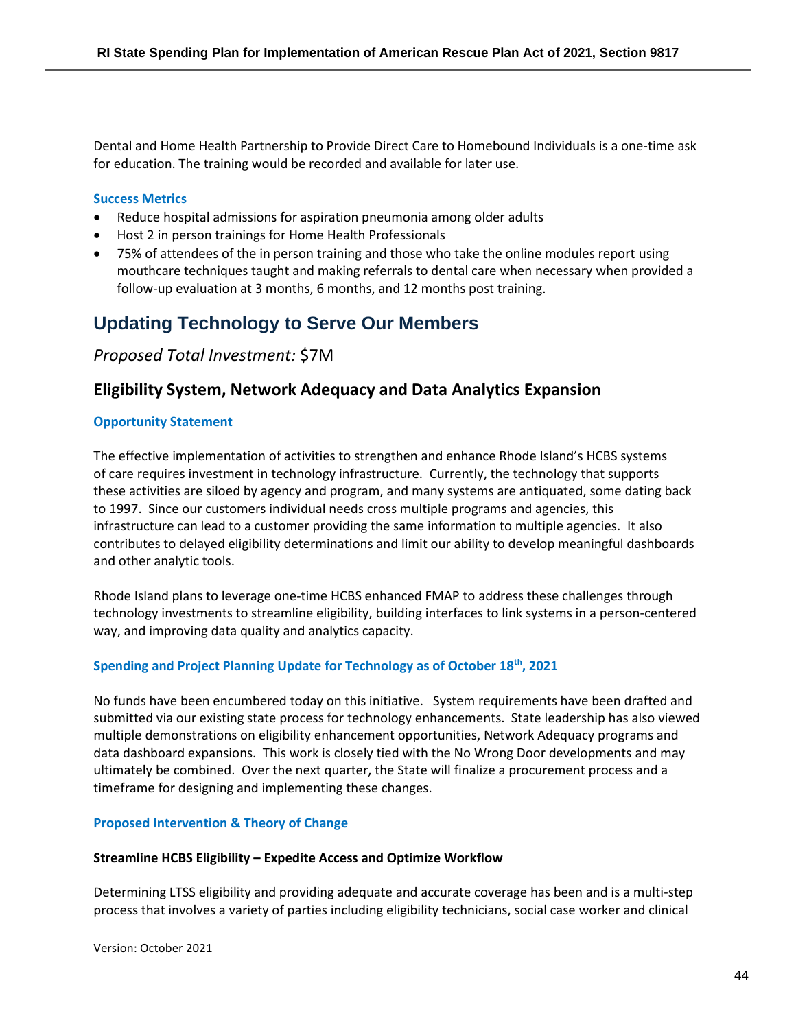Dental and Home Health Partnership to Provide Direct Care to Homebound Individuals is a one-time ask for education. The training would be recorded and available for later use.

#### Success Metrics

- Reduce hospital admissions for aspiration pneumonia among older adults
- Host 2 in person trainings for Home Health Professionals
- 75% of attendees of the in person training and those who take the online modules report using mouthcare techniques taught and making referrals to dental care when necessary when provided a follow-up evaluation at 3 months, 6 months, and 12 months post training.

# Updating Technology to Serve Our Members

*Proposed Total Investment:* $7M

## Eligibility System, Network Adequacy and Data Analytics Expansion

#### Opportunity Statement

The effective implementation of activities to strengthen and enhance Rhode Island's HCBS systems of care requires investment in technology infrastructure. Currently, the technology that supports these activities are siloed by agency and program, and many systems are antiquated, some dating back to 1997. Since our customers individual needs cross multiple programs and agencies, this infrastructure can lead to a customer providing the same information to multiple agencies. It also contributes to delayed eligibility determinations and limit our ability to develop meaningful dashboards and other analytic tools.

Rhode Island plans to leverage one-time HCBS enhanced FMAP to address these challenges through technology investments to streamline eligibility, building interfaces to link systems in a person-centered way, and improving data quality and analytics capacity.

#### Spending and Project Planning Update for Technology as of October 18th, 2021

No funds have been encumbered today on this initiative. System requirements have been drafted and submitted via our existing state process for technology enhancements. State leadership has also viewed multiple demonstrations on eligibility enhancement opportunities, Network Adequacy programs and data dashboard expansions. This work is closely tied with the No Wrong Door developments and may ultimately be combined. Over the next quarter, the State will finalize a procurement process and a timeframe for designing and implementing these changes.

#### Proposed Intervention & Theory of Change

**Streamline HCBS Eligibility – Expedite Access and Optimize Workflow**

Determining LTSS eligibility and providing adequate and accurate coverage has been and is a multi-step process that involves a variety of parties including eligibility technicians, social case worker and clinical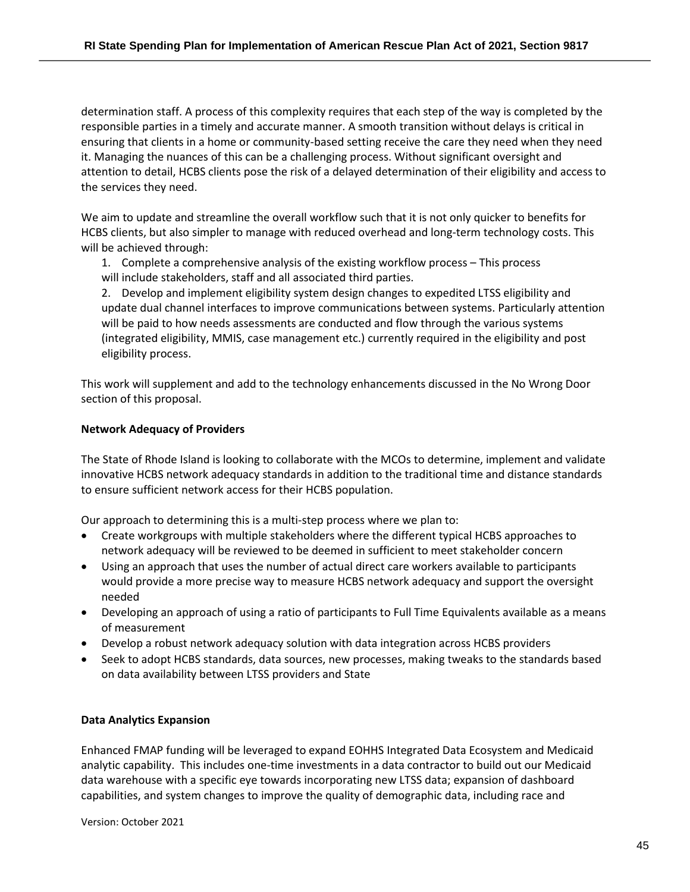determination staff. A process of this complexity requires that each step of the way is completed by the responsible parties in a timely and accurate manner. A smooth transition without delays is critical in ensuring that clients in a home or community-based setting receive the care they need when they need it. Managing the nuances of this can be a challenging process. Without significant oversight and attention to detail, HCBS clients pose the risk of a delayed determination of their eligibility and access to the services they need.

We aim to update and streamline the overall workflow such that it is not only quicker to benefits for HCBS clients, but also simpler to manage with reduced overhead and long-term technology costs. This will be achieved through:

1. Complete a comprehensive analysis of the existing workflow process – This process will include stakeholders, staff and all associated third parties.
2. Develop and implement eligibility system design changes to expedited LTSS eligibility and update dual channel interfaces to improve communications between systems. Particularly attention will be paid to how needs assessments are conducted and flow through the various systems (integrated eligibility, MMIS, case management etc.) currently required in the eligibility and post eligibility process.

This work will supplement and add to the technology enhancements discussed in the No Wrong Door section of this proposal.

**Network Adequacy of Providers**

The State of Rhode Island is looking to collaborate with the MCOs to determine, implement and validate innovative HCBS network adequacy standards in addition to the traditional time and distance standards to ensure sufficient network access for their HCBS population.

Our approach to determining this is a multi-step process where we plan to:

- Create workgroups with multiple stakeholders where the different typical HCBS approaches to network adequacy will be reviewed to be deemed in sufficient to meet stakeholder concern
- Using an approach that uses the number of actual direct care workers available to participants would provide a more precise way to measure HCBS network adequacy and support the oversight needed
- Developing an approach of using a ratio of participants to Full Time Equivalents available as a means of measurement
- Develop a robust network adequacy solution with data integration across HCBS providers
- Seek to adopt HCBS standards, data sources, new processes, making tweaks to the standards based on data availability between LTSS providers and State

**Data Analytics Expansion**

Enhanced FMAP funding will be leveraged to expand EOHHS Integrated Data Ecosystem and Medicaid analytic capability. This includes one-time investments in a data contractor to build out our Medicaid data warehouse with a specific eye towards incorporating new LTSS data; expansion of dashboard capabilities, and system changes to improve the quality of demographic data, including race and

Version: October 2021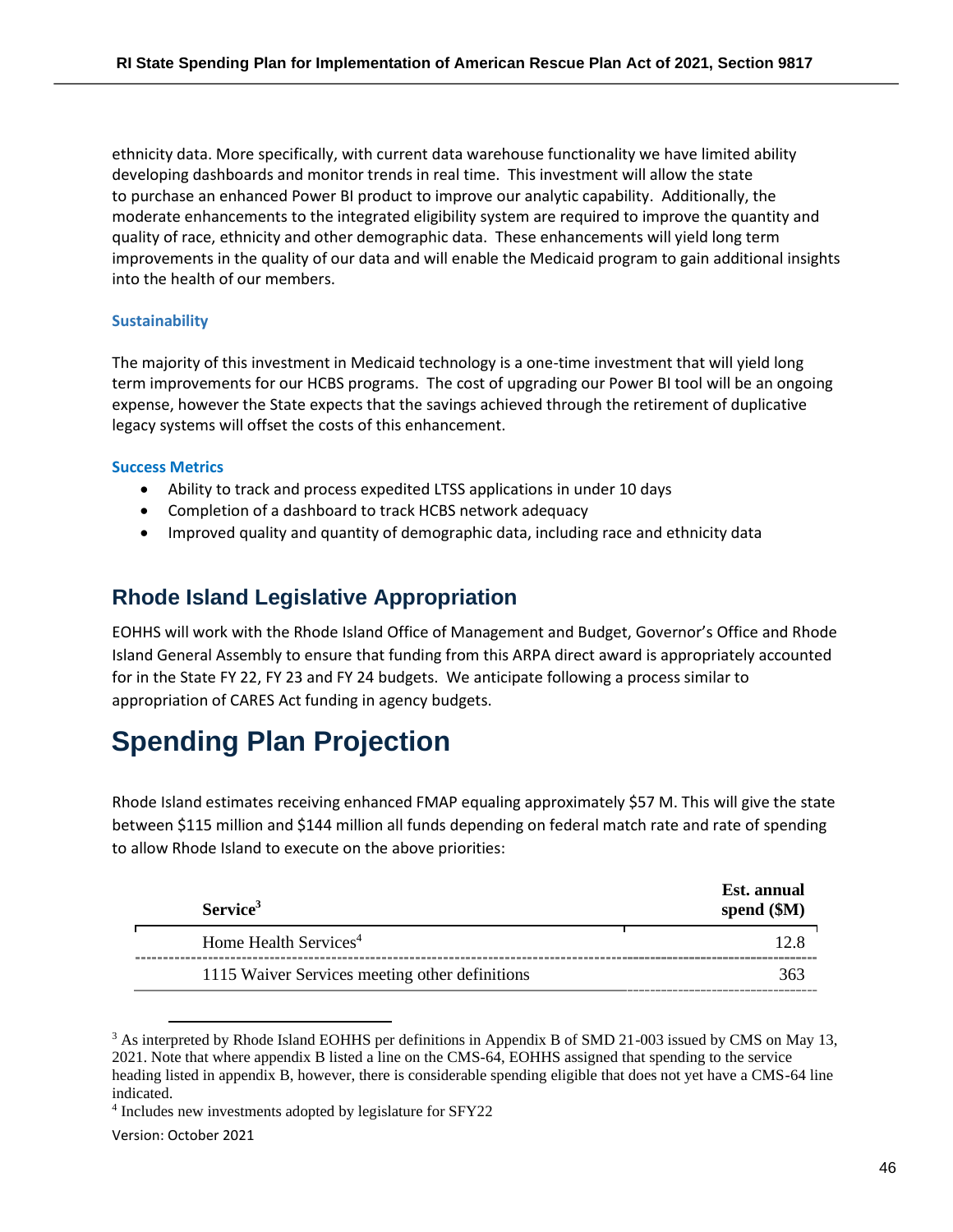ethnicity data. More specifically, with current data warehouse functionality we have limited ability developing dashboards and monitor trends in real time. This investment will allow the state to purchase an enhanced Power BI product to improve our analytic capability. Additionally, the moderate enhancements to the integrated eligibility system are required to improve the quantity and quality of race, ethnicity and other demographic data. These enhancements will yield long term improvements in the quality of our data and will enable the Medicaid program to gain additional insights into the health of our members.

### Sustainability

The majority of this investment in Medicaid technology is a one-time investment that will yield long term improvements for our HCBS programs. The cost of upgrading our Power BI tool will be an ongoing expense, however the State expects that the savings achieved through the retirement of duplicative legacy systems will offset the costs of this enhancement.

### Success Metrics

- Ability to track and process expedited LTSS applications in under 10 days
- Completion of a dashboard to track HCBS network adequacy
- Improved quality and quantity of demographic data, including race and ethnicity data

## Rhode Island Legislative Appropriation

EOHHS will work with the Rhode Island Office of Management and Budget, Governor's Office and Rhode Island General Assembly to ensure that funding from this ARPA direct award is appropriately accounted for in the State FY 22, FY 23 and FY 24 budgets. We anticipate following a process similar to appropriation of CARES Act funding in agency budgets.

# Spending Plan Projection

Rhode Island estimates receiving enhanced FMAP equaling approximately $57 M. This will give the state between $115 million and $144 million all funds depending on federal match rate and rate of spending to allow Rhode Island to execute on the above priorities:

| Service[3] | Est. annual spend ($M) |
|---|---|
| Home Health Services[4] | 12.8 |
| 1115 Waiver Services meeting other definitions | 363 |

[3] As interpreted by Rhode Island EOHHS per definitions in Appendix B of SMD 21-003 issued by CMS on May 13, 2021. Note that where appendix B listed a line on the CMS-64, EOHHS assigned that spending to the service heading listed in appendix B, however, there is considerable spending eligible that does not yet have a CMS-64 line indicated.

[4] Includes new investments adopted by legislature for SFY22

Version: October 2021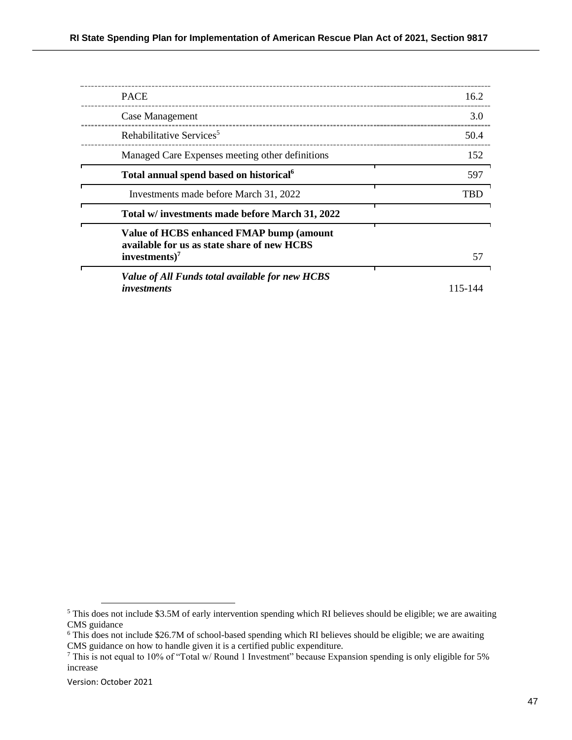| | |
|---|---|
| PACE | 16.2 |
| Case Management | 3.0 |
| Rehabilitative Services[5] | 50.4 |
| Managed Care Expenses meeting other definitions | 152 |
| **Total annual spend based on historical[6]** | 597 |
| Investments made before March 31, 2022 | TBD |
| **Total w/ investments made before March 31, 2022** | |
| **Value of HCBS enhanced FMAP bump (amount available for us as state share of new HCBS investments)[7]** | 57 |
| ***Value of All Funds total available for new HCBS investments*** | 115-144 |

[5] This does not include $3.5M of early intervention spending which RI believes should be eligible; we are awaiting CMS guidance

[6] This does not include $26.7M of school-based spending which RI believes should be eligible; we are awaiting CMS guidance on how to handle given it is a certified public expenditure.

[7] This is not equal to 10% of "Total w/ Round 1 Investment" because Expansion spending is only eligible for 5% increase

Version: October 2021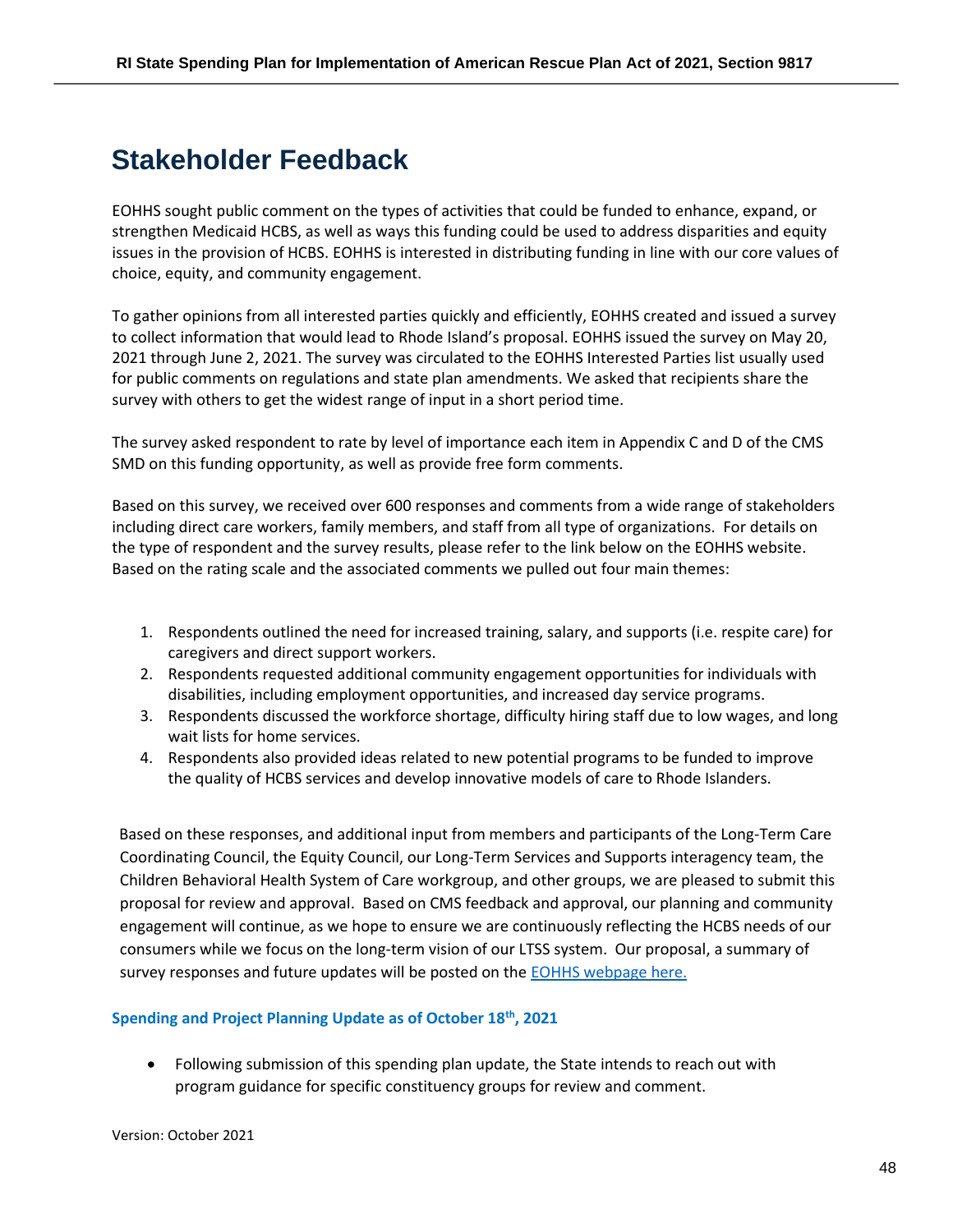# Stakeholder Feedback

EOHHS sought public comment on the types of activities that could be funded to enhance, expand, or strengthen Medicaid HCBS, as well as ways this funding could be used to address disparities and equity issues in the provision of HCBS. EOHHS is interested in distributing funding in line with our core values of choice, equity, and community engagement.

To gather opinions from all interested parties quickly and efficiently, EOHHS created and issued a survey to collect information that would lead to Rhode Island's proposal. EOHHS issued the survey on May 20, 2021 through June 2, 2021. The survey was circulated to the EOHHS Interested Parties list usually used for public comments on regulations and state plan amendments. We asked that recipients share the survey with others to get the widest range of input in a short period time.

The survey asked respondent to rate by level of importance each item in Appendix C and D of the CMS SMD on this funding opportunity, as well as provide free form comments.

Based on this survey, we received over 600 responses and comments from a wide range of stakeholders including direct care workers, family members, and staff from all type of organizations. For details on the type of respondent and the survey results, please refer to the link below on the EOHHS website. Based on the rating scale and the associated comments we pulled out four main themes:

1. Respondents outlined the need for increased training, salary, and supports (i.e. respite care) for caregivers and direct support workers.
2. Respondents requested additional community engagement opportunities for individuals with disabilities, including employment opportunities, and increased day service programs.
3. Respondents discussed the workforce shortage, difficulty hiring staff due to low wages, and long wait lists for home services.
4. Respondents also provided ideas related to new potential programs to be funded to improve the quality of HCBS services and develop innovative models of care to Rhode Islanders.

Based on these responses, and additional input from members and participants of the Long-Term Care Coordinating Council, the Equity Council, our Long-Term Services and Supports interagency team, the Children Behavioral Health System of Care workgroup, and other groups, we are pleased to submit this proposal for review and approval. Based on CMS feedback and approval, our planning and community engagement will continue, as we hope to ensure we are continuously reflecting the HCBS needs of our consumers while we focus on the long-term vision of our LTSS system. Our proposal, a summary of survey responses and future updates will be posted on the EOHHS webpage here.

**Spending and Project Planning Update as of October 18th, 2021**

- Following submission of this spending plan update, the State intends to reach out with program guidance for specific constituency groups for review and comment.

Version: October 2021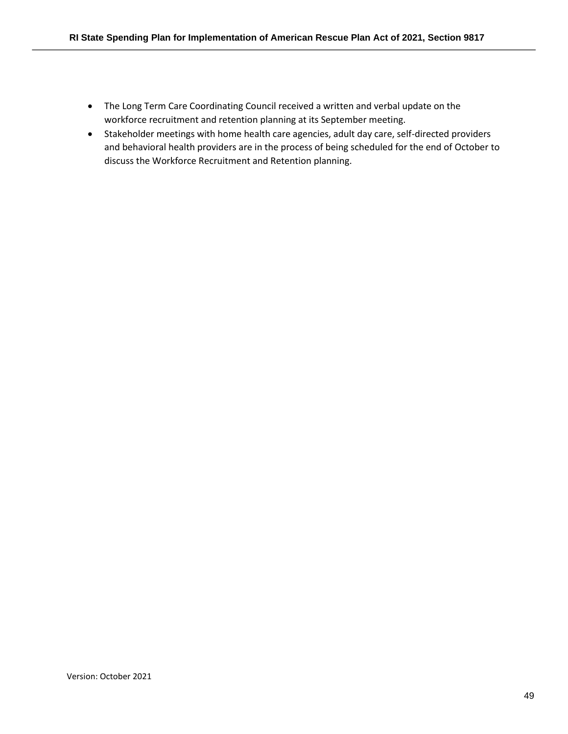- The Long Term Care Coordinating Council received a written and verbal update on the workforce recruitment and retention planning at its September meeting.
- Stakeholder meetings with home health care agencies, adult day care, self-directed providers and behavioral health providers are in the process of being scheduled for the end of October to discuss the Workforce Recruitment and Retention planning.